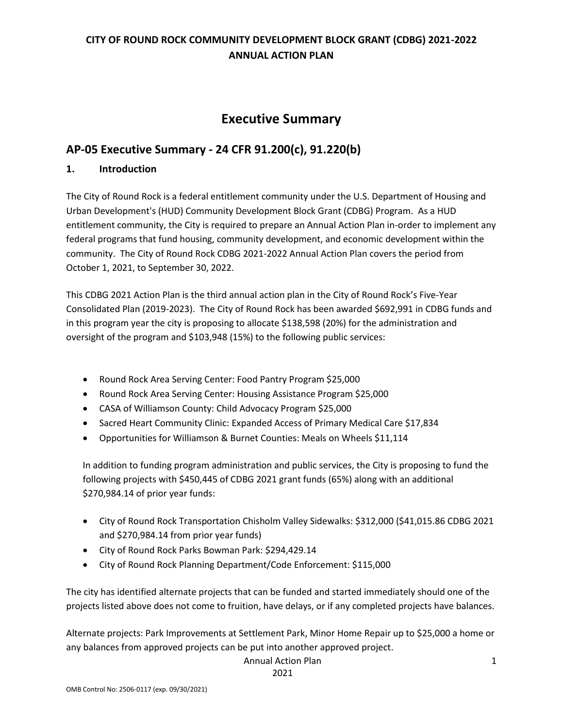**CITY OF ROUND ROCK COMMUNITY DEVELOPMENT BLOCK GRANT (CDBG) 2021-2022 ANNUAL ACTION PLAN**

# Executive Summary

## AP-05 Executive Summary - 24 CFR 91.200(c), 91.220(b)

### 1. Introduction

The City of Round Rock is a federal entitlement community under the U.S. Department of Housing and Urban Development's (HUD) Community Development Block Grant (CDBG) Program. As a HUD entitlement community, the City is required to prepare an Annual Action Plan in-order to implement any federal programs that fund housing, community development, and economic development within the community. The City of Round Rock CDBG 2021-2022 Annual Action Plan covers the period from October 1, 2021, to September 30, 2022.

This CDBG 2021 Action Plan is the third annual action plan in the City of Round Rock's Five-Year Consolidated Plan (2019-2023). The City of Round Rock has been awarded $692,991 in CDBG funds and in this program year the city is proposing to allocate $138,598 (20%) for the administration and oversight of the program and $103,948 (15%) to the following public services:

- Round Rock Area Serving Center: Food Pantry Program $25,000
- Round Rock Area Serving Center: Housing Assistance Program $25,000
- CASA of Williamson County: Child Advocacy Program $25,000
- Sacred Heart Community Clinic: Expanded Access of Primary Medical Care $17,834
- Opportunities for Williamson & Burnet Counties: Meals on Wheels $11,114

In addition to funding program administration and public services, the City is proposing to fund the following projects with $450,445 of CDBG 2021 grant funds (65%) along with an additional $270,984.14 of prior year funds:

- City of Round Rock Transportation Chisholm Valley Sidewalks: $312,000 ($41,015.86 CDBG 2021 and $270,984.14 from prior year funds)
- City of Round Rock Parks Bowman Park: $294,429.14
- City of Round Rock Planning Department/Code Enforcement: $115,000

The city has identified alternate projects that can be funded and started immediately should one of the projects listed above does not come to fruition, have delays, or if any completed projects have balances.

Alternate projects: Park Improvements at Settlement Park, Minor Home Repair up to $25,000 a home or any balances from approved projects can be put into another approved project.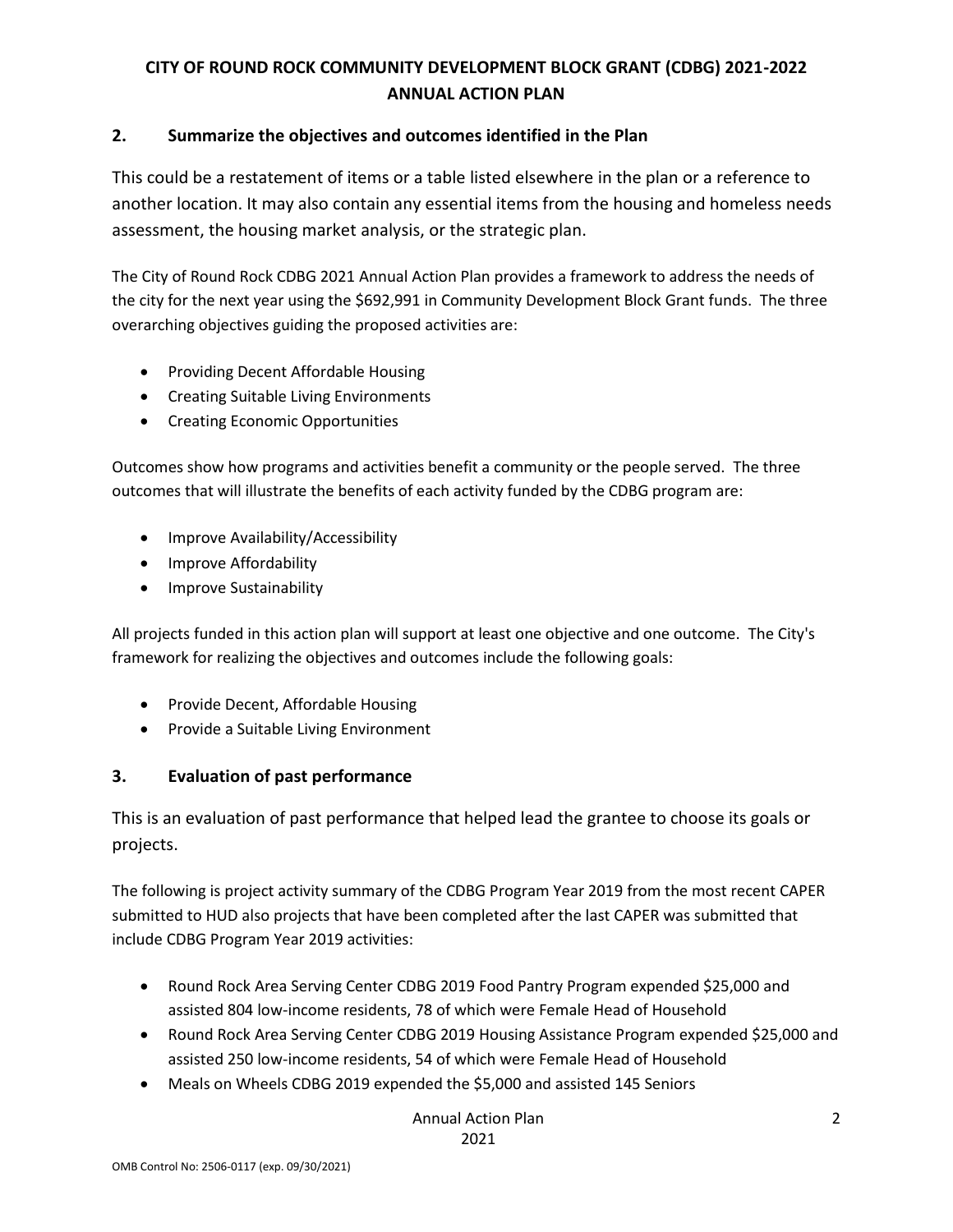## 2. Summarize the objectives and outcomes identified in the Plan

This could be a restatement of items or a table listed elsewhere in the plan or a reference to another location. It may also contain any essential items from the housing and homeless needs assessment, the housing market analysis, or the strategic plan.

The City of Round Rock CDBG 2021 Annual Action Plan provides a framework to address the needs of the city for the next year using the $692,991 in Community Development Block Grant funds. The three overarching objectives guiding the proposed activities are:

- Providing Decent Affordable Housing
- Creating Suitable Living Environments
- Creating Economic Opportunities

Outcomes show how programs and activities benefit a community or the people served. The three outcomes that will illustrate the benefits of each activity funded by the CDBG program are:

- Improve Availability/Accessibility
- Improve Affordability
- Improve Sustainability

All projects funded in this action plan will support at least one objective and one outcome. The City's framework for realizing the objectives and outcomes include the following goals:

- Provide Decent, Affordable Housing
- Provide a Suitable Living Environment

## 3. Evaluation of past performance

This is an evaluation of past performance that helped lead the grantee to choose its goals or projects.

The following is project activity summary of the CDBG Program Year 2019 from the most recent CAPER submitted to HUD also projects that have been completed after the last CAPER was submitted that include CDBG Program Year 2019 activities:

- Round Rock Area Serving Center CDBG 2019 Food Pantry Program expended $25,000 and assisted 804 low-income residents, 78 of which were Female Head of Household
- Round Rock Area Serving Center CDBG 2019 Housing Assistance Program expended $25,000 and assisted 250 low-income residents, 54 of which were Female Head of Household
- Meals on Wheels CDBG 2019 expended the $5,000 and assisted 145 Seniors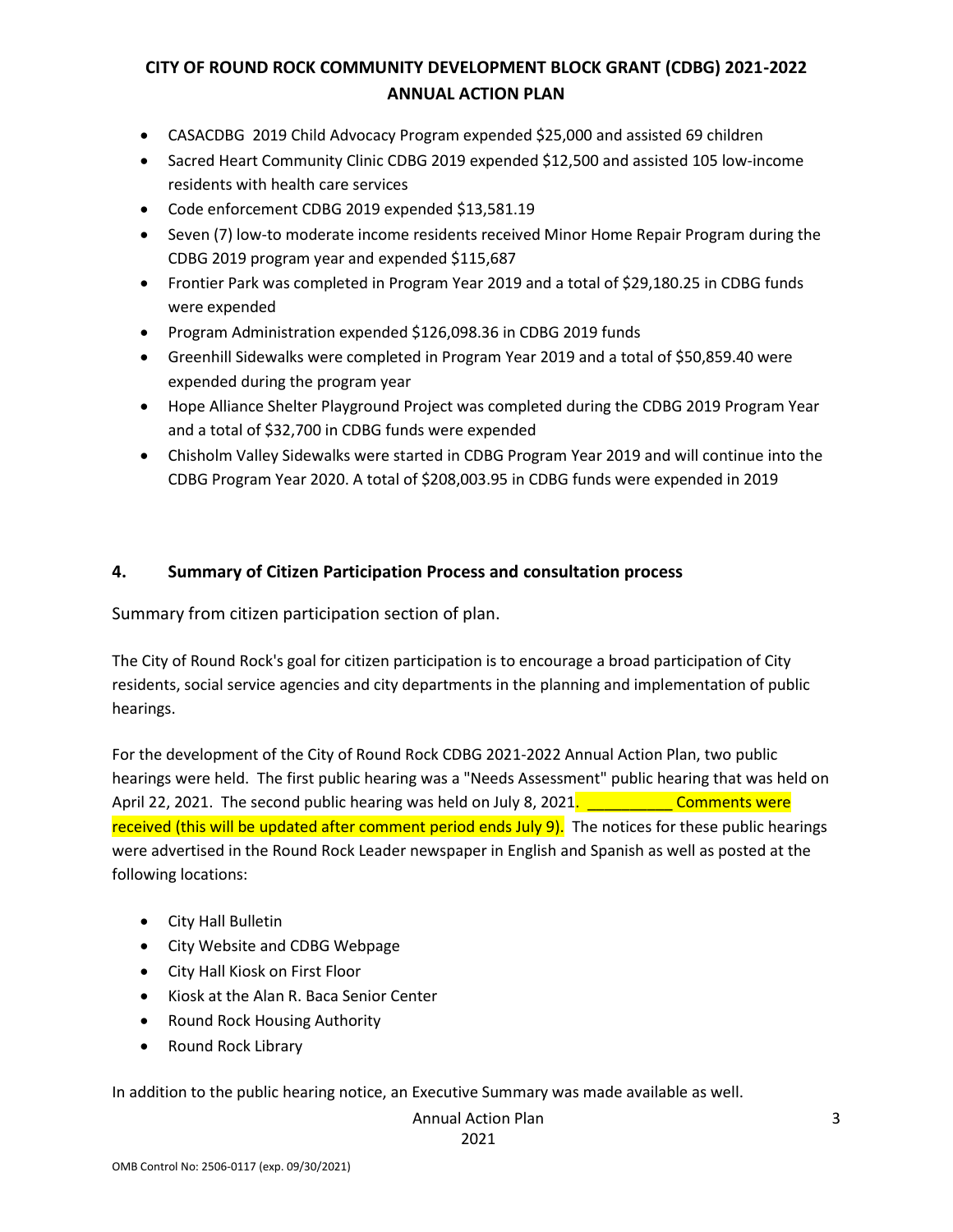- CASACDBG 2019 Child Advocacy Program expended $25,000 and assisted 69 children
- Sacred Heart Community Clinic CDBG 2019 expended $12,500 and assisted 105 low-income residents with health care services
- Code enforcement CDBG 2019 expended $13,581.19
- Seven (7) low-to moderate income residents received Minor Home Repair Program during the CDBG 2019 program year and expended $115,687
- Frontier Park was completed in Program Year 2019 and a total of $29,180.25 in CDBG funds were expended
- Program Administration expended $126,098.36 in CDBG 2019 funds
- Greenhill Sidewalks were completed in Program Year 2019 and a total of $50,859.40 were expended during the program year
- Hope Alliance Shelter Playground Project was completed during the CDBG 2019 Program Year and a total of $32,700 in CDBG funds were expended
- Chisholm Valley Sidewalks were started in CDBG Program Year 2019 and will continue into the CDBG Program Year 2020. A total of $208,003.95 in CDBG funds were expended in 2019

## 4. Summary of Citizen Participation Process and consultation process

Summary from citizen participation section of plan.

The City of Round Rock's goal for citizen participation is to encourage a broad participation of City residents, social service agencies and city departments in the planning and implementation of public hearings.

For the development of the City of Round Rock CDBG 2021-2022 Annual Action Plan, two public hearings were held. The first public hearing was a "Needs Assessment" public hearing that was held on April 22, 2021. The second public hearing was held on July 8, 2021. __________ Comments were received (this will be updated after comment period ends July 9). The notices for these public hearings were advertised in the Round Rock Leader newspaper in English and Spanish as well as posted at the following locations:

- City Hall Bulletin
- City Website and CDBG Webpage
- City Hall Kiosk on First Floor
- Kiosk at the Alan R. Baca Senior Center
- Round Rock Housing Authority
- Round Rock Library

In addition to the public hearing notice, an Executive Summary was made available as well.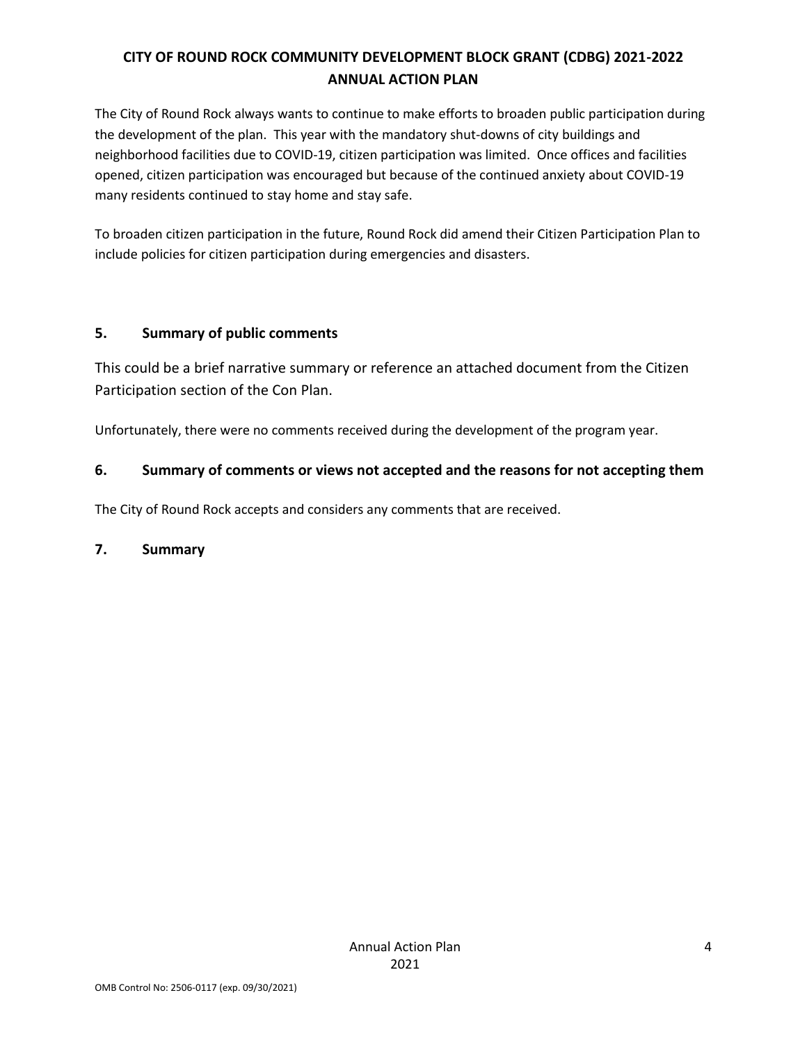# CITY OF ROUND ROCK COMMUNITY DEVELOPMENT BLOCK GRANT (CDBG) 2021-2022 ANNUAL ACTION PLAN

The City of Round Rock always wants to continue to make efforts to broaden public participation during the development of the plan. This year with the mandatory shut-downs of city buildings and neighborhood facilities due to COVID-19, citizen participation was limited. Once offices and facilities opened, citizen participation was encouraged but because of the continued anxiety about COVID-19 many residents continued to stay home and stay safe.

To broaden citizen participation in the future, Round Rock did amend their Citizen Participation Plan to include policies for citizen participation during emergencies and disasters.

## 5. Summary of public comments

This could be a brief narrative summary or reference an attached document from the Citizen Participation section of the Con Plan.

Unfortunately, there were no comments received during the development of the program year.

## 6. Summary of comments or views not accepted and the reasons for not accepting them

The City of Round Rock accepts and considers any comments that are received.

## 7. Summary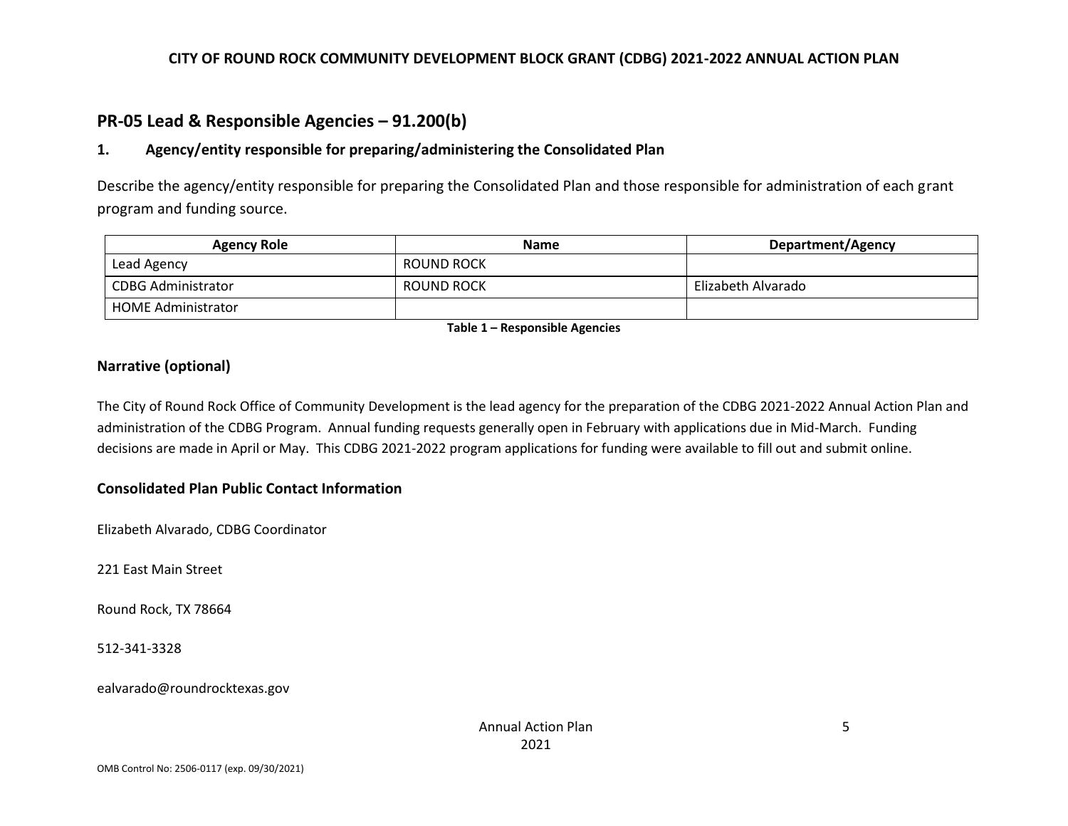## PR-05 Lead & Responsible Agencies – 91.200(b)

### 1. Agency/entity responsible for preparing/administering the Consolidated Plan

Describe the agency/entity responsible for preparing the Consolidated Plan and those responsible for administration of each grant program and funding source.

| Agency Role | Name | Department/Agency |
| --- | --- | --- |
| Lead Agency | ROUND ROCK | |
| CDBG Administrator | ROUND ROCK | Elizabeth Alvarado |
| HOME Administrator | | |

**Table 1 – Responsible Agencies**

### Narrative (optional)

The City of Round Rock Office of Community Development is the lead agency for the preparation of the CDBG 2021-2022 Annual Action Plan and administration of the CDBG Program. Annual funding requests generally open in February with applications due in Mid-March. Funding decisions are made in April or May. This CDBG 2021-2022 program applications for funding were available to fill out and submit online.

### Consolidated Plan Public Contact Information

Elizabeth Alvarado, CDBG Coordinator

221 East Main Street

Round Rock, TX 78664

512-341-3328

ealvarado@roundrocktexas.gov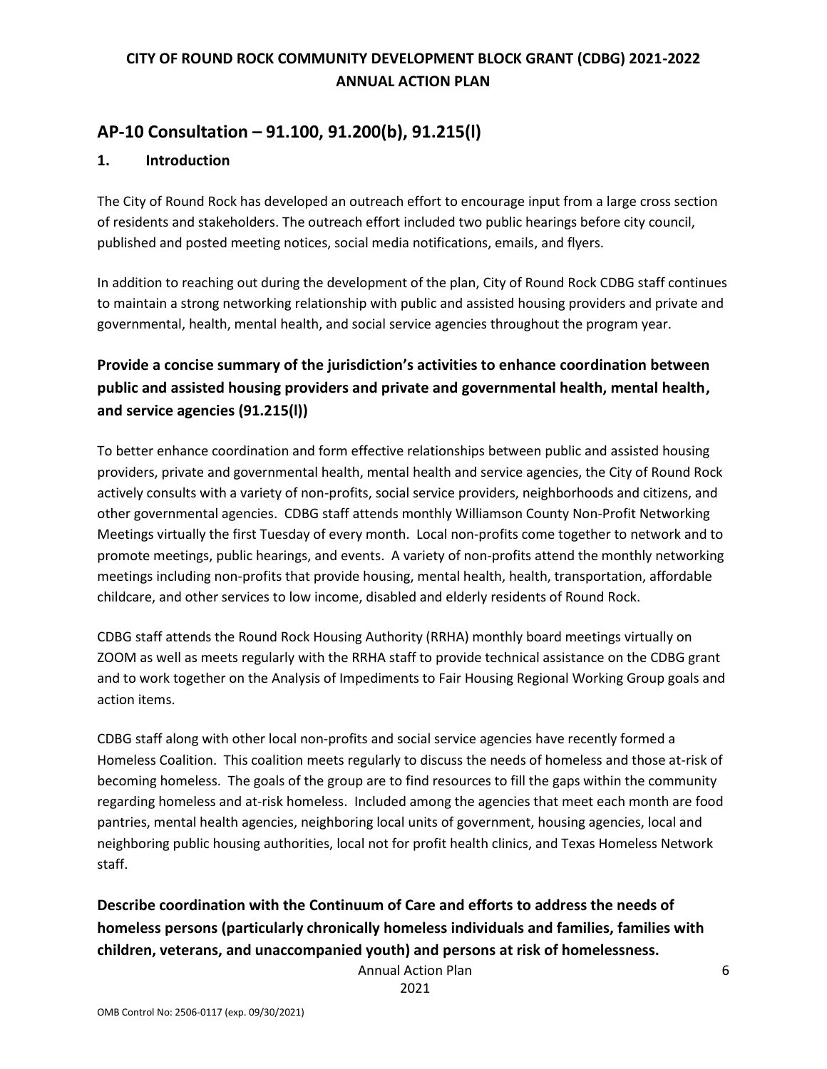## AP-10 Consultation – 91.100, 91.200(b), 91.215(l)

### 1. Introduction

The City of Round Rock has developed an outreach effort to encourage input from a large cross section of residents and stakeholders. The outreach effort included two public hearings before city council, published and posted meeting notices, social media notifications, emails, and flyers.

In addition to reaching out during the development of the plan, City of Round Rock CDBG staff continues to maintain a strong networking relationship with public and assisted housing providers and private and governmental, health, mental health, and social service agencies throughout the program year.

### Provide a concise summary of the jurisdiction's activities to enhance coordination between public and assisted housing providers and private and governmental health, mental health, and service agencies (91.215(l))

To better enhance coordination and form effective relationships between public and assisted housing providers, private and governmental health, mental health and service agencies, the City of Round Rock actively consults with a variety of non-profits, social service providers, neighborhoods and citizens, and other governmental agencies. CDBG staff attends monthly Williamson County Non-Profit Networking Meetings virtually the first Tuesday of every month. Local non-profits come together to network and to promote meetings, public hearings, and events. A variety of non-profits attend the monthly networking meetings including non-profits that provide housing, mental health, health, transportation, affordable childcare, and other services to low income, disabled and elderly residents of Round Rock.

CDBG staff attends the Round Rock Housing Authority (RRHA) monthly board meetings virtually on ZOOM as well as meets regularly with the RRHA staff to provide technical assistance on the CDBG grant and to work together on the Analysis of Impediments to Fair Housing Regional Working Group goals and action items.

CDBG staff along with other local non-profits and social service agencies have recently formed a Homeless Coalition. This coalition meets regularly to discuss the needs of homeless and those at-risk of becoming homeless. The goals of the group are to find resources to fill the gaps within the community regarding homeless and at-risk homeless. Included among the agencies that meet each month are food pantries, mental health agencies, neighboring local units of government, housing agencies, local and neighboring public housing authorities, local not for profit health clinics, and Texas Homeless Network staff.

### Describe coordination with the Continuum of Care and efforts to address the needs of homeless persons (particularly chronically homeless individuals and families, families with children, veterans, and unaccompanied youth) and persons at risk of homelessness.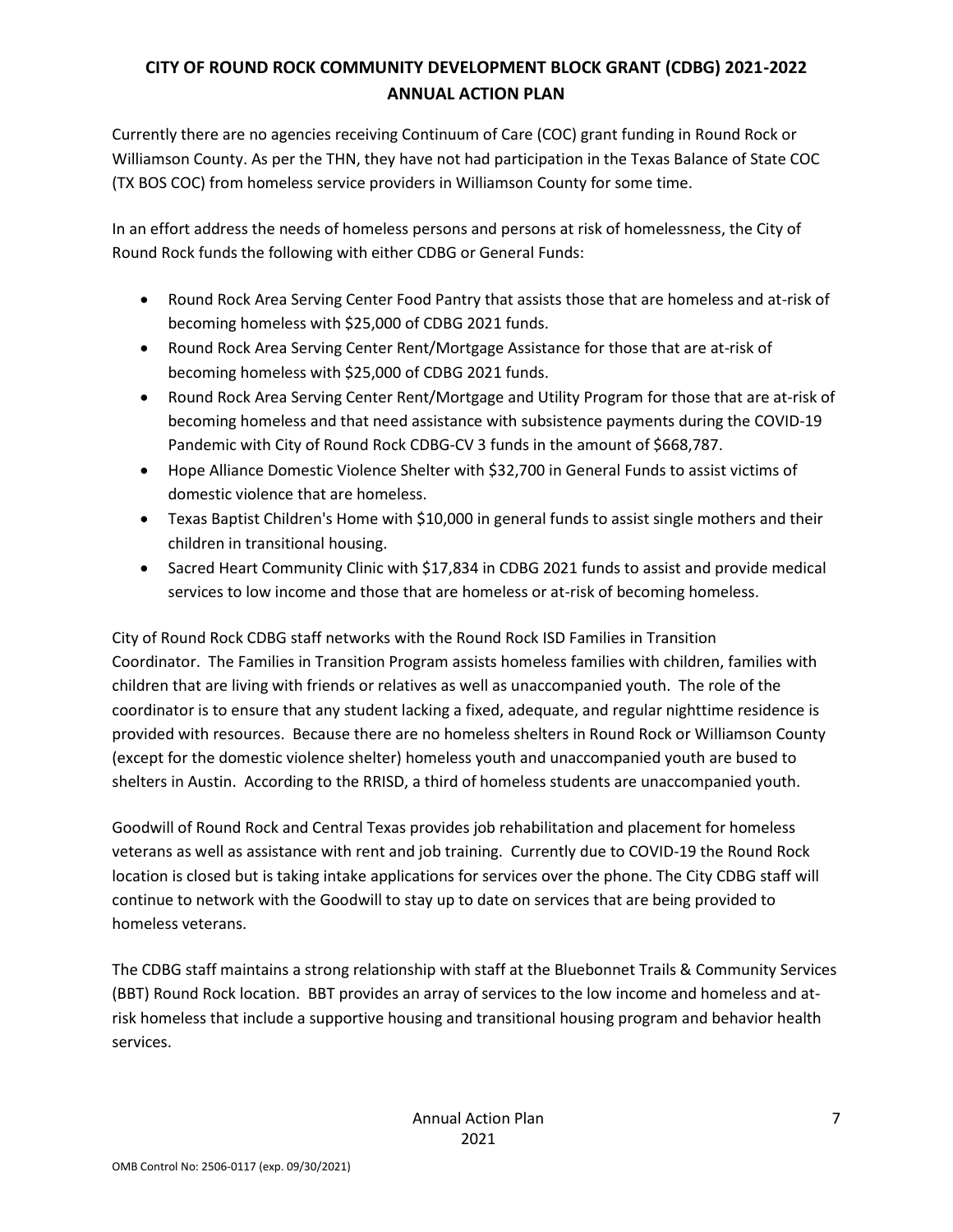Currently there are no agencies receiving Continuum of Care (COC) grant funding in Round Rock or Williamson County. As per the THN, they have not had participation in the Texas Balance of State COC (TX BOS COC) from homeless service providers in Williamson County for some time.

In an effort address the needs of homeless persons and persons at risk of homelessness, the City of Round Rock funds the following with either CDBG or General Funds:

- Round Rock Area Serving Center Food Pantry that assists those that are homeless and at-risk of becoming homeless with $25,000 of CDBG 2021 funds.
- Round Rock Area Serving Center Rent/Mortgage Assistance for those that are at-risk of becoming homeless with $25,000 of CDBG 2021 funds.
- Round Rock Area Serving Center Rent/Mortgage and Utility Program for those that are at-risk of becoming homeless and that need assistance with subsistence payments during the COVID-19 Pandemic with City of Round Rock CDBG-CV 3 funds in the amount of $668,787.
- Hope Alliance Domestic Violence Shelter with $32,700 in General Funds to assist victims of domestic violence that are homeless.
- Texas Baptist Children's Home with $10,000 in general funds to assist single mothers and their children in transitional housing.
- Sacred Heart Community Clinic with $17,834 in CDBG 2021 funds to assist and provide medical services to low income and those that are homeless or at-risk of becoming homeless.

City of Round Rock CDBG staff networks with the Round Rock ISD Families in Transition Coordinator. The Families in Transition Program assists homeless families with children, families with children that are living with friends or relatives as well as unaccompanied youth. The role of the coordinator is to ensure that any student lacking a fixed, adequate, and regular nighttime residence is provided with resources. Because there are no homeless shelters in Round Rock or Williamson County (except for the domestic violence shelter) homeless youth and unaccompanied youth are bused to shelters in Austin. According to the RRISD, a third of homeless students are unaccompanied youth.

Goodwill of Round Rock and Central Texas provides job rehabilitation and placement for homeless veterans as well as assistance with rent and job training. Currently due to COVID-19 the Round Rock location is closed but is taking intake applications for services over the phone. The City CDBG staff will continue to network with the Goodwill to stay up to date on services that are being provided to homeless veterans.

The CDBG staff maintains a strong relationship with staff at the Bluebonnet Trails & Community Services (BBT) Round Rock location. BBT provides an array of services to the low income and homeless and at-risk homeless that include a supportive housing and transitional housing program and behavior health services.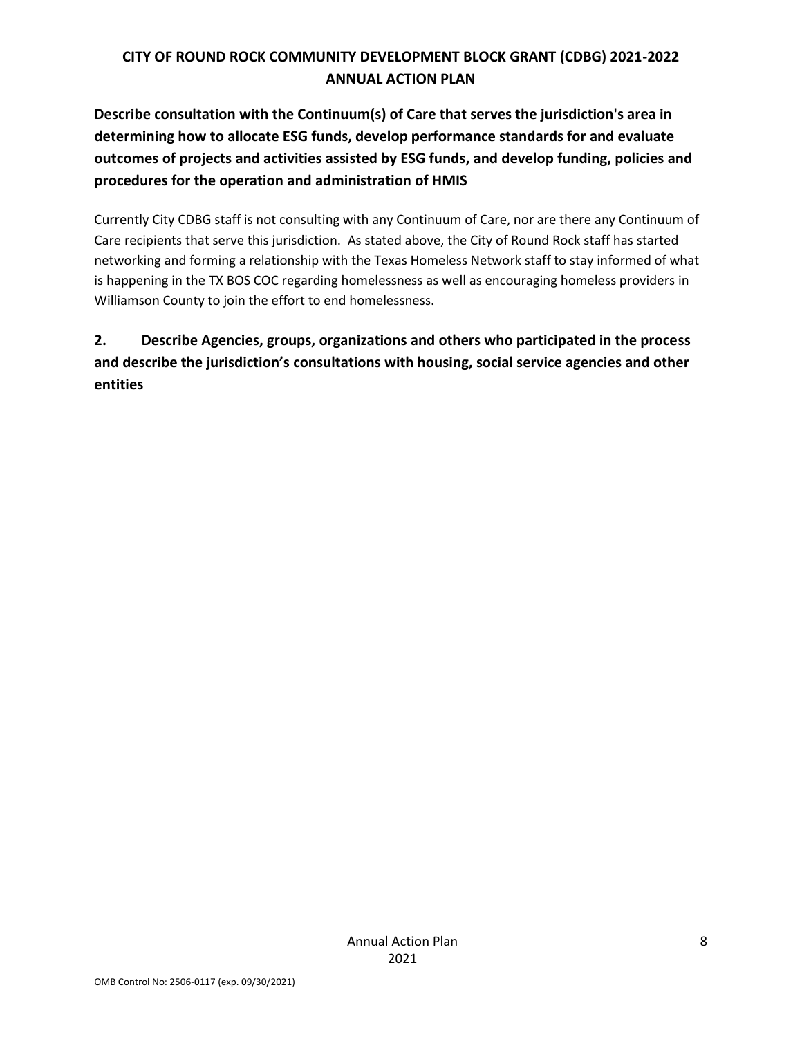**Describe consultation with the Continuum(s) of Care that serves the jurisdiction's area in determining how to allocate ESG funds, develop performance standards for and evaluate outcomes of projects and activities assisted by ESG funds, and develop funding, policies and procedures for the operation and administration of HMIS**

Currently City CDBG staff is not consulting with any Continuum of Care, nor are there any Continuum of Care recipients that serve this jurisdiction. As stated above, the City of Round Rock staff has started networking and forming a relationship with the Texas Homeless Network staff to stay informed of what is happening in the TX BOS COC regarding homelessness as well as encouraging homeless providers in Williamson County to join the effort to end homelessness.

**2. Describe Agencies, groups, organizations and others who participated in the process and describe the jurisdiction's consultations with housing, social service agencies and other entities**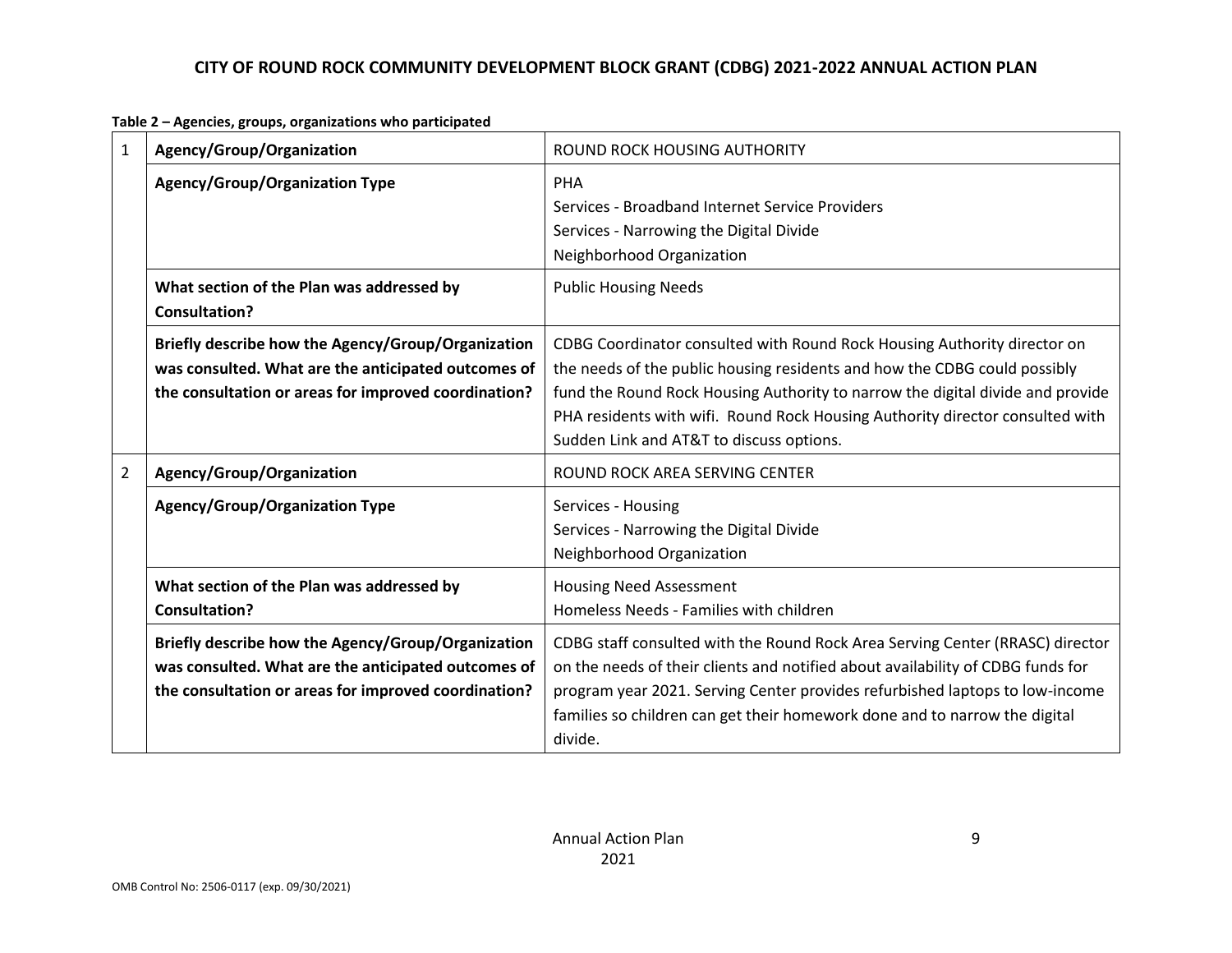**Table 2 – Agencies, groups, organizations who participated**

| | | |
|---|---|---|
| 1 | **Agency/Group/Organization** | ROUND ROCK HOUSING AUTHORITY |
| | **Agency/Group/Organization Type** | PHA<br>Services - Broadband Internet Service Providers<br>Services - Narrowing the Digital Divide<br>Neighborhood Organization |
| | **What section of the Plan was addressed by Consultation?** | Public Housing Needs |
| | **Briefly describe how the Agency/Group/Organization was consulted. What are the anticipated outcomes of the consultation or areas for improved coordination?** | CDBG Coordinator consulted with Round Rock Housing Authority director on the needs of the public housing residents and how the CDBG could possibly fund the Round Rock Housing Authority to narrow the digital divide and provide PHA residents with wifi. Round Rock Housing Authority director consulted with Sudden Link and AT&T to discuss options. |
| 2 | **Agency/Group/Organization** | ROUND ROCK AREA SERVING CENTER |
| | **Agency/Group/Organization Type** | Services - Housing<br>Services - Narrowing the Digital Divide<br>Neighborhood Organization |
| | **What section of the Plan was addressed by Consultation?** | Housing Need Assessment<br>Homeless Needs - Families with children |
| | **Briefly describe how the Agency/Group/Organization was consulted. What are the anticipated outcomes of the consultation or areas for improved coordination?** | CDBG staff consulted with the Round Rock Area Serving Center (RRASC) director on the needs of their clients and notified about availability of CDBG funds for program year 2021. Serving Center provides refurbished laptops to low-income families so children can get their homework done and to narrow the digital divide. |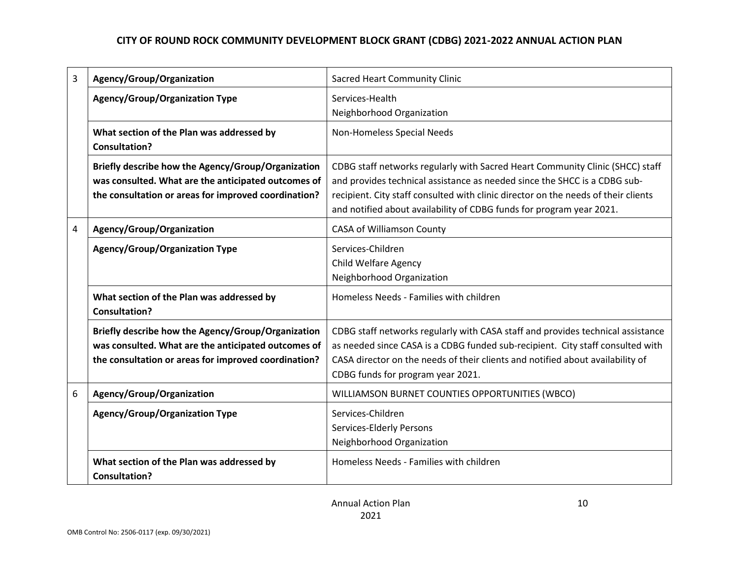| | | |
|---|---|---|
| 3 | **Agency/Group/Organization** | Sacred Heart Community Clinic |
| | **Agency/Group/Organization Type** | Services-Health<br>Neighborhood Organization |
| | **What section of the Plan was addressed by Consultation?** | Non-Homeless Special Needs |
| | **Briefly describe how the Agency/Group/Organization was consulted. What are the anticipated outcomes of the consultation or areas for improved coordination?** | CDBG staff networks regularly with Sacred Heart Community Clinic (SHCC) staff and provides technical assistance as needed since the SHCC is a CDBG sub-recipient. City staff consulted with clinic director on the needs of their clients and notified about availability of CDBG funds for program year 2021. |
| 4 | **Agency/Group/Organization** | CASA of Williamson County |
| | **Agency/Group/Organization Type** | Services-Children<br>Child Welfare Agency<br>Neighborhood Organization |
| | **What section of the Plan was addressed by Consultation?** | Homeless Needs - Families with children |
| | **Briefly describe how the Agency/Group/Organization was consulted. What are the anticipated outcomes of the consultation or areas for improved coordination?** | CDBG staff networks regularly with CASA staff and provides technical assistance as needed since CASA is a CDBG funded sub-recipient. City staff consulted with CASA director on the needs of their clients and notified about availability of CDBG funds for program year 2021. |
| 6 | **Agency/Group/Organization** | WILLIAMSON BURNET COUNTIES OPPORTUNITIES (WBCO) |
| | **Agency/Group/Organization Type** | Services-Children<br>Services-Elderly Persons<br>Neighborhood Organization |
| | **What section of the Plan was addressed by Consultation?** | Homeless Needs - Families with children |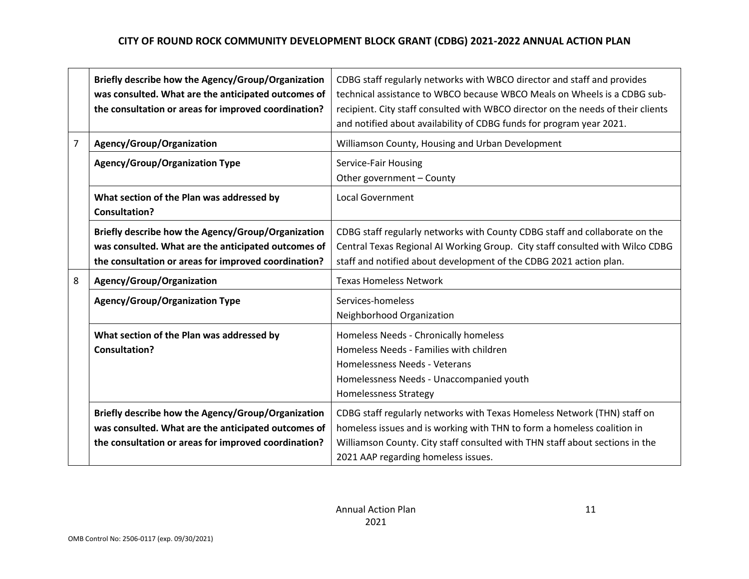| | | |
|---|---|---|
| | **Briefly describe how the Agency/Group/Organization was consulted. What are the anticipated outcomes of the consultation or areas for improved coordination?** | CDBG staff regularly networks with WBCO director and staff and provides technical assistance to WBCO because WBCO Meals on Wheels is a CDBG sub-recipient. City staff consulted with WBCO director on the needs of their clients and notified about availability of CDBG funds for program year 2021. |
| 7 | **Agency/Group/Organization** | Williamson County, Housing and Urban Development |
| | **Agency/Group/Organization Type** | Service-Fair Housing<br>Other government – County |
| | **What section of the Plan was addressed by Consultation?** | Local Government |
| | **Briefly describe how the Agency/Group/Organization was consulted. What are the anticipated outcomes of the consultation or areas for improved coordination?** | CDBG staff regularly networks with County CDBG staff and collaborate on the Central Texas Regional AI Working Group. City staff consulted with Wilco CDBG staff and notified about development of the CDBG 2021 action plan. |
| 8 | **Agency/Group/Organization** | Texas Homeless Network |
| | **Agency/Group/Organization Type** | Services-homeless<br>Neighborhood Organization |
| | **What section of the Plan was addressed by Consultation?** | Homeless Needs - Chronically homeless<br>Homeless Needs - Families with children<br>Homelessness Needs - Veterans<br>Homelessness Needs - Unaccompanied youth<br>Homelessness Strategy |
| | **Briefly describe how the Agency/Group/Organization was consulted. What are the anticipated outcomes of the consultation or areas for improved coordination?** | CDBG staff regularly networks with Texas Homeless Network (THN) staff on homeless issues and is working with THN to form a homeless coalition in Williamson County. City staff consulted with THN staff about sections in the 2021 AAP regarding homeless issues. |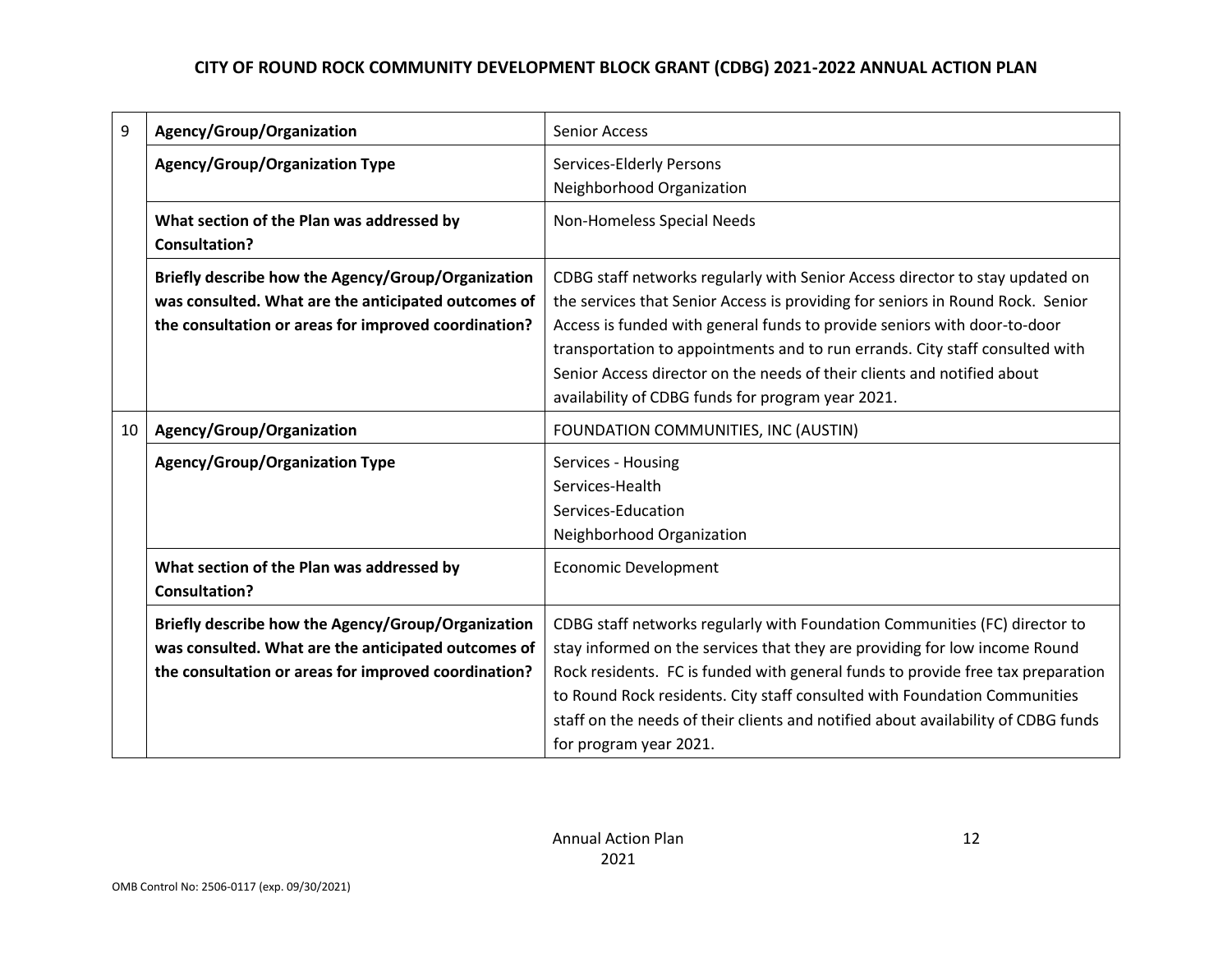| | | |
|---|---|---|
| 9 | **Agency/Group/Organization** | Senior Access |
| | **Agency/Group/Organization Type** | Services-Elderly Persons<br>Neighborhood Organization |
| | **What section of the Plan was addressed by Consultation?** | Non-Homeless Special Needs |
| | **Briefly describe how the Agency/Group/Organization was consulted. What are the anticipated outcomes of the consultation or areas for improved coordination?** | CDBG staff networks regularly with Senior Access director to stay updated on the services that Senior Access is providing for seniors in Round Rock. Senior Access is funded with general funds to provide seniors with door-to-door transportation to appointments and to run errands. City staff consulted with Senior Access director on the needs of their clients and notified about availability of CDBG funds for program year 2021. |
| 10 | **Agency/Group/Organization** | FOUNDATION COMMUNITIES, INC (AUSTIN) |
| | **Agency/Group/Organization Type** | Services - Housing<br>Services-Health<br>Services-Education<br>Neighborhood Organization |
| | **What section of the Plan was addressed by Consultation?** | Economic Development |
| | **Briefly describe how the Agency/Group/Organization was consulted. What are the anticipated outcomes of the consultation or areas for improved coordination?** | CDBG staff networks regularly with Foundation Communities (FC) director to stay informed on the services that they are providing for low income Round Rock residents. FC is funded with general funds to provide free tax preparation to Round Rock residents. City staff consulted with Foundation Communities staff on the needs of their clients and notified about availability of CDBG funds for program year 2021. |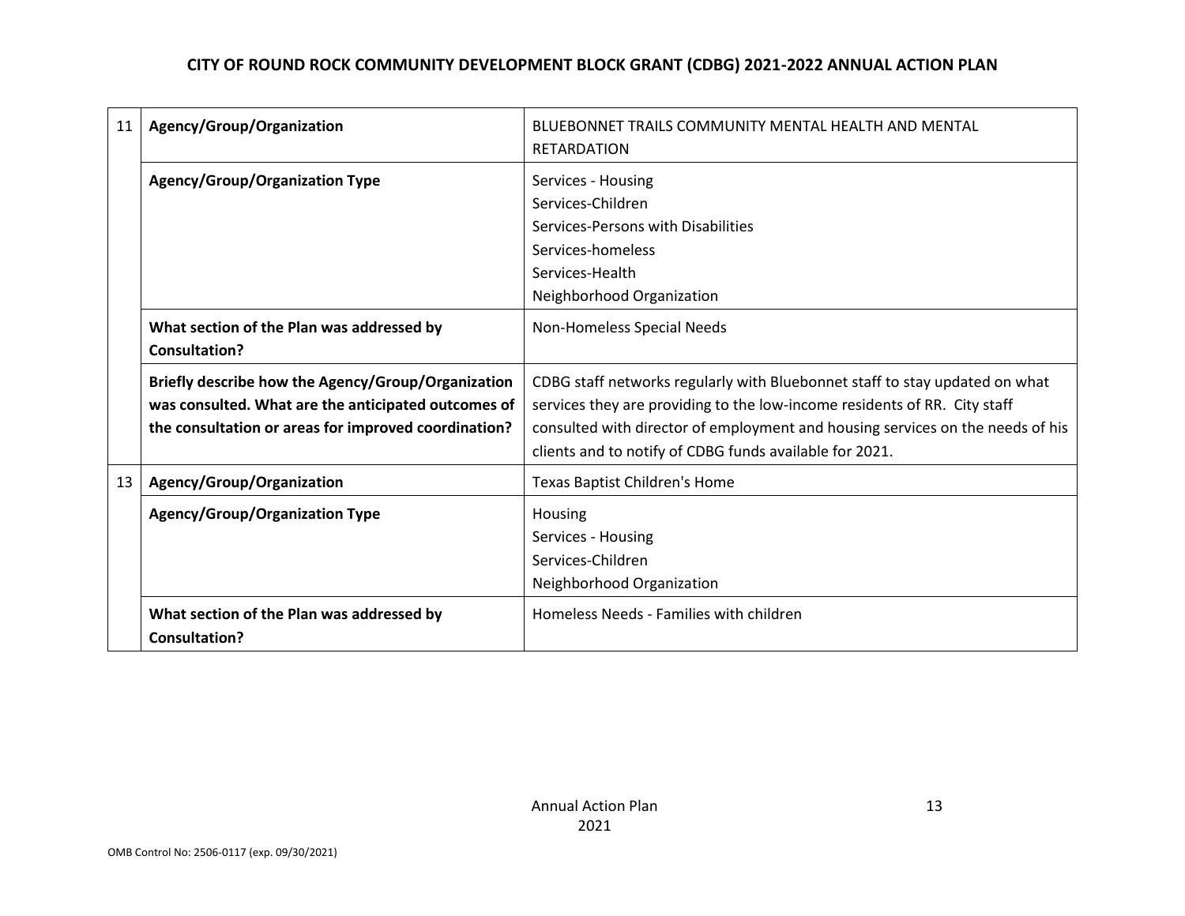| | | |
|---|---|---|
| 11 | **Agency/Group/Organization** | BLUEBONNET TRAILS COMMUNITY MENTAL HEALTH AND MENTAL RETARDATION |
| | **Agency/Group/Organization Type** | Services - Housing<br>Services-Children<br>Services-Persons with Disabilities<br>Services-homeless<br>Services-Health<br>Neighborhood Organization |
| | **What section of the Plan was addressed by Consultation?** | Non-Homeless Special Needs |
| | **Briefly describe how the Agency/Group/Organization was consulted. What are the anticipated outcomes of the consultation or areas for improved coordination?** | CDBG staff networks regularly with Bluebonnet staff to stay updated on what services they are providing to the low-income residents of RR. City staff consulted with director of employment and housing services on the needs of his clients and to notify of CDBG funds available for 2021. |
| 13 | **Agency/Group/Organization** | Texas Baptist Children's Home |
| | **Agency/Group/Organization Type** | Housing<br>Services - Housing<br>Services-Children<br>Neighborhood Organization |
| | **What section of the Plan was addressed by Consultation?** | Homeless Needs - Families with children |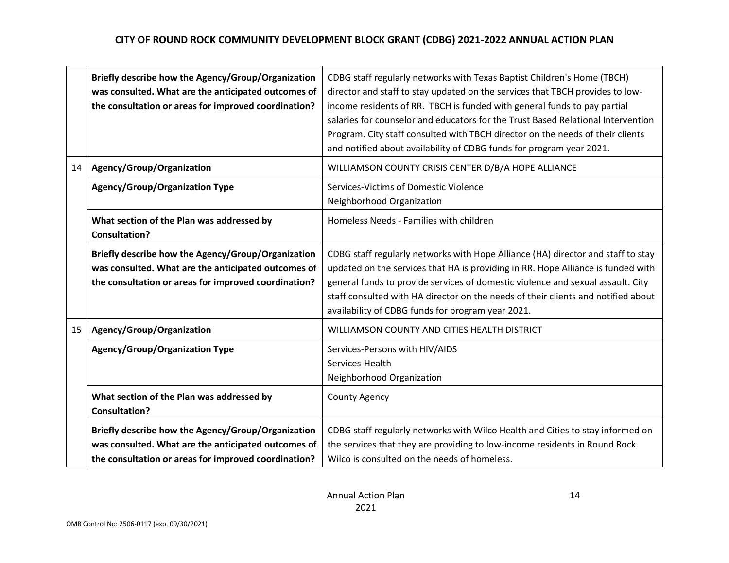|  |  |  |
|---|---|---|
|  | **Briefly describe how the Agency/Group/Organization was consulted. What are the anticipated outcomes of the consultation or areas for improved coordination?** | CDBG staff regularly networks with Texas Baptist Children's Home (TBCH) director and staff to stay updated on the services that TBCH provides to low-income residents of RR. TBCH is funded with general funds to pay partial salaries for counselor and educators for the Trust Based Relational Intervention Program. City staff consulted with TBCH director on the needs of their clients and notified about availability of CDBG funds for program year 2021. |
| 14 | **Agency/Group/Organization** | WILLIAMSON COUNTY CRISIS CENTER D/B/A HOPE ALLIANCE |
|  | **Agency/Group/Organization Type** | Services-Victims of Domestic Violence<br>Neighborhood Organization |
|  | **What section of the Plan was addressed by Consultation?** | Homeless Needs - Families with children |
|  | **Briefly describe how the Agency/Group/Organization was consulted. What are the anticipated outcomes of the consultation or areas for improved coordination?** | CDBG staff regularly networks with Hope Alliance (HA) director and staff to stay updated on the services that HA is providing in RR. Hope Alliance is funded with general funds to provide services of domestic violence and sexual assault. City staff consulted with HA director on the needs of their clients and notified about availability of CDBG funds for program year 2021. |
| 15 | **Agency/Group/Organization** | WILLIAMSON COUNTY AND CITIES HEALTH DISTRICT |
|  | **Agency/Group/Organization Type** | Services-Persons with HIV/AIDS<br>Services-Health<br>Neighborhood Organization |
|  | **What section of the Plan was addressed by Consultation?** | County Agency |
|  | **Briefly describe how the Agency/Group/Organization was consulted. What are the anticipated outcomes of the consultation or areas for improved coordination?** | CDBG staff regularly networks with Wilco Health and Cities to stay informed on the services that they are providing to low-income residents in Round Rock. Wilco is consulted on the needs of homeless. |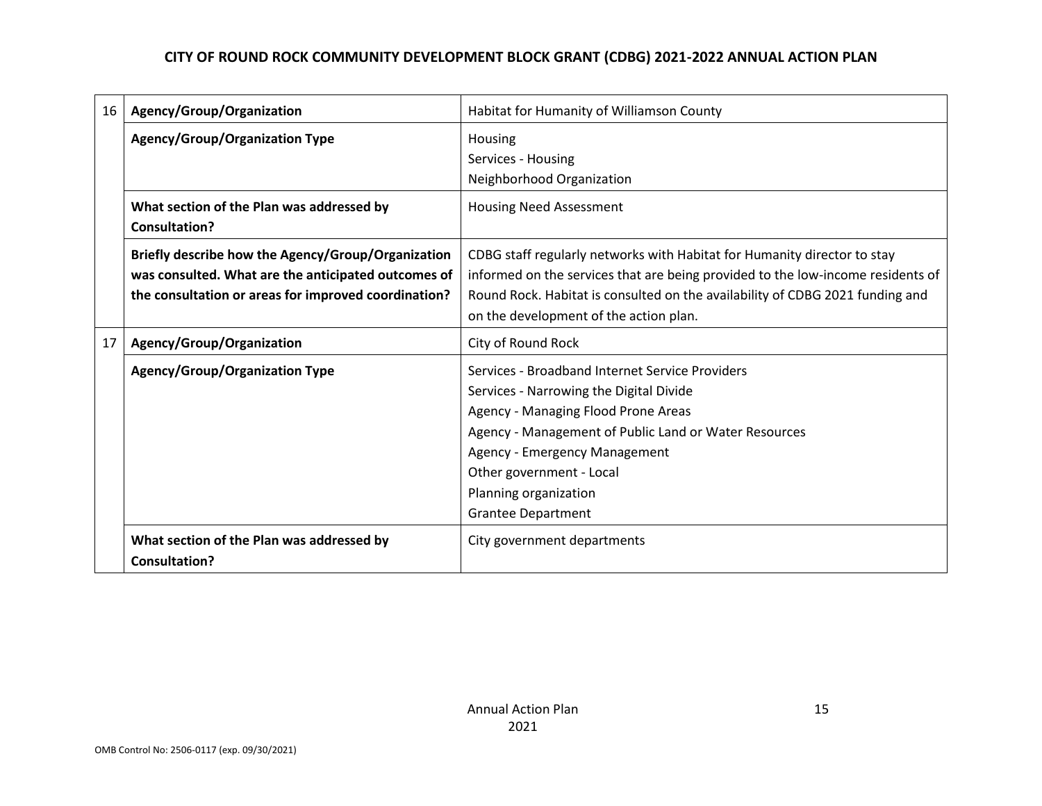| | | |
|---|---|---|
| 16 | **Agency/Group/Organization** | Habitat for Humanity of Williamson County |
| | **Agency/Group/Organization Type** | Housing<br>Services - Housing<br>Neighborhood Organization |
| | **What section of the Plan was addressed by Consultation?** | Housing Need Assessment |
| | **Briefly describe how the Agency/Group/Organization was consulted. What are the anticipated outcomes of the consultation or areas for improved coordination?** | CDBG staff regularly networks with Habitat for Humanity director to stay informed on the services that are being provided to the low-income residents of Round Rock. Habitat is consulted on the availability of CDBG 2021 funding and on the development of the action plan. |
| 17 | **Agency/Group/Organization** | City of Round Rock |
| | **Agency/Group/Organization Type** | Services - Broadband Internet Service Providers<br>Services - Narrowing the Digital Divide<br>Agency - Managing Flood Prone Areas<br>Agency - Management of Public Land or Water Resources<br>Agency - Emergency Management<br>Other government - Local<br>Planning organization<br>Grantee Department |
| | **What section of the Plan was addressed by Consultation?** | City government departments |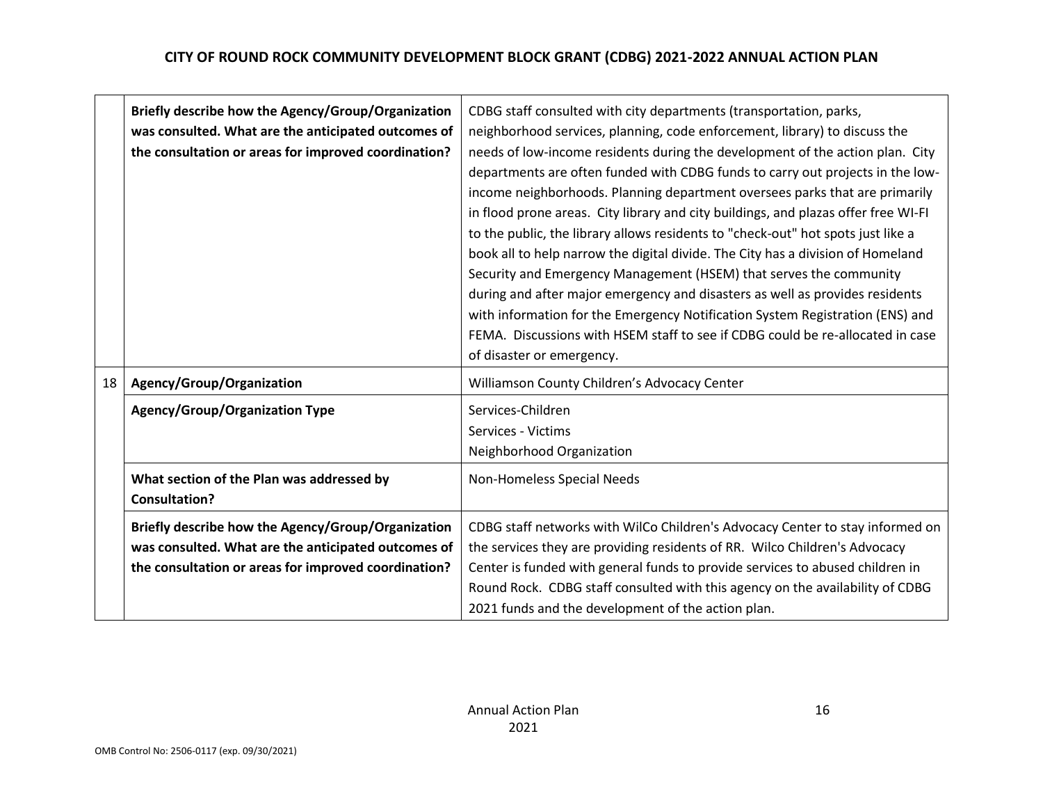| | | |
|---|---|---|
| | **Briefly describe how the Agency/Group/Organization was consulted. What are the anticipated outcomes of the consultation or areas for improved coordination?** | CDBG staff consulted with city departments (transportation, parks, neighborhood services, planning, code enforcement, library) to discuss the needs of low-income residents during the development of the action plan. City departments are often funded with CDBG funds to carry out projects in the low-income neighborhoods. Planning department oversees parks that are primarily in flood prone areas. City library and city buildings, and plazas offer free WI-FI to the public, the library allows residents to "check-out" hot spots just like a book all to help narrow the digital divide. The City has a division of Homeland Security and Emergency Management (HSEM) that serves the community during and after major emergency and disasters as well as provides residents with information for the Emergency Notification System Registration (ENS) and FEMA. Discussions with HSEM staff to see if CDBG could be re-allocated in case of disaster or emergency. |
| 18 | **Agency/Group/Organization** | Williamson County Children's Advocacy Center |
| | **Agency/Group/Organization Type** | Services-Children<br>Services - Victims<br>Neighborhood Organization |
| | **What section of the Plan was addressed by Consultation?** | Non-Homeless Special Needs |
| | **Briefly describe how the Agency/Group/Organization was consulted. What are the anticipated outcomes of the consultation or areas for improved coordination?** | CDBG staff networks with WilCo Children's Advocacy Center to stay informed on the services they are providing residents of RR. Wilco Children's Advocacy Center is funded with general funds to provide services to abused children in Round Rock. CDBG staff consulted with this agency on the availability of CDBG 2021 funds and the development of the action plan. |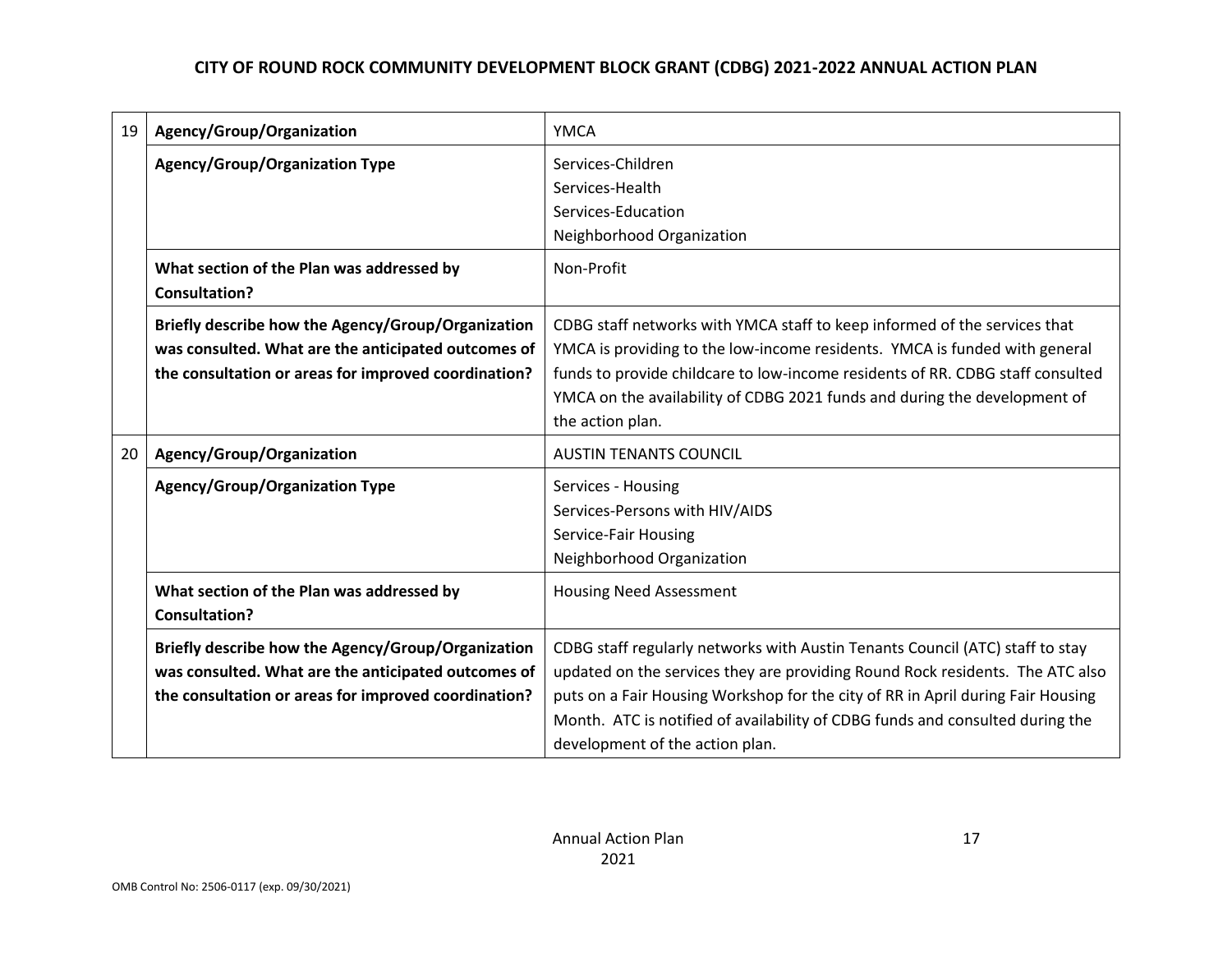| | | |
|---|---|---|
| 19 | **Agency/Group/Organization** | YMCA |
| | **Agency/Group/Organization Type** | Services-Children<br>Services-Health<br>Services-Education<br>Neighborhood Organization |
| | **What section of the Plan was addressed by Consultation?** | Non-Profit |
| | **Briefly describe how the Agency/Group/Organization was consulted. What are the anticipated outcomes of the consultation or areas for improved coordination?** | CDBG staff networks with YMCA staff to keep informed of the services that YMCA is providing to the low-income residents. YMCA is funded with general funds to provide childcare to low-income residents of RR. CDBG staff consulted YMCA on the availability of CDBG 2021 funds and during the development of the action plan. |
| 20 | **Agency/Group/Organization** | AUSTIN TENANTS COUNCIL |
| | **Agency/Group/Organization Type** | Services - Housing<br>Services-Persons with HIV/AIDS<br>Service-Fair Housing<br>Neighborhood Organization |
| | **What section of the Plan was addressed by Consultation?** | Housing Need Assessment |
| | **Briefly describe how the Agency/Group/Organization was consulted. What are the anticipated outcomes of the consultation or areas for improved coordination?** | CDBG staff regularly networks with Austin Tenants Council (ATC) staff to stay updated on the services they are providing Round Rock residents. The ATC also puts on a Fair Housing Workshop for the city of RR in April during Fair Housing Month. ATC is notified of availability of CDBG funds and consulted during the development of the action plan. |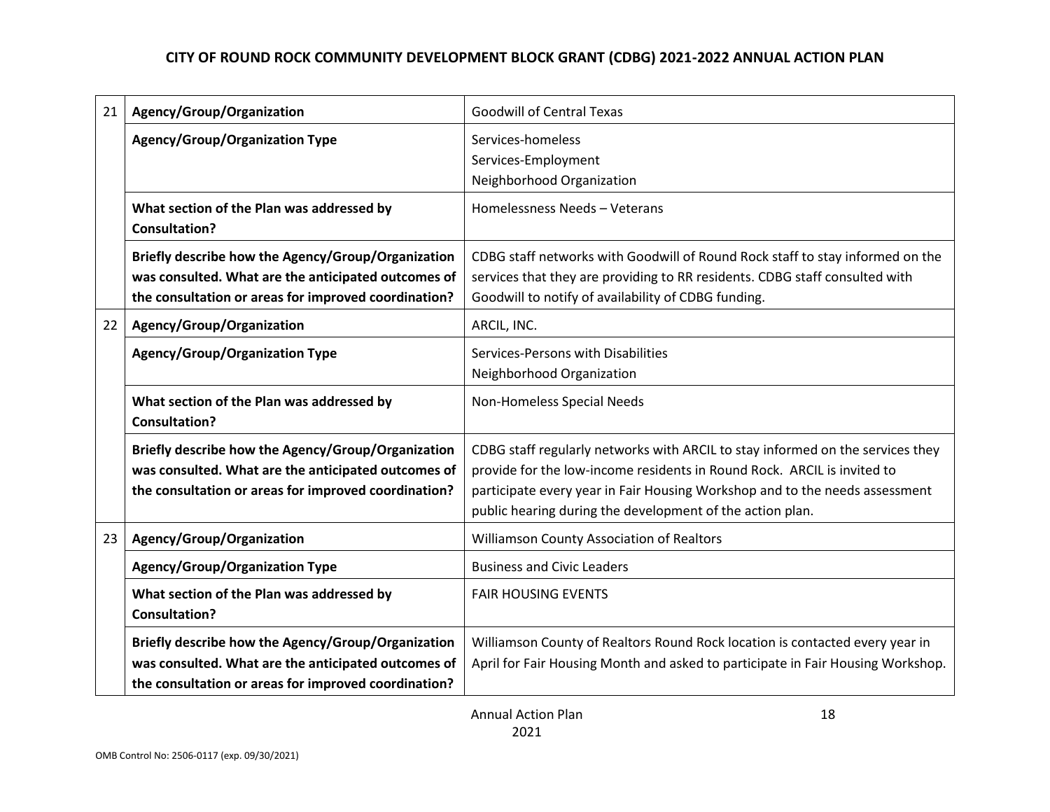| | | |
|---|---|---|
| 21 | **Agency/Group/Organization** | Goodwill of Central Texas |
| | **Agency/Group/Organization Type** | Services-homeless<br>Services-Employment<br>Neighborhood Organization |
| | **What section of the Plan was addressed by Consultation?** | Homelessness Needs – Veterans |
| | **Briefly describe how the Agency/Group/Organization was consulted. What are the anticipated outcomes of the consultation or areas for improved coordination?** | CDBG staff networks with Goodwill of Round Rock staff to stay informed on the services that they are providing to RR residents. CDBG staff consulted with Goodwill to notify of availability of CDBG funding. |
| 22 | **Agency/Group/Organization** | ARCIL, INC. |
| | **Agency/Group/Organization Type** | Services-Persons with Disabilities<br>Neighborhood Organization |
| | **What section of the Plan was addressed by Consultation?** | Non-Homeless Special Needs |
| | **Briefly describe how the Agency/Group/Organization was consulted. What are the anticipated outcomes of the consultation or areas for improved coordination?** | CDBG staff regularly networks with ARCIL to stay informed on the services they provide for the low-income residents in Round Rock. ARCIL is invited to participate every year in Fair Housing Workshop and to the needs assessment public hearing during the development of the action plan. |
| 23 | **Agency/Group/Organization** | Williamson County Association of Realtors |
| | **Agency/Group/Organization Type** | Business and Civic Leaders |
| | **What section of the Plan was addressed by Consultation?** | FAIR HOUSING EVENTS |
| | **Briefly describe how the Agency/Group/Organization was consulted. What are the anticipated outcomes of the consultation or areas for improved coordination?** | Williamson County of Realtors Round Rock location is contacted every year in April for Fair Housing Month and asked to participate in Fair Housing Workshop. |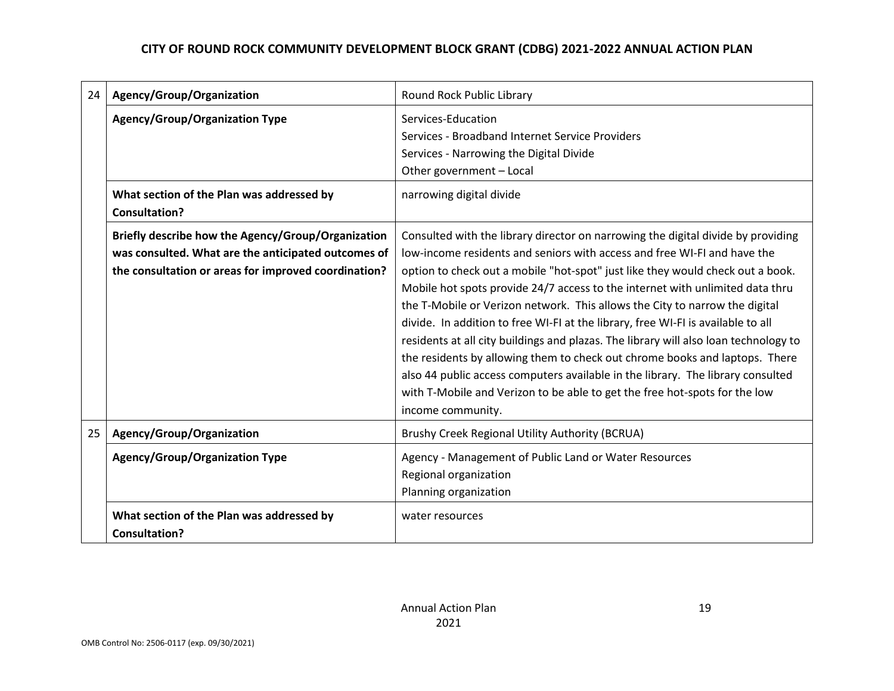| | | |
|---|---|---|
| 24 | **Agency/Group/Organization** | Round Rock Public Library |
| | **Agency/Group/Organization Type** | Services-Education<br>Services - Broadband Internet Service Providers<br>Services - Narrowing the Digital Divide<br>Other government – Local |
| | **What section of the Plan was addressed by Consultation?** | narrowing digital divide |
| | **Briefly describe how the Agency/Group/Organization was consulted. What are the anticipated outcomes of the consultation or areas for improved coordination?** | Consulted with the library director on narrowing the digital divide by providing low-income residents and seniors with access and free WI-FI and have the option to check out a mobile "hot-spot" just like they would check out a book. Mobile hot spots provide 24/7 access to the internet with unlimited data thru the T-Mobile or Verizon network. This allows the City to narrow the digital divide. In addition to free WI-FI at the library, free WI-FI is available to all residents at all city buildings and plazas. The library will also loan technology to the residents by allowing them to check out chrome books and laptops. There also 44 public access computers available in the library. The library consulted with T-Mobile and Verizon to be able to get the free hot-spots for the low income community. |
| 25 | **Agency/Group/Organization** | Brushy Creek Regional Utility Authority (BCRUA) |
| | **Agency/Group/Organization Type** | Agency - Management of Public Land or Water Resources<br>Regional organization<br>Planning organization |
| | **What section of the Plan was addressed by Consultation?** | water resources |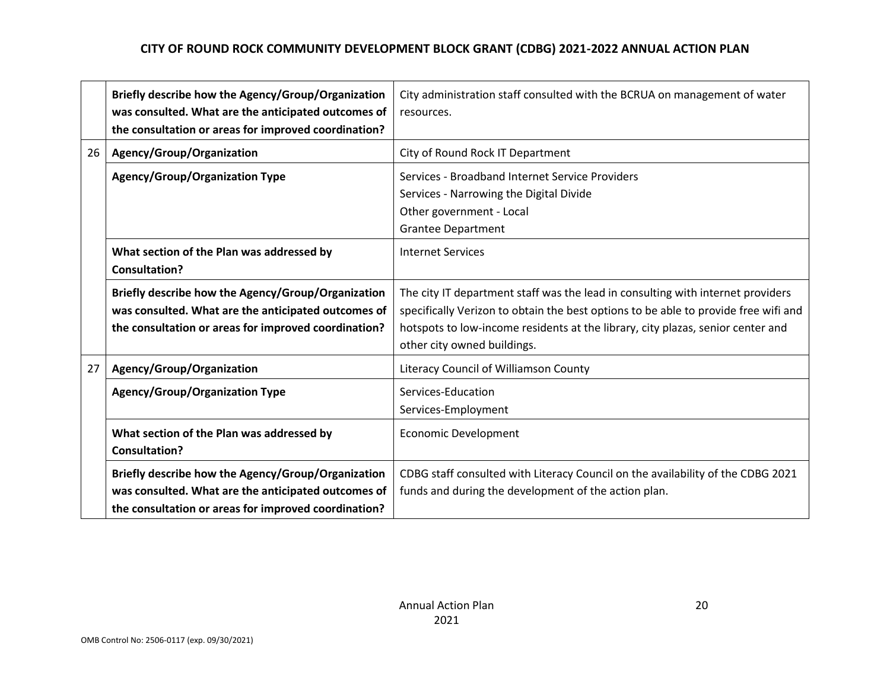| | | |
|---|---|---|
| | **Briefly describe how the Agency/Group/Organization was consulted. What are the anticipated outcomes of the consultation or areas for improved coordination?** | City administration staff consulted with the BCRUA on management of water resources. |
| 26 | **Agency/Group/Organization** | City of Round Rock IT Department |
| | **Agency/Group/Organization Type** | Services - Broadband Internet Service Providers<br>Services - Narrowing the Digital Divide<br>Other government - Local<br>Grantee Department |
| | **What section of the Plan was addressed by Consultation?** | Internet Services |
| | **Briefly describe how the Agency/Group/Organization was consulted. What are the anticipated outcomes of the consultation or areas for improved coordination?** | The city IT department staff was the lead in consulting with internet providers specifically Verizon to obtain the best options to be able to provide free wifi and hotspots to low-income residents at the library, city plazas, senior center and other city owned buildings. |
| 27 | **Agency/Group/Organization** | Literacy Council of Williamson County |
| | **Agency/Group/Organization Type** | Services-Education<br>Services-Employment |
| | **What section of the Plan was addressed by Consultation?** | Economic Development |
| | **Briefly describe how the Agency/Group/Organization was consulted. What are the anticipated outcomes of the consultation or areas for improved coordination?** | CDBG staff consulted with Literacy Council on the availability of the CDBG 2021 funds and during the development of the action plan. |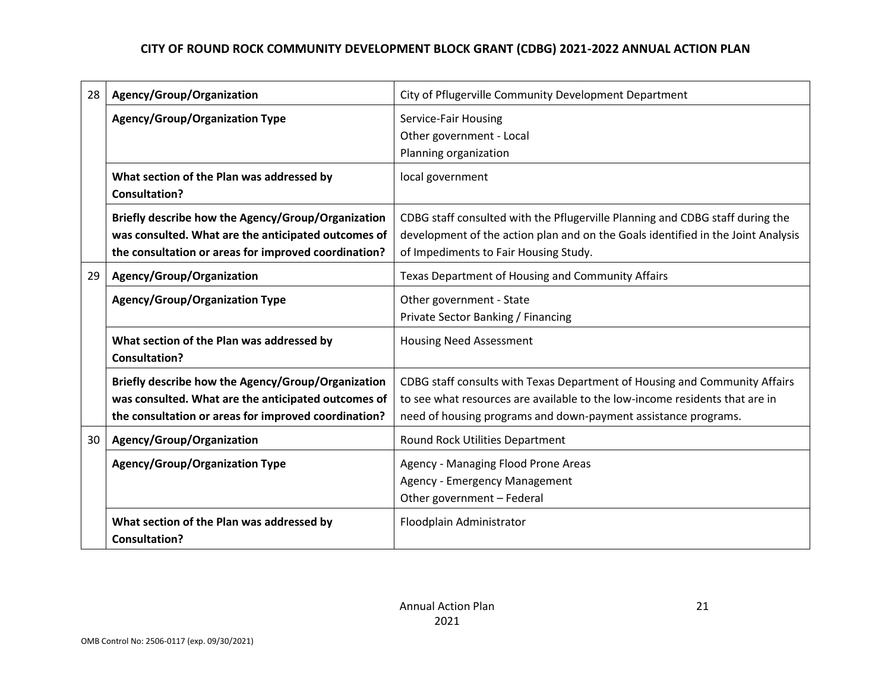| | | |
|---|---|---|
| 28 | **Agency/Group/Organization** | City of Pflugerville Community Development Department |
| | **Agency/Group/Organization Type** | Service-Fair Housing<br>Other government - Local<br>Planning organization |
| | **What section of the Plan was addressed by Consultation?** | local government |
| | **Briefly describe how the Agency/Group/Organization was consulted. What are the anticipated outcomes of the consultation or areas for improved coordination?** | CDBG staff consulted with the Pflugerville Planning and CDBG staff during the development of the action plan and on the Goals identified in the Joint Analysis of Impediments to Fair Housing Study. |
| 29 | **Agency/Group/Organization** | Texas Department of Housing and Community Affairs |
| | **Agency/Group/Organization Type** | Other government - State<br>Private Sector Banking / Financing |
| | **What section of the Plan was addressed by Consultation?** | Housing Need Assessment |
| | **Briefly describe how the Agency/Group/Organization was consulted. What are the anticipated outcomes of the consultation or areas for improved coordination?** | CDBG staff consults with Texas Department of Housing and Community Affairs to see what resources are available to the low-income residents that are in need of housing programs and down-payment assistance programs. |
| 30 | **Agency/Group/Organization** | Round Rock Utilities Department |
| | **Agency/Group/Organization Type** | Agency - Managing Flood Prone Areas<br>Agency - Emergency Management<br>Other government – Federal |
| | **What section of the Plan was addressed by Consultation?** | Floodplain Administrator |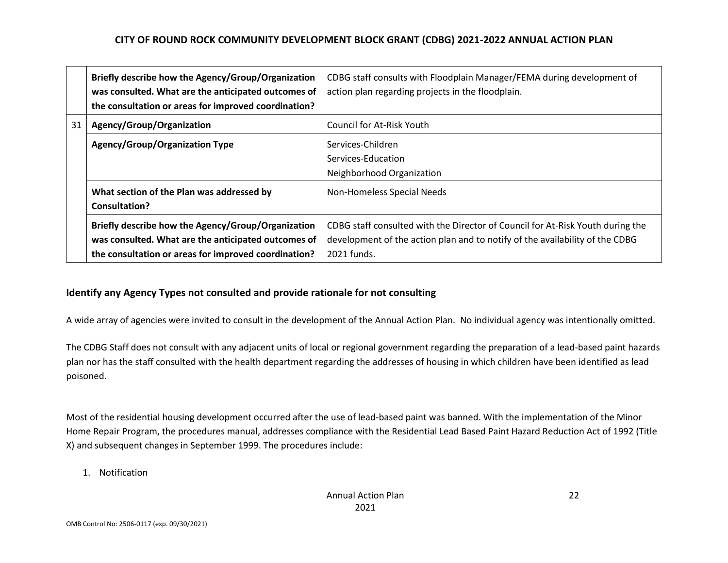| | | |
|---|---|---|
| | **Briefly describe how the Agency/Group/Organization was consulted. What are the anticipated outcomes of the consultation or areas for improved coordination?** | CDBG staff consults with Floodplain Manager/FEMA during development of action plan regarding projects in the floodplain. |
| 31 | **Agency/Group/Organization** | Council for At-Risk Youth |
| | **Agency/Group/Organization Type** | Services-Children<br>Services-Education<br>Neighborhood Organization |
| | **What section of the Plan was addressed by Consultation?** | Non-Homeless Special Needs |
| | **Briefly describe how the Agency/Group/Organization was consulted. What are the anticipated outcomes of the consultation or areas for improved coordination?** | CDBG staff consulted with the Director of Council for At-Risk Youth during the development of the action plan and to notify of the availability of the CDBG 2021 funds. |

### Identify any Agency Types not consulted and provide rationale for not consulting

A wide array of agencies were invited to consult in the development of the Annual Action Plan. No individual agency was intentionally omitted.

The CDBG Staff does not consult with any adjacent units of local or regional government regarding the preparation of a lead-based paint hazards plan nor has the staff consulted with the health department regarding the addresses of housing in which children have been identified as lead poisoned.

Most of the residential housing development occurred after the use of lead-based paint was banned. With the implementation of the Minor Home Repair Program, the procedures manual, addresses compliance with the Residential Lead Based Paint Hazard Reduction Act of 1992 (Title X) and subsequent changes in September 1999. The procedures include:

1. Notification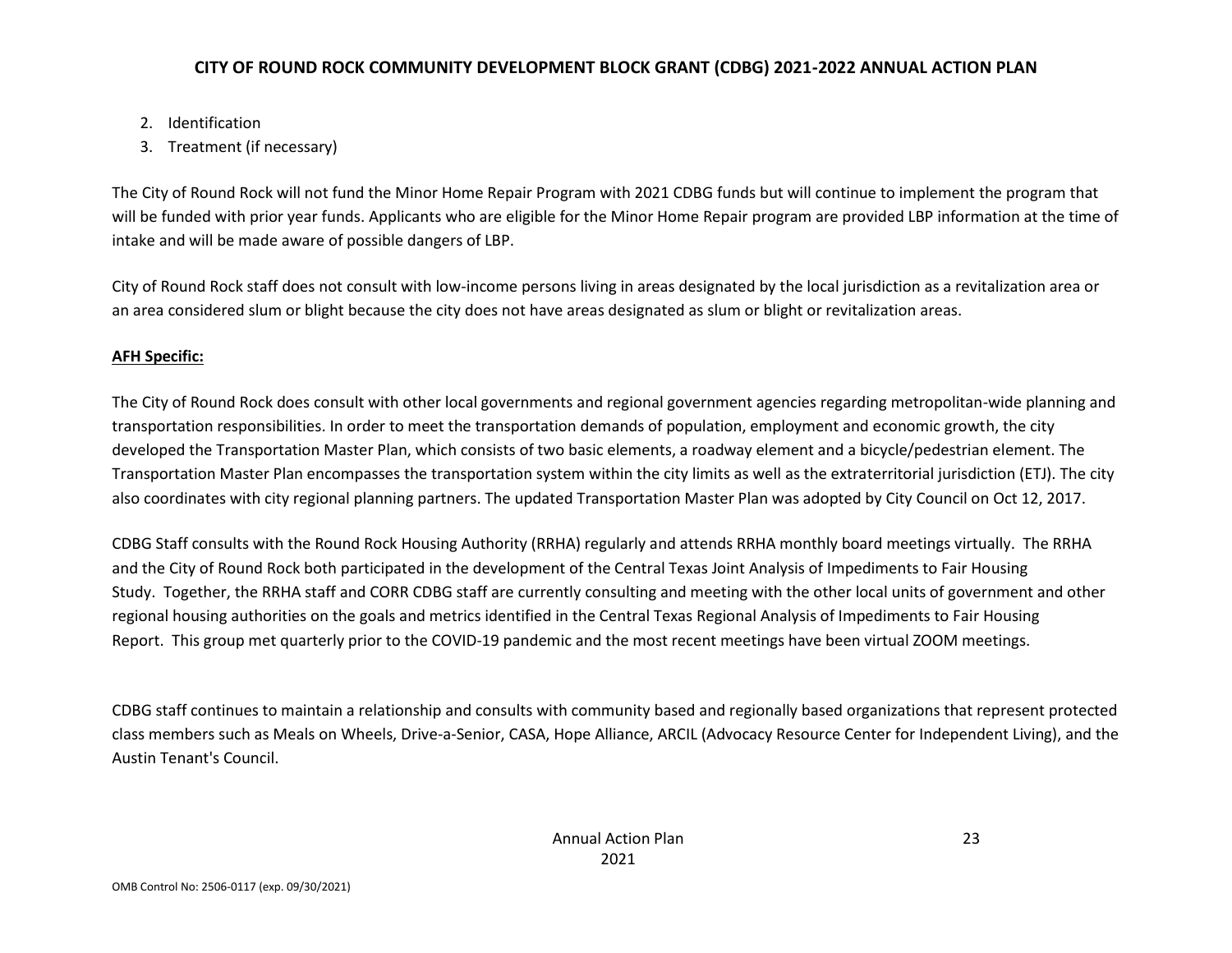2. Identification
3. Treatment (if necessary)

The City of Round Rock will not fund the Minor Home Repair Program with 2021 CDBG funds but will continue to implement the program that will be funded with prior year funds. Applicants who are eligible for the Minor Home Repair program are provided LBP information at the time of intake and will be made aware of possible dangers of LBP.

City of Round Rock staff does not consult with low-income persons living in areas designated by the local jurisdiction as a revitalization area or an area considered slum or blight because the city does not have areas designated as slum or blight or revitalization areas.

**AFH Specific:**

The City of Round Rock does consult with other local governments and regional government agencies regarding metropolitan-wide planning and transportation responsibilities. In order to meet the transportation demands of population, employment and economic growth, the city developed the Transportation Master Plan, which consists of two basic elements, a roadway element and a bicycle/pedestrian element. The Transportation Master Plan encompasses the transportation system within the city limits as well as the extraterritorial jurisdiction (ETJ). The city also coordinates with city regional planning partners. The updated Transportation Master Plan was adopted by City Council on Oct 12, 2017.

CDBG Staff consults with the Round Rock Housing Authority (RRHA) regularly and attends RRHA monthly board meetings virtually. The RRHA and the City of Round Rock both participated in the development of the Central Texas Joint Analysis of Impediments to Fair Housing Study. Together, the RRHA staff and CORR CDBG staff are currently consulting and meeting with the other local units of government and other regional housing authorities on the goals and metrics identified in the Central Texas Regional Analysis of Impediments to Fair Housing Report. This group met quarterly prior to the COVID-19 pandemic and the most recent meetings have been virtual ZOOM meetings.

CDBG staff continues to maintain a relationship and consults with community based and regionally based organizations that represent protected class members such as Meals on Wheels, Drive-a-Senior, CASA, Hope Alliance, ARCIL (Advocacy Resource Center for Independent Living), and the Austin Tenant's Council.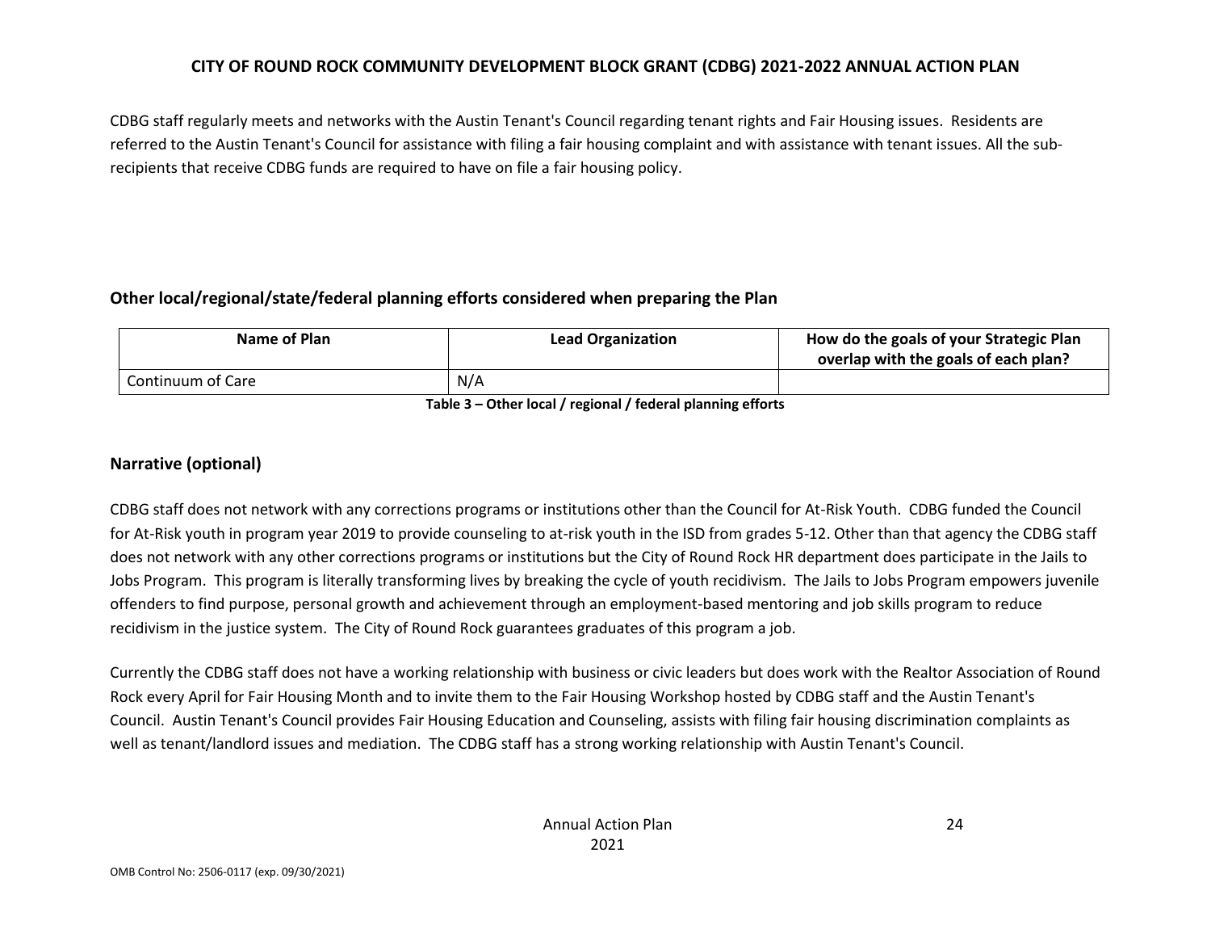CDBG staff regularly meets and networks with the Austin Tenant's Council regarding tenant rights and Fair Housing issues. Residents are referred to the Austin Tenant's Council for assistance with filing a fair housing complaint and with assistance with tenant issues. All the sub-recipients that receive CDBG funds are required to have on file a fair housing policy.

## Other local/regional/state/federal planning efforts considered when preparing the Plan

| Name of Plan | Lead Organization | How do the goals of your Strategic Plan overlap with the goals of each plan? |
|---|---|---|
| Continuum of Care | N/A | |

**Table 3 – Other local / regional / federal planning efforts**

## Narrative (optional)

CDBG staff does not network with any corrections programs or institutions other than the Council for At-Risk Youth. CDBG funded the Council for At-Risk youth in program year 2019 to provide counseling to at-risk youth in the ISD from grades 5-12. Other than that agency the CDBG staff does not network with any other corrections programs or institutions but the City of Round Rock HR department does participate in the Jails to Jobs Program. This program is literally transforming lives by breaking the cycle of youth recidivism. The Jails to Jobs Program empowers juvenile offenders to find purpose, personal growth and achievement through an employment-based mentoring and job skills program to reduce recidivism in the justice system. The City of Round Rock guarantees graduates of this program a job.

Currently the CDBG staff does not have a working relationship with business or civic leaders but does work with the Realtor Association of Round Rock every April for Fair Housing Month and to invite them to the Fair Housing Workshop hosted by CDBG staff and the Austin Tenant's Council. Austin Tenant's Council provides Fair Housing Education and Counseling, assists with filing fair housing discrimination complaints as well as tenant/landlord issues and mediation. The CDBG staff has a strong working relationship with Austin Tenant's Council.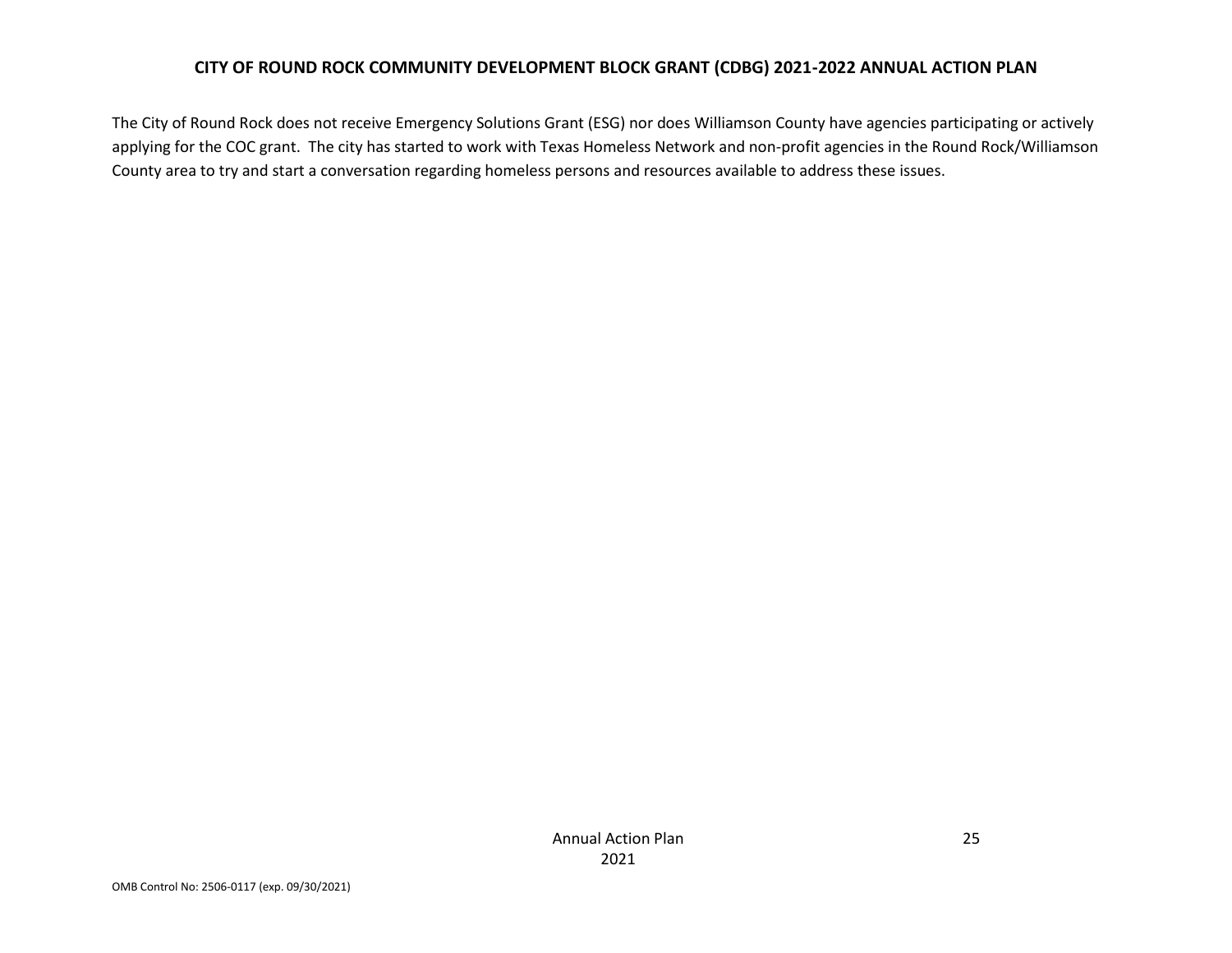The City of Round Rock does not receive Emergency Solutions Grant (ESG) nor does Williamson County have agencies participating or actively applying for the COC grant. The city has started to work with Texas Homeless Network and non-profit agencies in the Round Rock/Williamson County area to try and start a conversation regarding homeless persons and resources available to address these issues.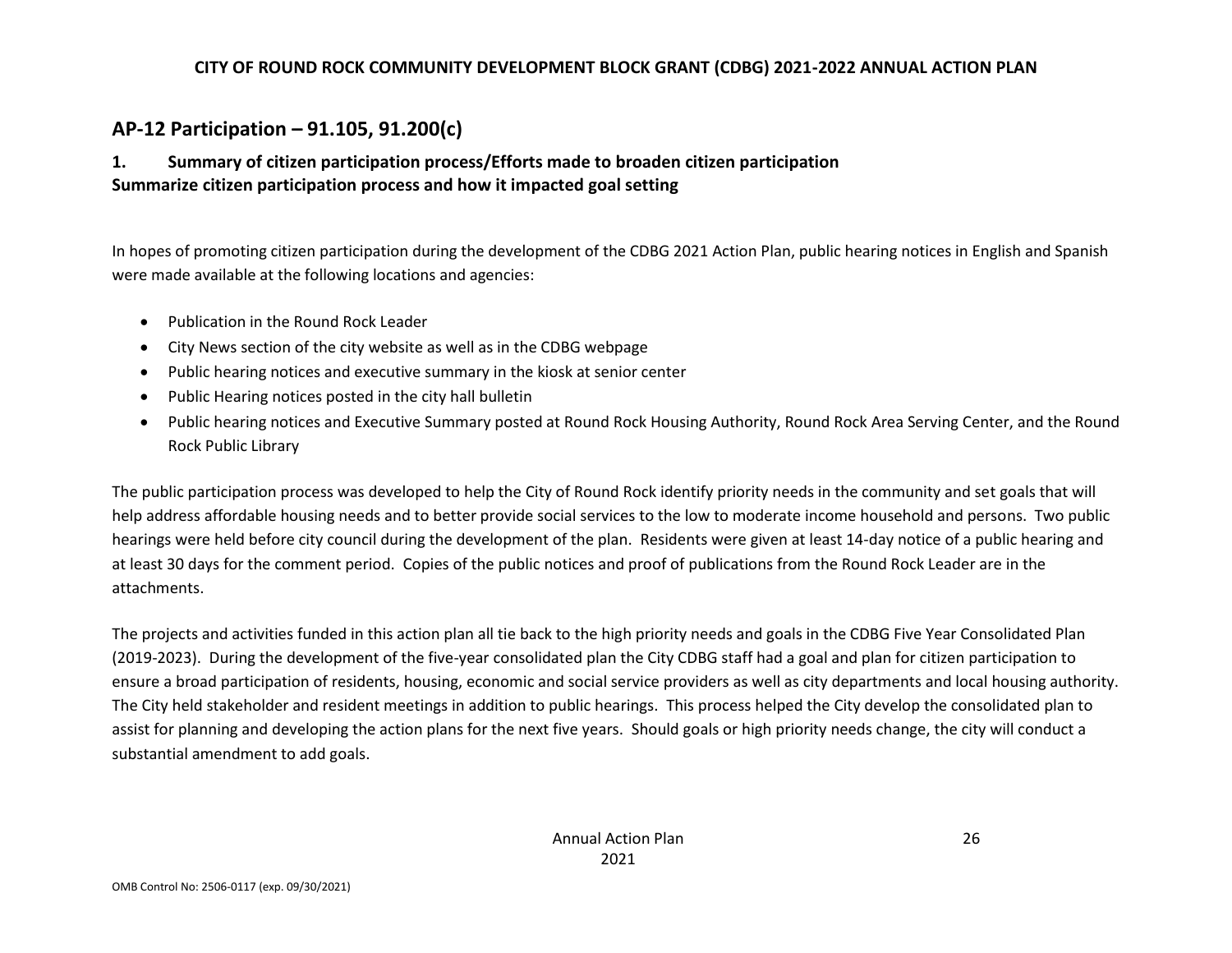## AP-12 Participation – 91.105, 91.200(c)

### 1. Summary of citizen participation process/Efforts made to broaden citizen participation

**Summarize citizen participation process and how it impacted goal setting**

In hopes of promoting citizen participation during the development of the CDBG 2021 Action Plan, public hearing notices in English and Spanish were made available at the following locations and agencies:

- Publication in the Round Rock Leader
- City News section of the city website as well as in the CDBG webpage
- Public hearing notices and executive summary in the kiosk at senior center
- Public Hearing notices posted in the city hall bulletin
- Public hearing notices and Executive Summary posted at Round Rock Housing Authority, Round Rock Area Serving Center, and the Round Rock Public Library

The public participation process was developed to help the City of Round Rock identify priority needs in the community and set goals that will help address affordable housing needs and to better provide social services to the low to moderate income household and persons. Two public hearings were held before city council during the development of the plan. Residents were given at least 14-day notice of a public hearing and at least 30 days for the comment period. Copies of the public notices and proof of publications from the Round Rock Leader are in the attachments.

The projects and activities funded in this action plan all tie back to the high priority needs and goals in the CDBG Five Year Consolidated Plan (2019-2023). During the development of the five-year consolidated plan the City CDBG staff had a goal and plan for citizen participation to ensure a broad participation of residents, housing, economic and social service providers as well as city departments and local housing authority. The City held stakeholder and resident meetings in addition to public hearings. This process helped the City develop the consolidated plan to assist for planning and developing the action plans for the next five years. Should goals or high priority needs change, the city will conduct a substantial amendment to add goals.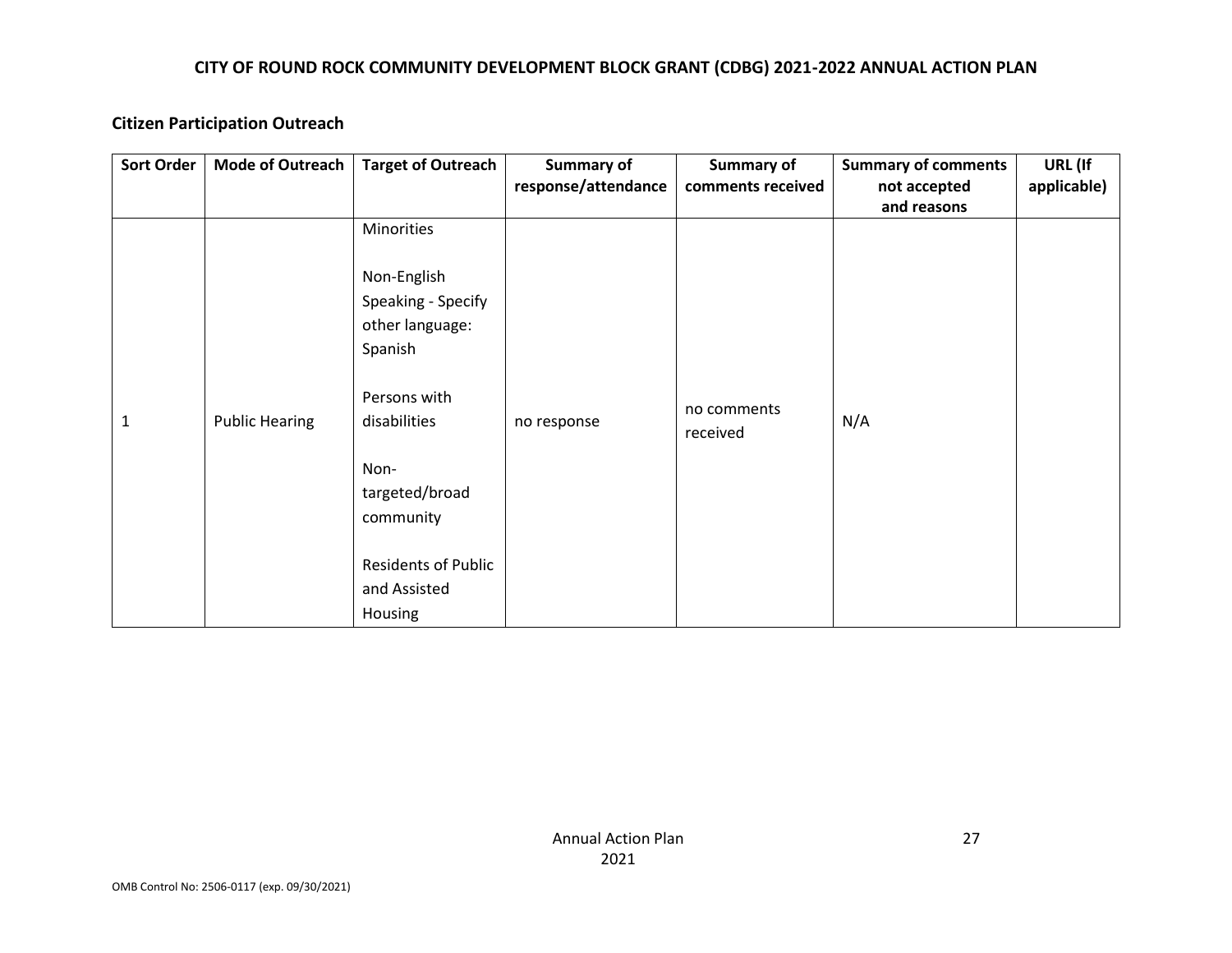## Citizen Participation Outreach

| Sort Order | Mode of Outreach | Target of Outreach | Summary of response/attendance | Summary of comments received | Summary of comments not accepted and reasons | URL (If applicable) |
|---|---|---|---|---|---|---|
| 1 | Public Hearing | Minorities<br><br>Non-English Speaking - Specify other language: Spanish<br><br>Persons with disabilities<br><br>Non-targeted/broad community<br><br>Residents of Public and Assisted Housing | no response | no comments received | N/A | |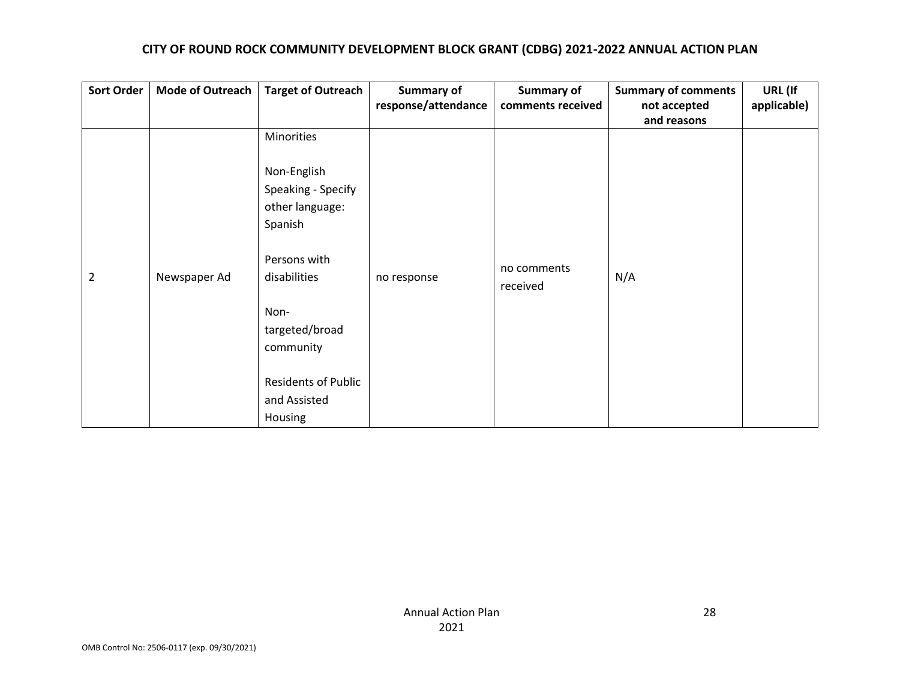**CITY OF ROUND ROCK COMMUNITY DEVELOPMENT BLOCK GRANT (CDBG) 2021-2022 ANNUAL ACTION PLAN**

| Sort Order | Mode of Outreach | Target of Outreach | Summary of response/attendance | Summary of comments received | Summary of comments not accepted and reasons | URL (If applicable) |
|---|---|---|---|---|---|---|
| 2 | Newspaper Ad | Minorities<br><br>Non-English Speaking - Specify other language: Spanish<br><br>Persons with disabilities<br><br>Non-targeted/broad community<br><br>Residents of Public and Assisted Housing | no response | no comments received | N/A | |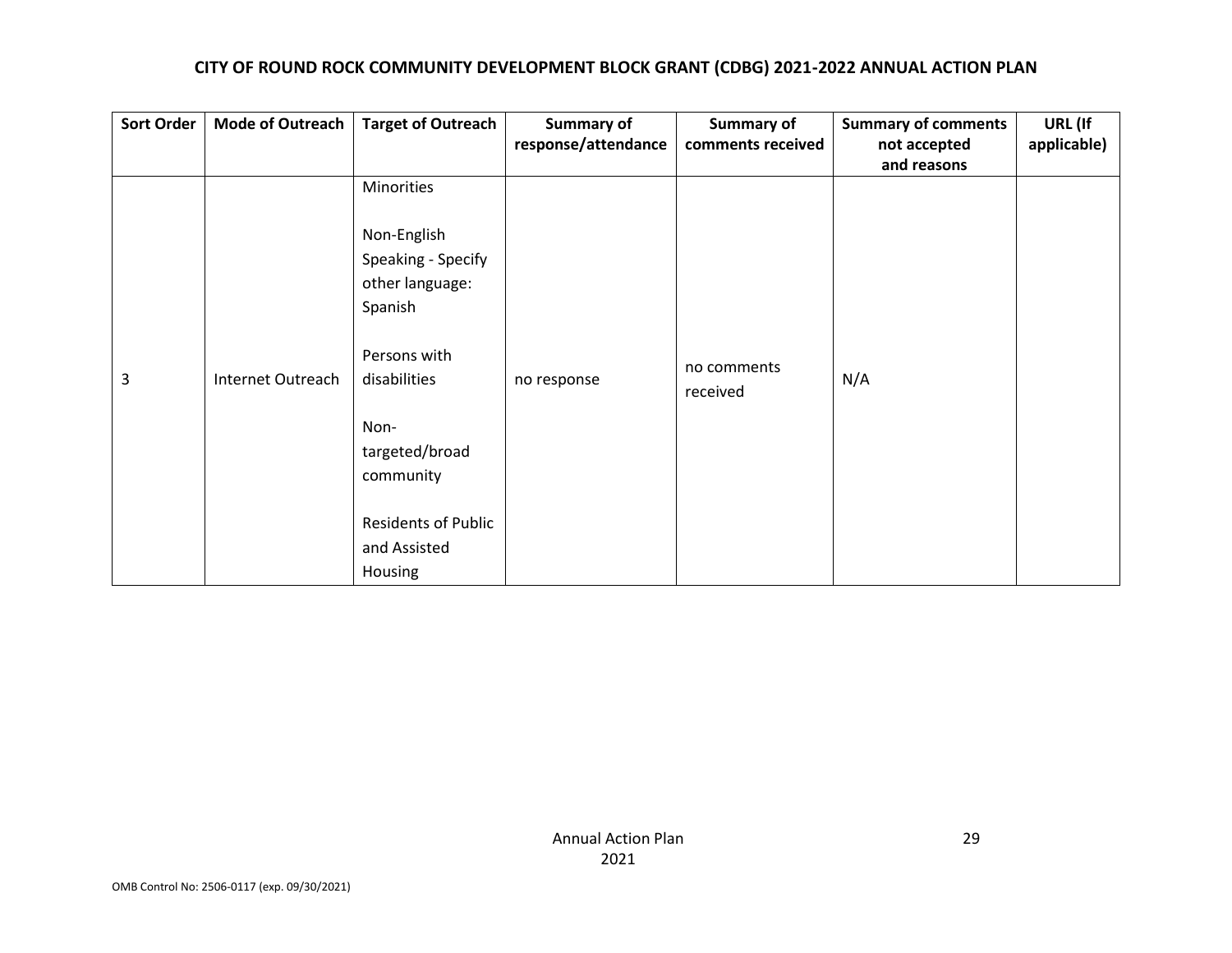| Sort Order | Mode of Outreach | Target of Outreach | Summary of response/attendance | Summary of comments received | Summary of comments not accepted and reasons | URL (If applicable) |
|---|---|---|---|---|---|---|
| 3 | Internet Outreach | Minorities<br><br>Non-English Speaking - Specify other language: Spanish<br><br>Persons with disabilities<br><br>Non-targeted/broad community<br><br>Residents of Public and Assisted Housing | no response | no comments received | N/A | |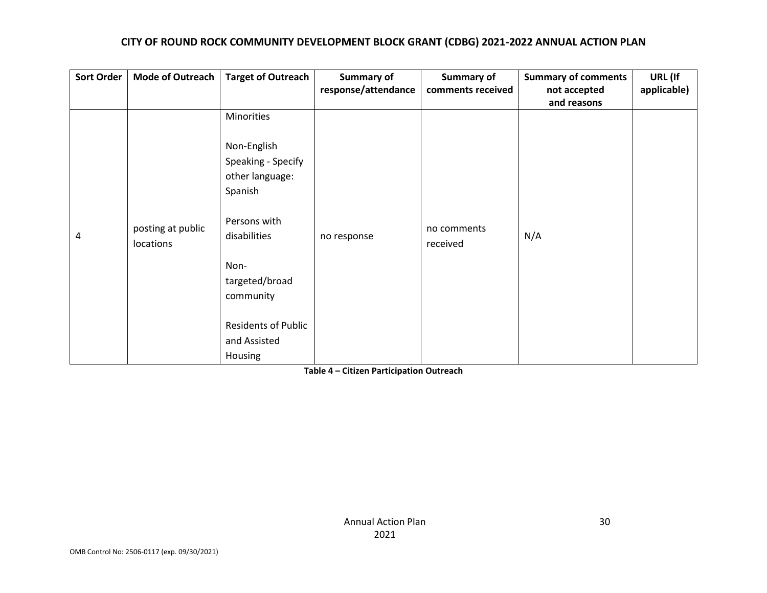| Sort Order | Mode of Outreach | Target of Outreach | Summary of response/attendance | Summary of comments received | Summary of comments not accepted and reasons | URL (If applicable) |
|---|---|---|---|---|---|---|
| 4 | posting at public locations | Minorities<br><br>Non-English Speaking - Specify other language: Spanish<br><br>Persons with disabilities<br><br>Non-targeted/broad community<br><br>Residents of Public and Assisted Housing | no response | no comments received | N/A | |

**Table 4 – Citizen Participation Outreach**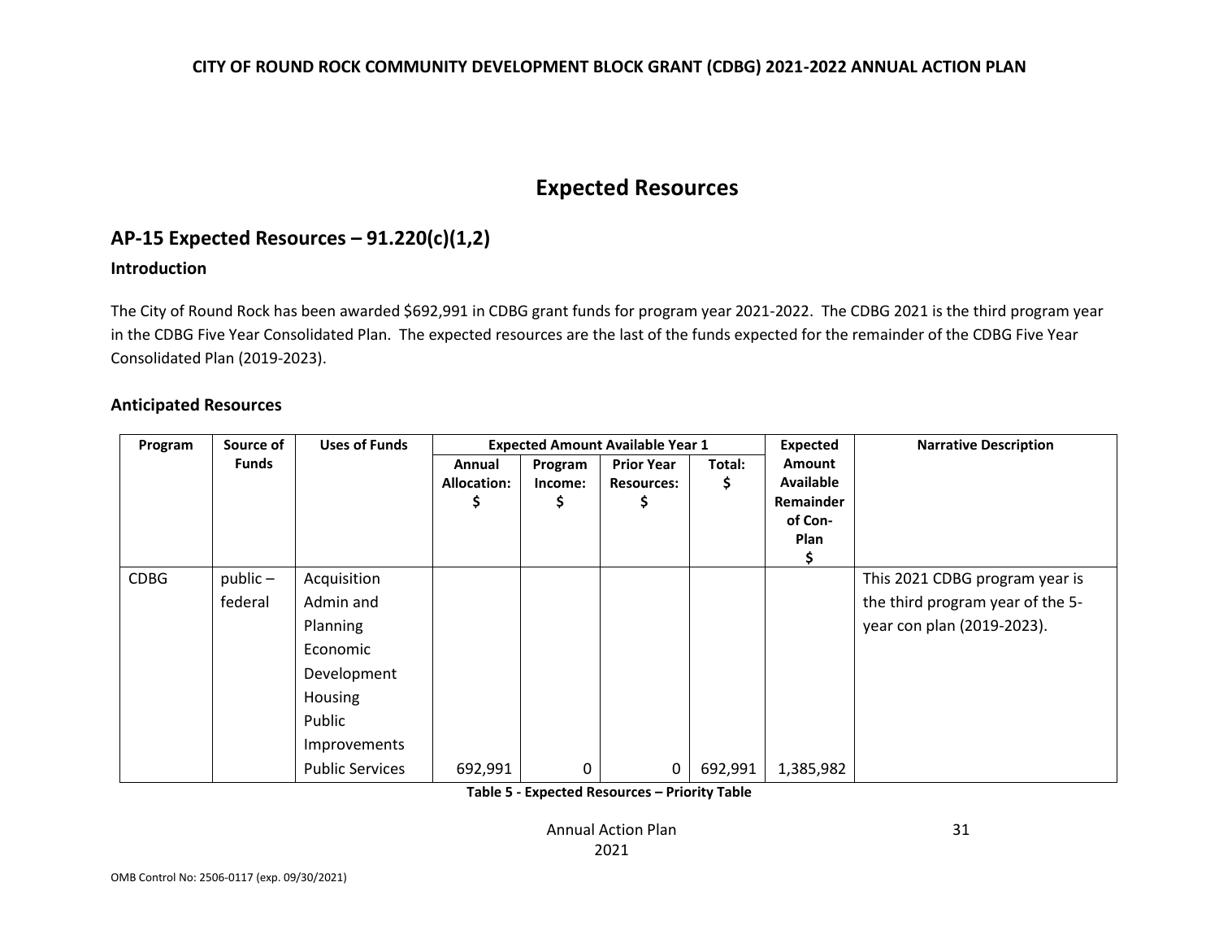# Expected Resources

## AP-15 Expected Resources – 91.220(c)(1,2)

### Introduction

The City of Round Rock has been awarded $692,991 in CDBG grant funds for program year 2021-2022. The CDBG 2021 is the third program year in the CDBG Five Year Consolidated Plan. The expected resources are the last of the funds expected for the remainder of the CDBG Five Year Consolidated Plan (2019-2023).

### Anticipated Resources

| Program | Source of Funds | Uses of Funds | Expected Amount Available Year 1 | | | | Expected Amount Available Remainder of Con-Plan $ | Narrative Description |
|---|---|---|---|---|---|---|---|---|
| | | | Annual Allocation: $ | Program Income: $ | Prior Year Resources: $ | Total: $ | | |
| CDBG | public – federal | Acquisition<br>Admin and Planning<br>Economic Development<br>Housing<br>Public Improvements<br>Public Services | 692,991 | 0 | 0 | 692,991 | 1,385,982 | This 2021 CDBG program year is the third program year of the 5-year con plan (2019-2023). |

**Table 5 - Expected Resources – Priority Table**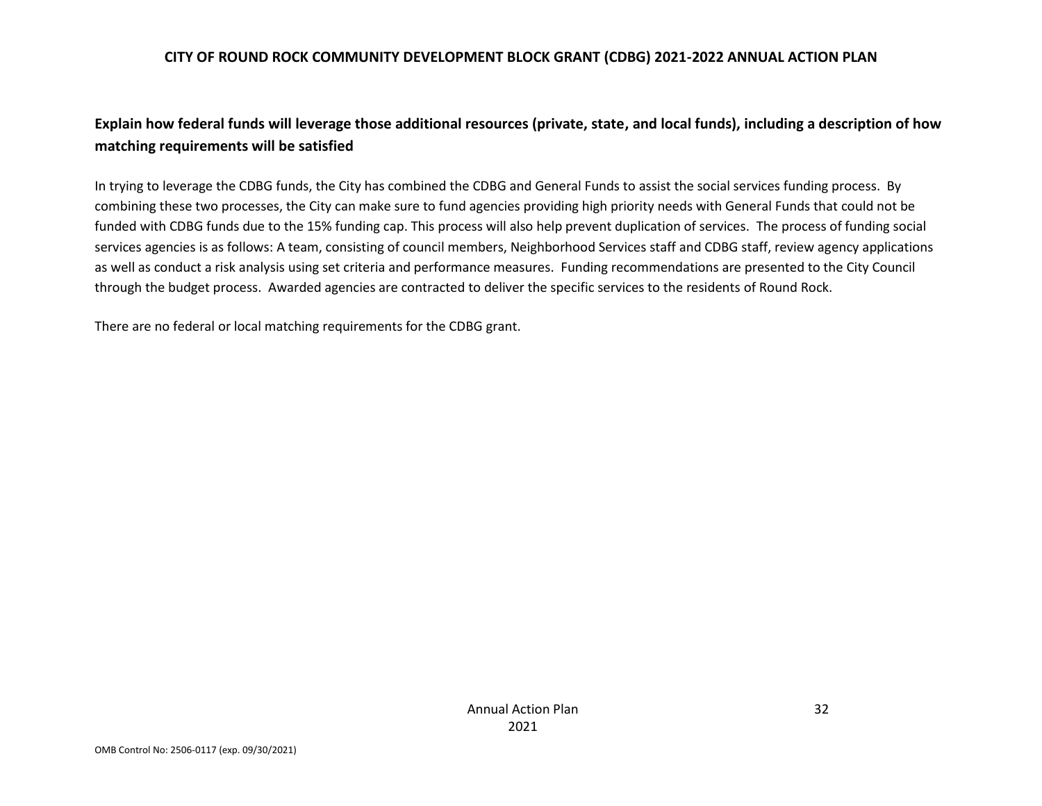**Explain how federal funds will leverage those additional resources (private, state, and local funds), including a description of how matching requirements will be satisfied**

In trying to leverage the CDBG funds, the City has combined the CDBG and General Funds to assist the social services funding process. By combining these two processes, the City can make sure to fund agencies providing high priority needs with General Funds that could not be funded with CDBG funds due to the 15% funding cap. This process will also help prevent duplication of services. The process of funding social services agencies is as follows: A team, consisting of council members, Neighborhood Services staff and CDBG staff, review agency applications as well as conduct a risk analysis using set criteria and performance measures. Funding recommendations are presented to the City Council through the budget process. Awarded agencies are contracted to deliver the specific services to the residents of Round Rock.

There are no federal or local matching requirements for the CDBG grant.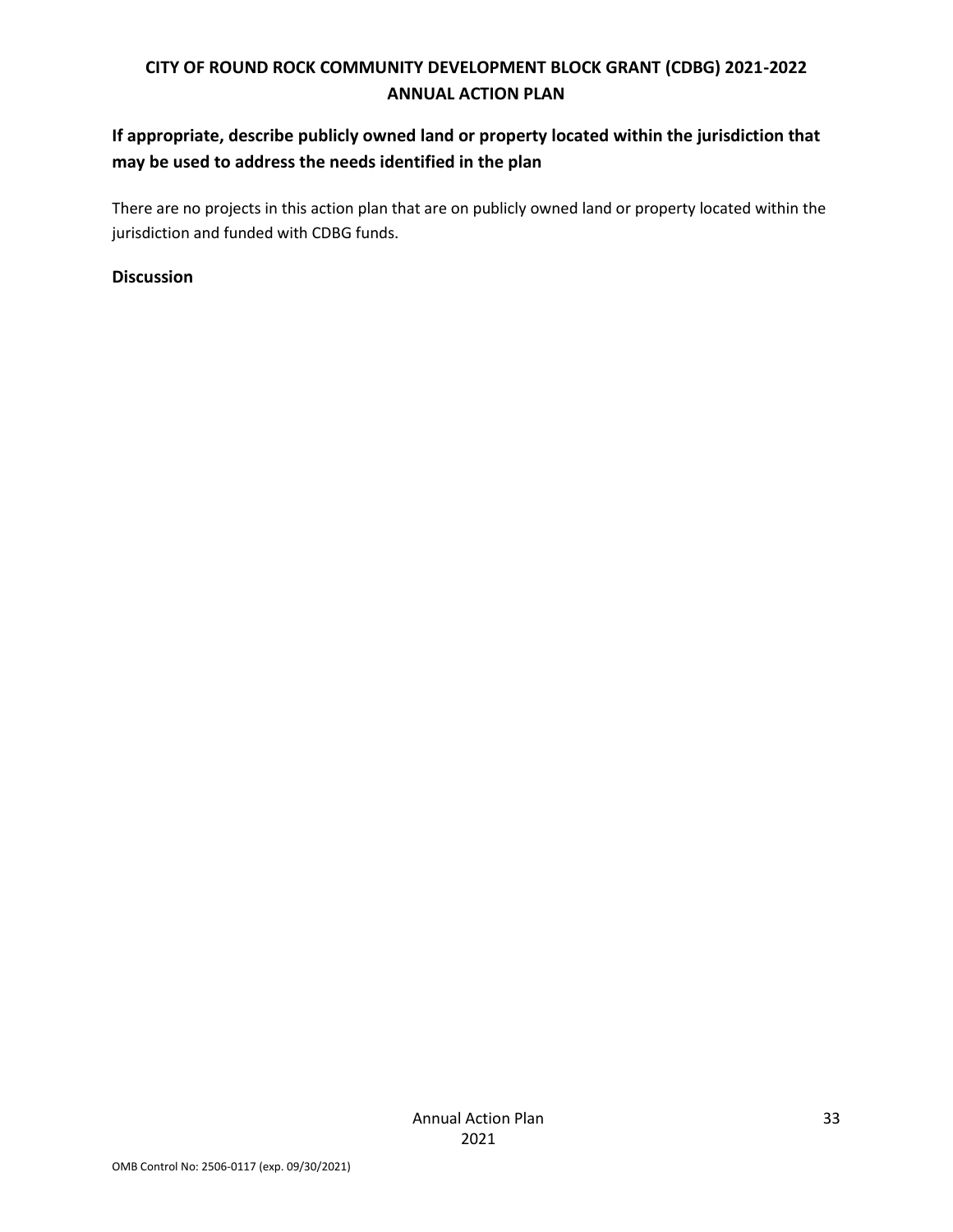**If appropriate, describe publicly owned land or property located within the jurisdiction that may be used to address the needs identified in the plan**

There are no projects in this action plan that are on publicly owned land or property located within the jurisdiction and funded with CDBG funds.

**Discussion**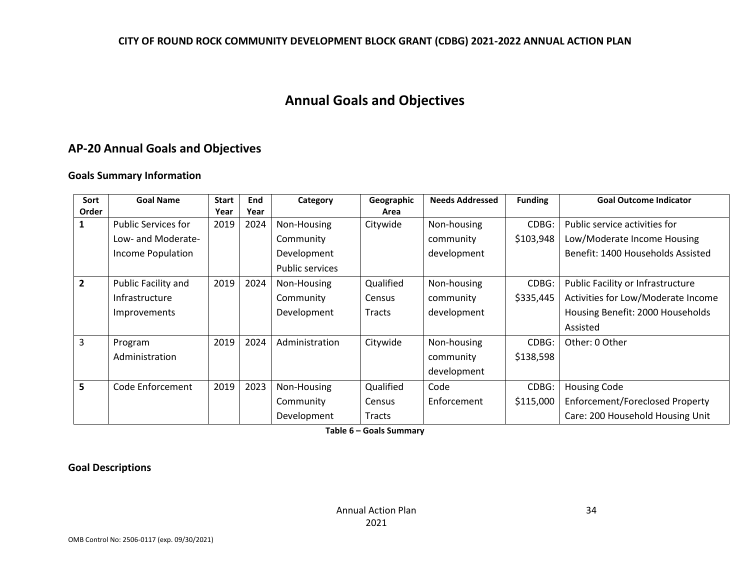# Annual Goals and Objectives

## AP-20 Annual Goals and Objectives

### Goals Summary Information

| Sort Order | Goal Name | Start Year | End Year | Category | Geographic Area | Needs Addressed | Funding | Goal Outcome Indicator |
|---|---|---|---|---|---|---|---|---|
| **1** | Public Services for Low- and Moderate-Income Population | 2019 | 2024 | Non-Housing Community Development Public services | Citywide | Non-housing community development | CDBG: $103,948 | Public service activities for Low/Moderate Income Housing Benefit: 1400 Households Assisted |
| **2** | Public Facility and Infrastructure Improvements | 2019 | 2024 | Non-Housing Community Development | Qualified Census Tracts | Non-housing community development | CDBG: $335,445 | Public Facility or Infrastructure Activities for Low/Moderate Income Housing Benefit: 2000 Households Assisted |
| 3 | Program Administration | 2019 | 2024 | Administration | Citywide | Non-housing community development | CDBG: $138,598 | Other: 0 Other |
| **5** | Code Enforcement | 2019 | 2023 | Non-Housing Community Development | Qualified Census Tracts | Code Enforcement | CDBG: $115,000 | Housing Code Enforcement/Foreclosed Property Care: 200 Household Housing Unit |

**Table 6 – Goals Summary**

### Goal Descriptions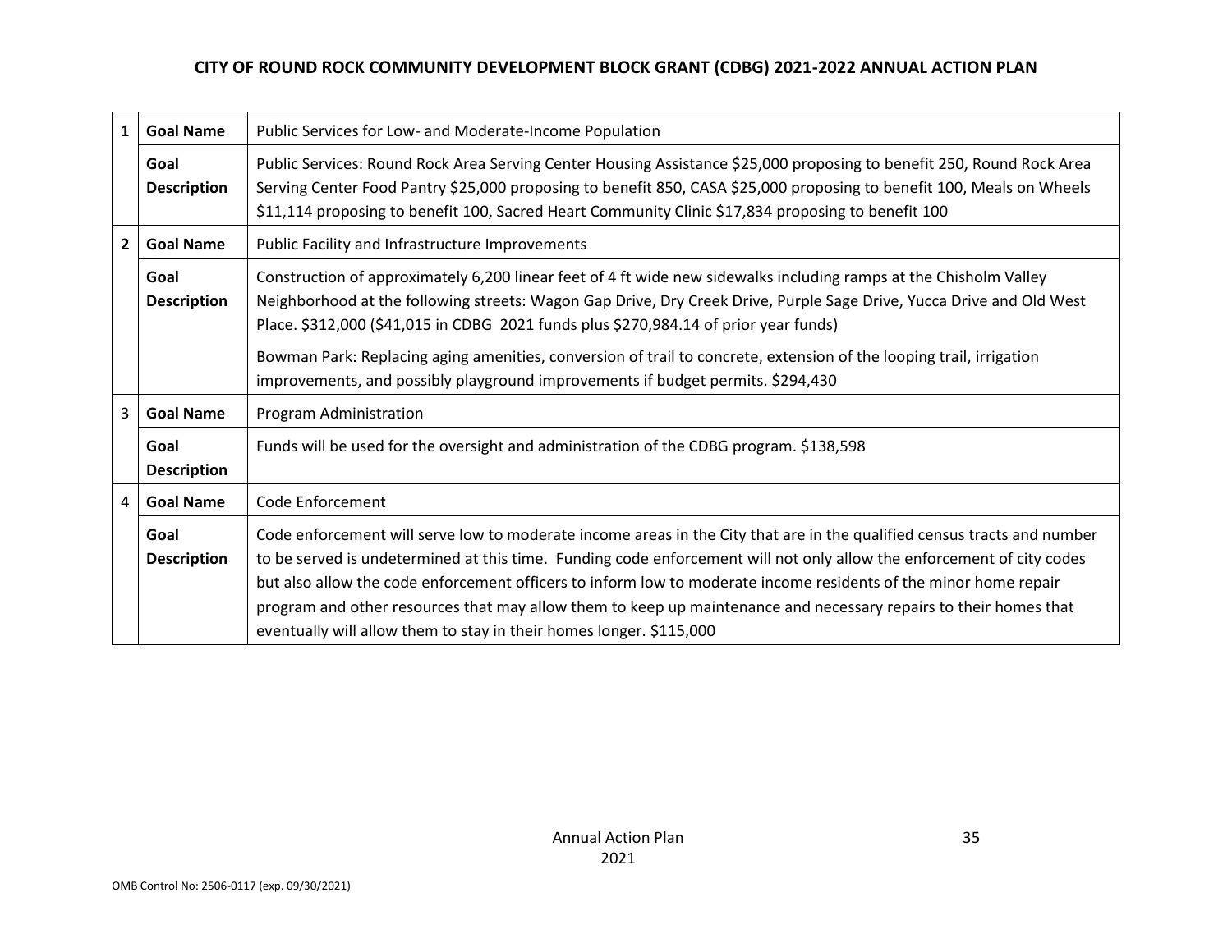**CITY OF ROUND ROCK COMMUNITY DEVELOPMENT BLOCK GRANT (CDBG) 2021-2022 ANNUAL ACTION PLAN**

| | | |
|---|---|---|
| **1** | **Goal Name** | Public Services for Low- and Moderate-Income Population |
| | **Goal Description** | Public Services: Round Rock Area Serving Center Housing Assistance $25,000 proposing to benefit 250, Round Rock Area Serving Center Food Pantry $25,000 proposing to benefit 850, CASA $25,000 proposing to benefit 100, Meals on Wheels $11,114 proposing to benefit 100, Sacred Heart Community Clinic $17,834 proposing to benefit 100 |
| **2** | **Goal Name** | Public Facility and Infrastructure Improvements |
| | **Goal Description** | Construction of approximately 6,200 linear feet of 4 ft wide new sidewalks including ramps at the Chisholm Valley Neighborhood at the following streets: Wagon Gap Drive, Dry Creek Drive, Purple Sage Drive, Yucca Drive and Old West Place. $312,000 ($41,015 in CDBG 2021 funds plus $270,984.14 of prior year funds)<br><br>Bowman Park: Replacing aging amenities, conversion of trail to concrete, extension of the looping trail, irrigation improvements, and possibly playground improvements if budget permits. $294,430 |
| 3 | **Goal Name** | Program Administration |
| | **Goal Description** | Funds will be used for the oversight and administration of the CDBG program. $138,598 |
| 4 | **Goal Name** | Code Enforcement |
| | **Goal Description** | Code enforcement will serve low to moderate income areas in the City that are in the qualified census tracts and number to be served is undetermined at this time. Funding code enforcement will not only allow the enforcement of city codes but also allow the code enforcement officers to inform low to moderate income residents of the minor home repair program and other resources that may allow them to keep up maintenance and necessary repairs to their homes that eventually will allow them to stay in their homes longer. $115,000 |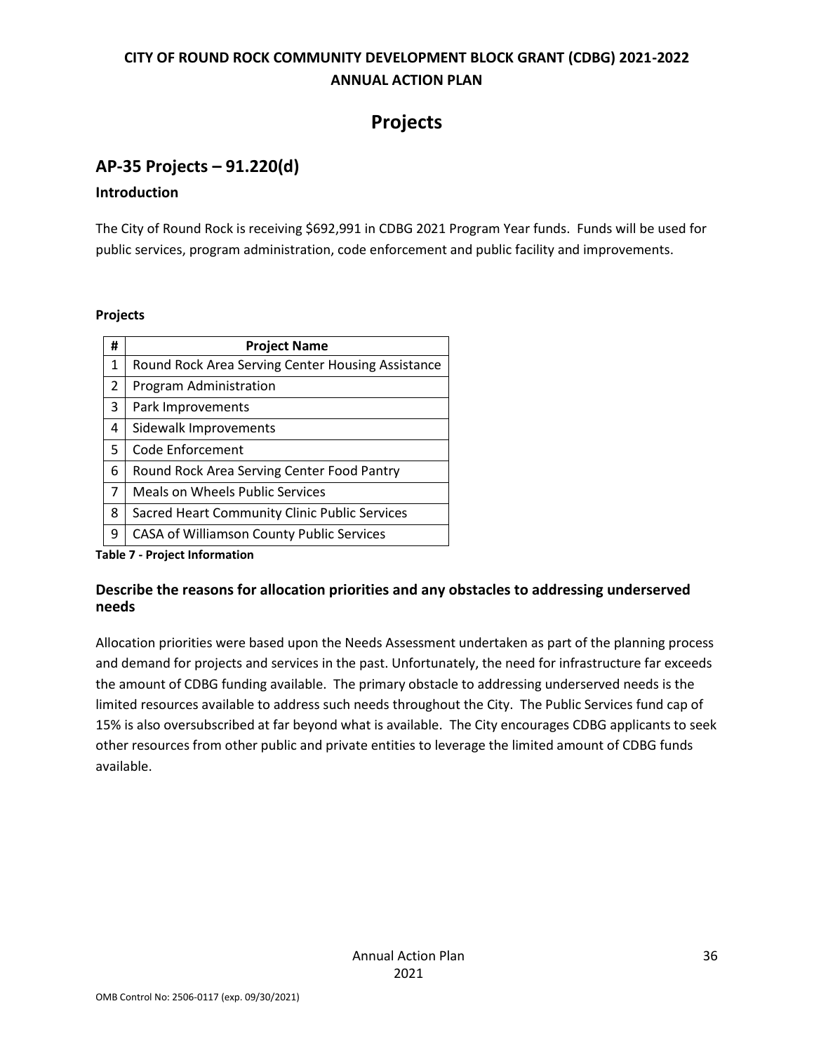# Projects

## AP-35 Projects – 91.220(d)

### Introduction

The City of Round Rock is receiving $692,991 in CDBG 2021 Program Year funds. Funds will be used for public services, program administration, code enforcement and public facility and improvements.

**Projects**

| # | Project Name |
|---|---|
| 1 | Round Rock Area Serving Center Housing Assistance |
| 2 | Program Administration |
| 3 | Park Improvements |
| 4 | Sidewalk Improvements |
| 5 | Code Enforcement |
| 6 | Round Rock Area Serving Center Food Pantry |
| 7 | Meals on Wheels Public Services |
| 8 | Sacred Heart Community Clinic Public Services |
| 9 | CASA of Williamson County Public Services |

**Table 7 - Project Information**

### Describe the reasons for allocation priorities and any obstacles to addressing underserved needs

Allocation priorities were based upon the Needs Assessment undertaken as part of the planning process and demand for projects and services in the past. Unfortunately, the need for infrastructure far exceeds the amount of CDBG funding available. The primary obstacle to addressing underserved needs is the limited resources available to address such needs throughout the City. The Public Services fund cap of 15% is also oversubscribed at far beyond what is available. The City encourages CDBG applicants to seek other resources from other public and private entities to leverage the limited amount of CDBG funds available.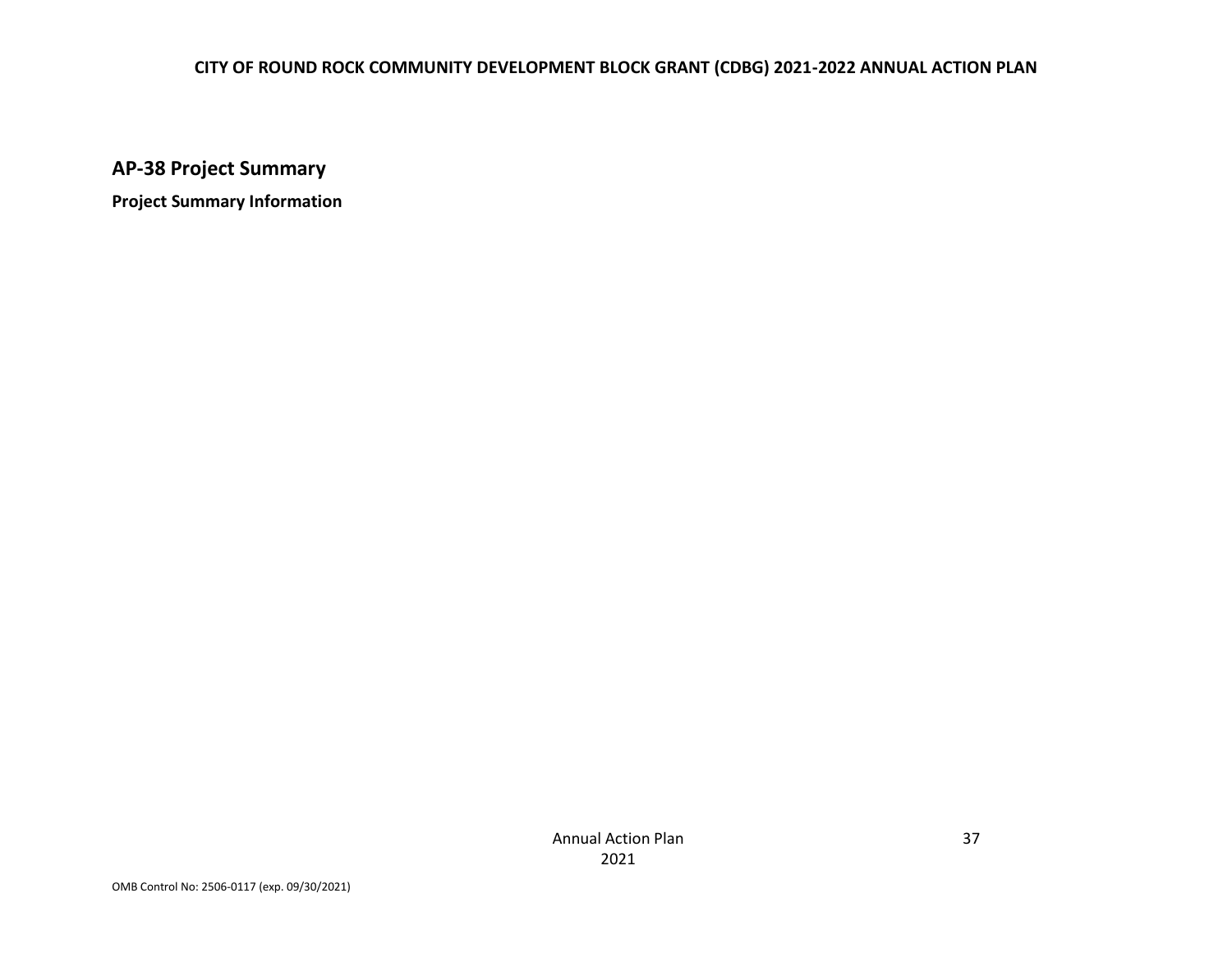## AP-38 Project Summary

**Project Summary Information**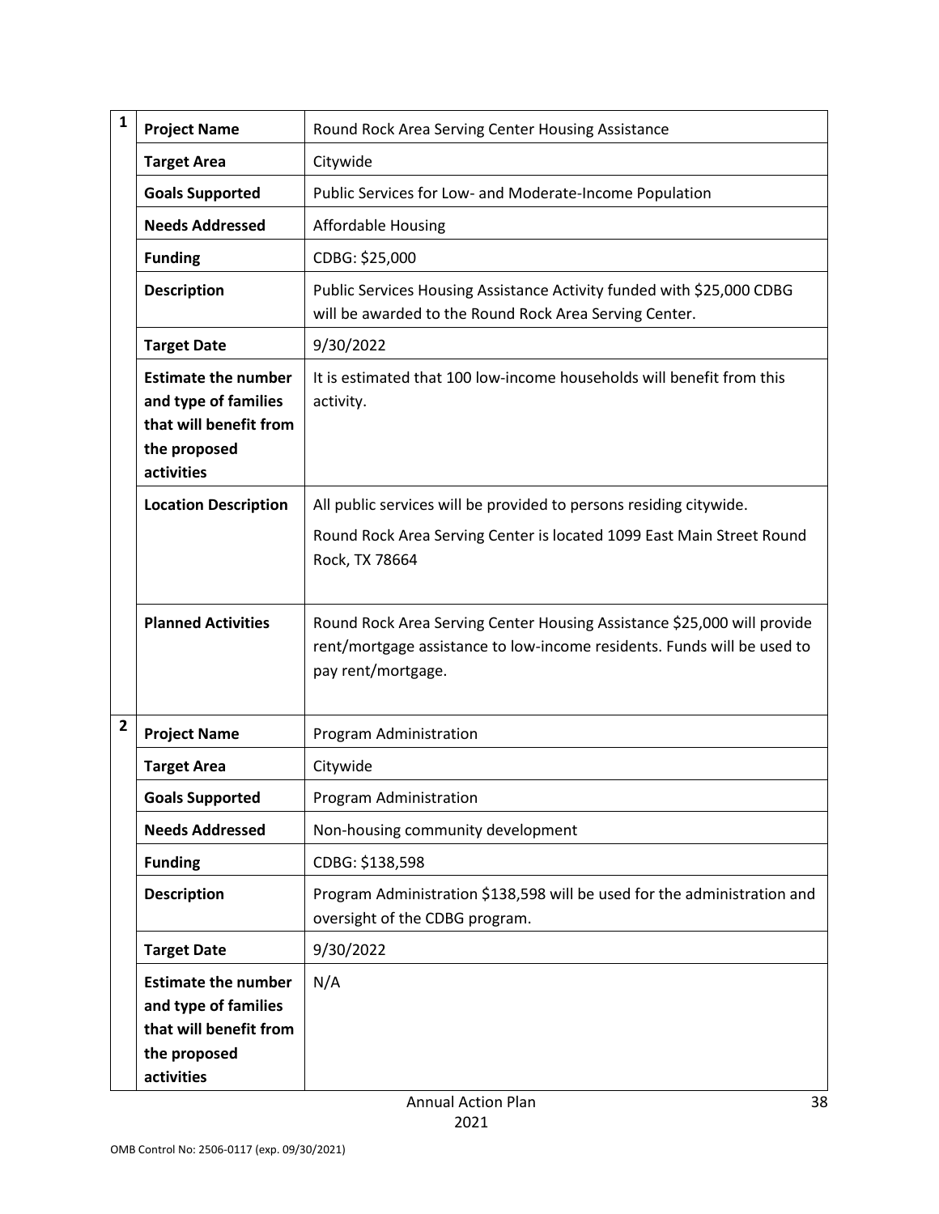| | | |
|---|---|---|
| **1** | **Project Name** | Round Rock Area Serving Center Housing Assistance |
| | **Target Area** | Citywide |
| | **Goals Supported** | Public Services for Low- and Moderate-Income Population |
| | **Needs Addressed** | Affordable Housing |
| | **Funding** | CDBG: $25,000 |
| | **Description** | Public Services Housing Assistance Activity funded with $25,000 CDBG will be awarded to the Round Rock Area Serving Center. |
| | **Target Date** | 9/30/2022 |
| | **Estimate the number and type of families that will benefit from the proposed activities** | It is estimated that 100 low-income households will benefit from this activity. |
| | **Location Description** | All public services will be provided to persons residing citywide.<br><br>Round Rock Area Serving Center is located 1099 East Main Street Round Rock, TX 78664 |
| | **Planned Activities** | Round Rock Area Serving Center Housing Assistance $25,000 will provide rent/mortgage assistance to low-income residents. Funds will be used to pay rent/mortgage. |
| **2** | **Project Name** | Program Administration |
| | **Target Area** | Citywide |
| | **Goals Supported** | Program Administration |
| | **Needs Addressed** | Non-housing community development |
| | **Funding** | CDBG: $138,598 |
| | **Description** | Program Administration $138,598 will be used for the administration and oversight of the CDBG program. |
| | **Target Date** | 9/30/2022 |
| | **Estimate the number and type of families that will benefit from the proposed activities** | N/A |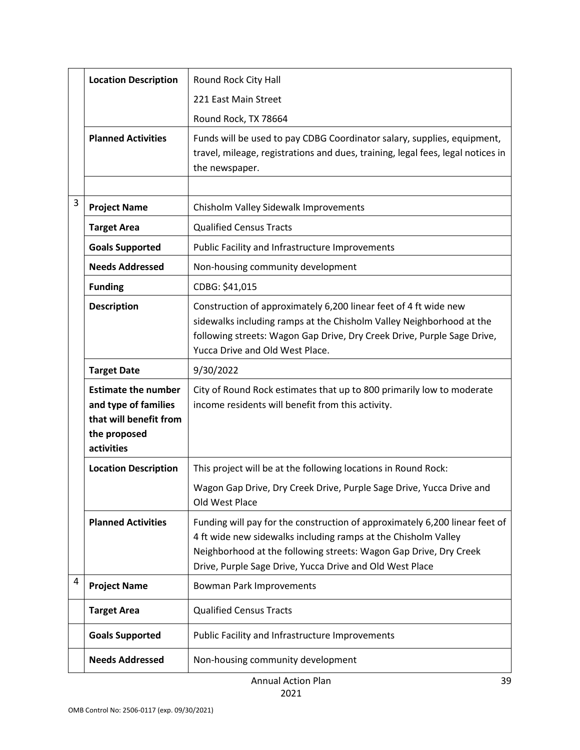| | | |
|---|---|---|
| | **Location Description** | Round Rock City Hall<br>221 East Main Street<br>Round Rock, TX 78664 |
| | **Planned Activities** | Funds will be used to pay CDBG Coordinator salary, supplies, equipment, travel, mileage, registrations and dues, training, legal fees, legal notices in the newspaper. |
| | | |
| 3 | **Project Name** | Chisholm Valley Sidewalk Improvements |
| | **Target Area** | Qualified Census Tracts |
| | **Goals Supported** | Public Facility and Infrastructure Improvements |
| | **Needs Addressed** | Non-housing community development |
| | **Funding** | CDBG: $41,015 |
| | **Description** | Construction of approximately 6,200 linear feet of 4 ft wide new sidewalks including ramps at the Chisholm Valley Neighborhood at the following streets: Wagon Gap Drive, Dry Creek Drive, Purple Sage Drive, Yucca Drive and Old West Place. |
| | **Target Date** | 9/30/2022 |
| | **Estimate the number and type of families that will benefit from the proposed activities** | City of Round Rock estimates that up to 800 primarily low to moderate income residents will benefit from this activity. |
| | **Location Description** | This project will be at the following locations in Round Rock:<br>Wagon Gap Drive, Dry Creek Drive, Purple Sage Drive, Yucca Drive and Old West Place |
| | **Planned Activities** | Funding will pay for the construction of approximately 6,200 linear feet of 4 ft wide new sidewalks including ramps at the Chisholm Valley Neighborhood at the following streets: Wagon Gap Drive, Dry Creek Drive, Purple Sage Drive, Yucca Drive and Old West Place |
| 4 | **Project Name** | Bowman Park Improvements |
| | **Target Area** | Qualified Census Tracts |
| | **Goals Supported** | Public Facility and Infrastructure Improvements |
| | **Needs Addressed** | Non-housing community development |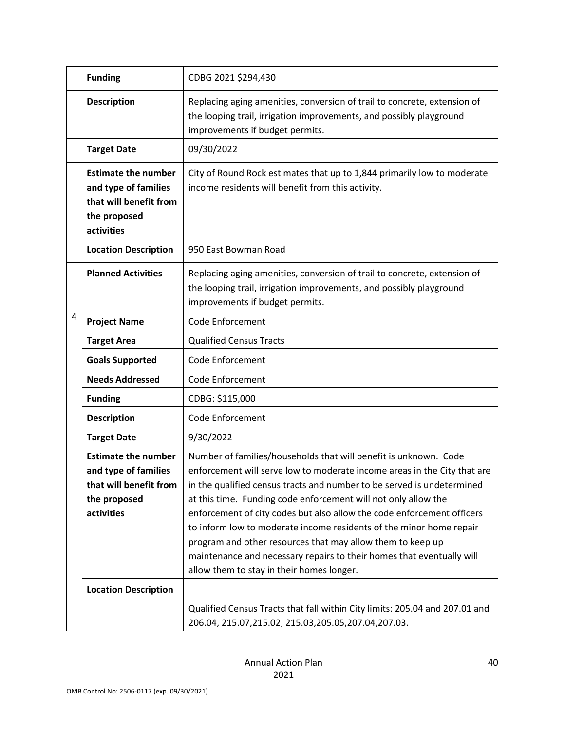| | | |
|---|---|---|
| | **Funding** | CDBG 2021 $294,430 |
| | **Description** | Replacing aging amenities, conversion of trail to concrete, extension of the looping trail, irrigation improvements, and possibly playground improvements if budget permits. |
| | **Target Date** | 09/30/2022 |
| | **Estimate the number and type of families that will benefit from the proposed activities** | City of Round Rock estimates that up to 1,844 primarily low to moderate income residents will benefit from this activity. |
| | **Location Description** | 950 East Bowman Road |
| | **Planned Activities** | Replacing aging amenities, conversion of trail to concrete, extension of the looping trail, irrigation improvements, and possibly playground improvements if budget permits. |
| 4 | **Project Name** | Code Enforcement |
| | **Target Area** | Qualified Census Tracts |
| | **Goals Supported** | Code Enforcement |
| | **Needs Addressed** | Code Enforcement |
| | **Funding** | CDBG: $115,000 |
| | **Description** | Code Enforcement |
| | **Target Date** | 9/30/2022 |
| | **Estimate the number and type of families that will benefit from the proposed activities** | Number of families/households that will benefit is unknown. Code enforcement will serve low to moderate income areas in the City that are in the qualified census tracts and number to be served is undetermined at this time. Funding code enforcement will not only allow the enforcement of city codes but also allow the code enforcement officers to inform low to moderate income residents of the minor home repair program and other resources that may allow them to keep up maintenance and necessary repairs to their homes that eventually will allow them to stay in their homes longer. |
| | **Location Description** | Qualified Census Tracts that fall within City limits: 205.04 and 207.01 and 206.04, 215.07,215.02, 215.03,205.05,207.04,207.03. |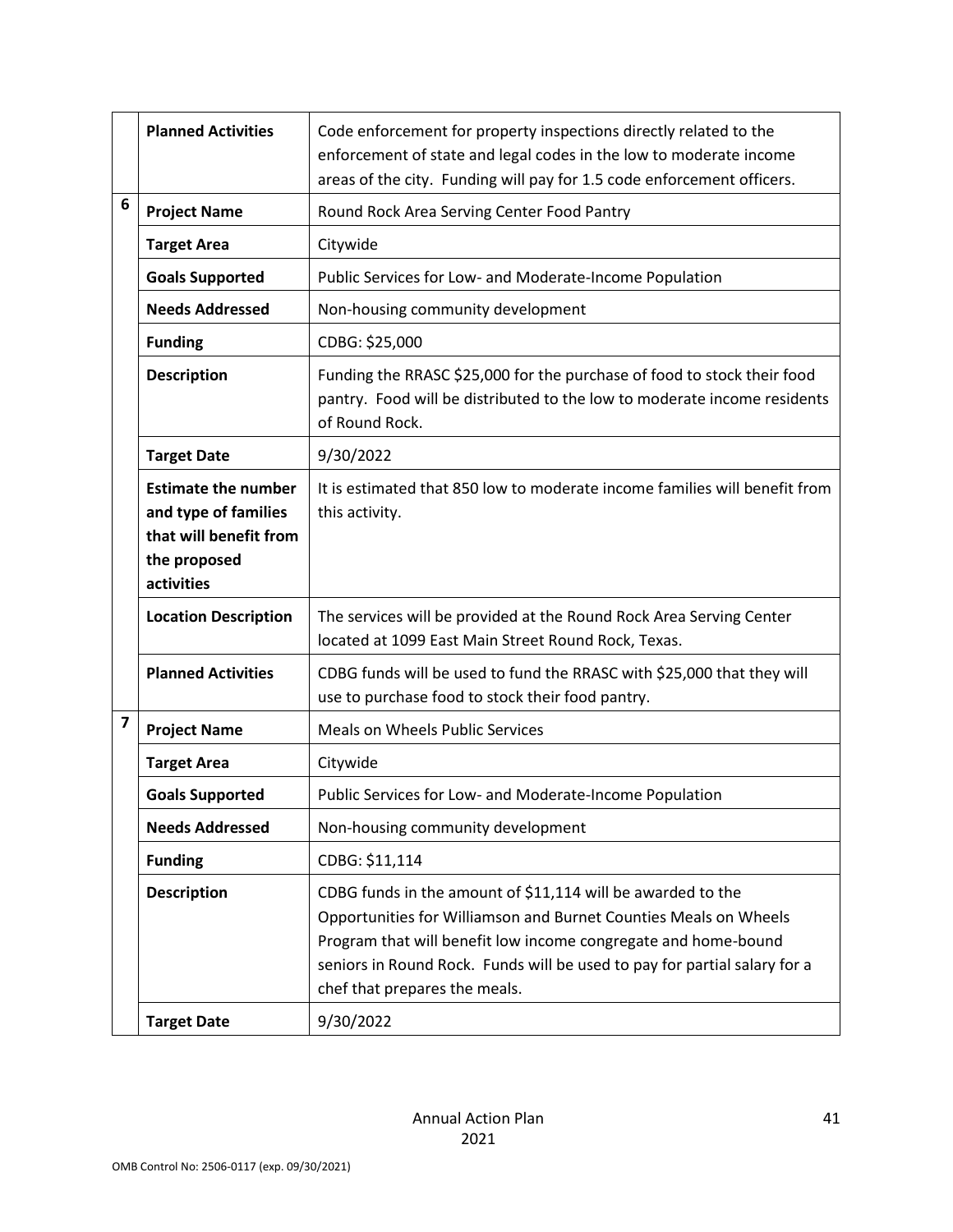| | | |
|---|---|---|
| | **Planned Activities** | Code enforcement for property inspections directly related to the enforcement of state and legal codes in the low to moderate income areas of the city. Funding will pay for 1.5 code enforcement officers. |
| 6 | **Project Name** | Round Rock Area Serving Center Food Pantry |
| | **Target Area** | Citywide |
| | **Goals Supported** | Public Services for Low- and Moderate-Income Population |
| | **Needs Addressed** | Non-housing community development |
| | **Funding** | CDBG: $25,000 |
| | **Description** | Funding the RRASC $25,000 for the purchase of food to stock their food pantry. Food will be distributed to the low to moderate income residents of Round Rock. |
| | **Target Date** | 9/30/2022 |
| | **Estimate the number and type of families that will benefit from the proposed activities** | It is estimated that 850 low to moderate income families will benefit from this activity. |
| | **Location Description** | The services will be provided at the Round Rock Area Serving Center located at 1099 East Main Street Round Rock, Texas. |
| | **Planned Activities** | CDBG funds will be used to fund the RRASC with $25,000 that they will use to purchase food to stock their food pantry. |
| 7 | **Project Name** | Meals on Wheels Public Services |
| | **Target Area** | Citywide |
| | **Goals Supported** | Public Services for Low- and Moderate-Income Population |
| | **Needs Addressed** | Non-housing community development |
| | **Funding** | CDBG: $11,114 |
| | **Description** | CDBG funds in the amount of $11,114 will be awarded to the Opportunities for Williamson and Burnet Counties Meals on Wheels Program that will benefit low income congregate and home-bound seniors in Round Rock. Funds will be used to pay for partial salary for a chef that prepares the meals. |
| | **Target Date** | 9/30/2022 |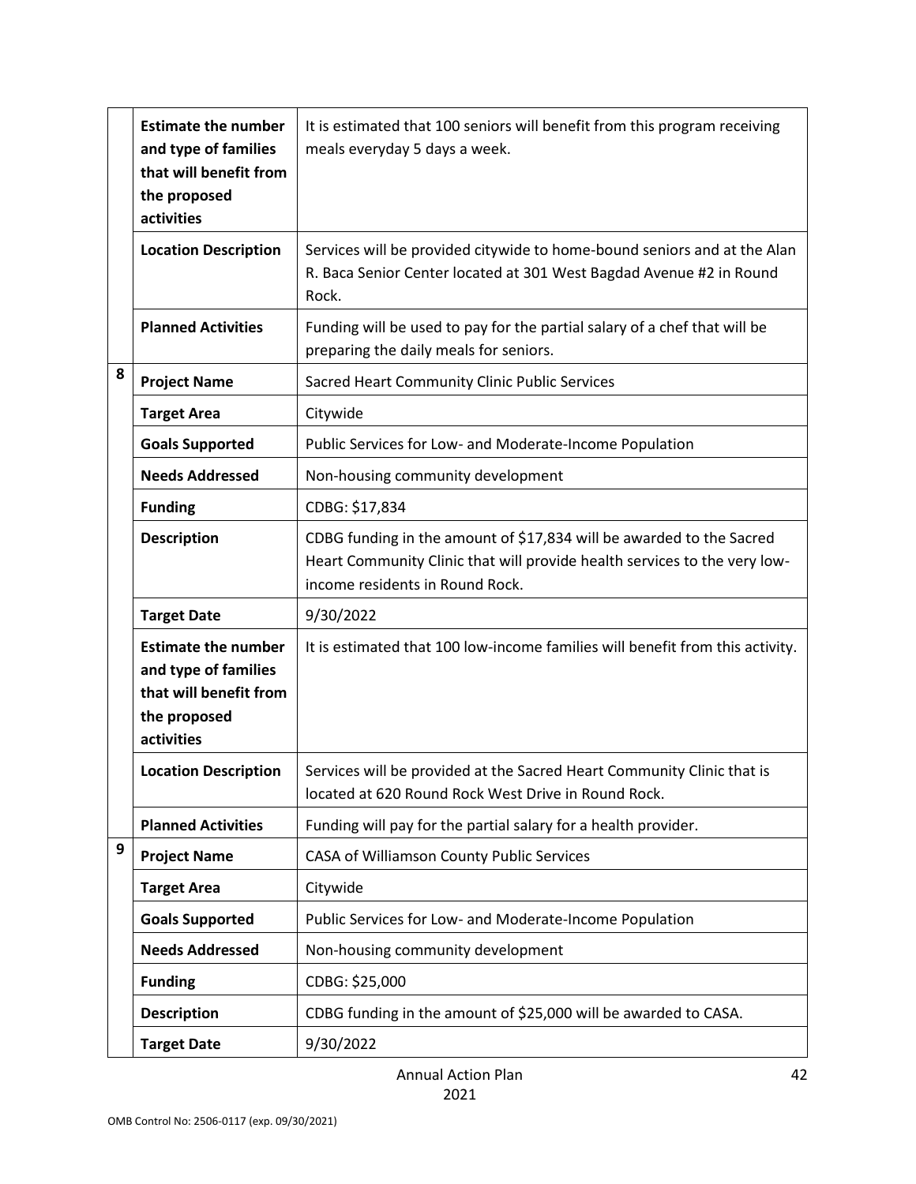| | | |
|---|---|---|
| | **Estimate the number and type of families that will benefit from the proposed activities** | It is estimated that 100 seniors will benefit from this program receiving meals everyday 5 days a week. |
| | **Location Description** | Services will be provided citywide to home-bound seniors and at the Alan R. Baca Senior Center located at 301 West Bagdad Avenue #2 in Round Rock. |
| | **Planned Activities** | Funding will be used to pay for the partial salary of a chef that will be preparing the daily meals for seniors. |
| 8 | **Project Name** | Sacred Heart Community Clinic Public Services |
| | **Target Area** | Citywide |
| | **Goals Supported** | Public Services for Low- and Moderate-Income Population |
| | **Needs Addressed** | Non-housing community development |
| | **Funding** | CDBG: $17,834 |
| | **Description** | CDBG funding in the amount of $17,834 will be awarded to the Sacred Heart Community Clinic that will provide health services to the very low-income residents in Round Rock. |
| | **Target Date** | 9/30/2022 |
| | **Estimate the number and type of families that will benefit from the proposed activities** | It is estimated that 100 low-income families will benefit from this activity. |
| | **Location Description** | Services will be provided at the Sacred Heart Community Clinic that is located at 620 Round Rock West Drive in Round Rock. |
| | **Planned Activities** | Funding will pay for the partial salary for a health provider. |
| 9 | **Project Name** | CASA of Williamson County Public Services |
| | **Target Area** | Citywide |
| | **Goals Supported** | Public Services for Low- and Moderate-Income Population |
| | **Needs Addressed** | Non-housing community development |
| | **Funding** | CDBG: $25,000 |
| | **Description** | CDBG funding in the amount of $25,000 will be awarded to CASA. |
| | **Target Date** | 9/30/2022 |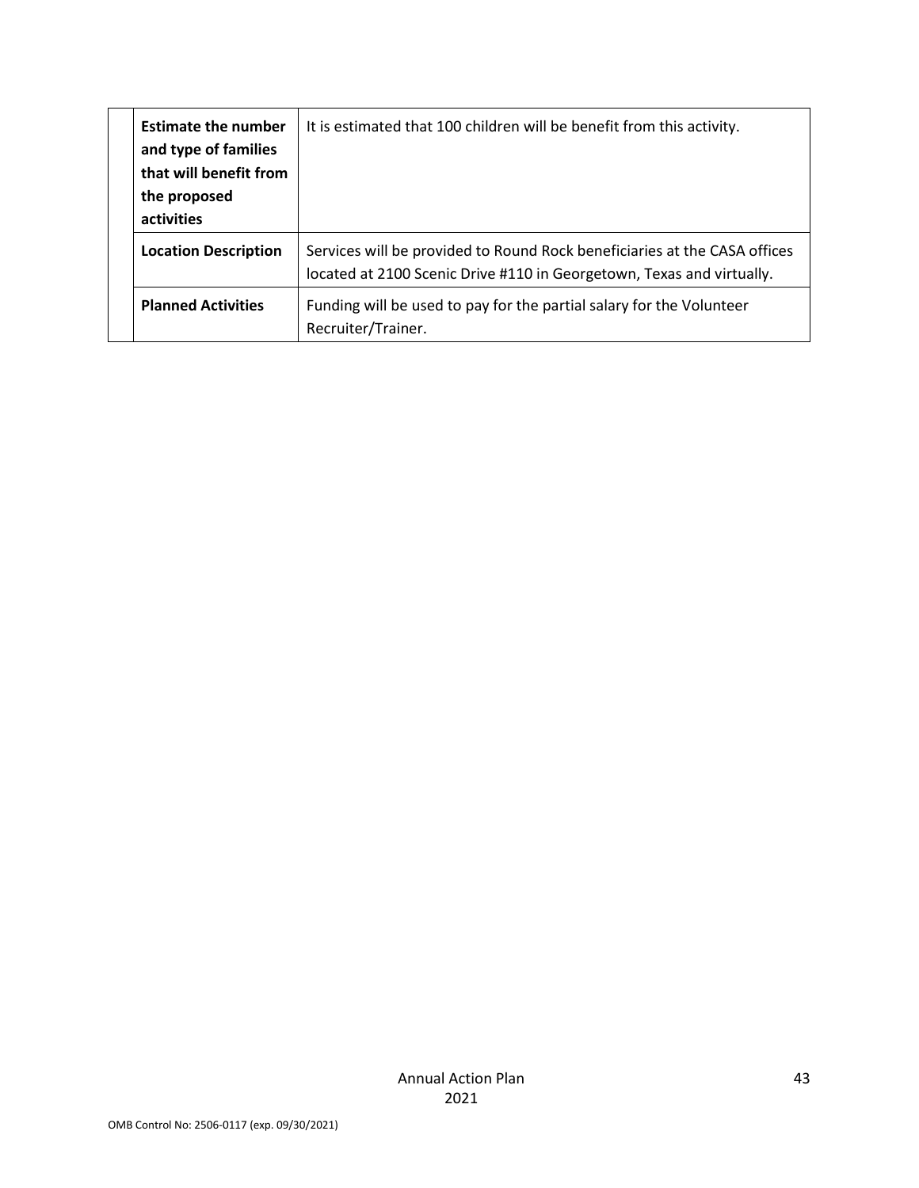| | | |
|---|---|---|
| | **Estimate the number and type of families that will benefit from the proposed activities** | It is estimated that 100 children will be benefit from this activity. |
| | **Location Description** | Services will be provided to Round Rock beneficiaries at the CASA offices located at 2100 Scenic Drive #110 in Georgetown, Texas and virtually. |
| | **Planned Activities** | Funding will be used to pay for the partial salary for the Volunteer Recruiter/Trainer. |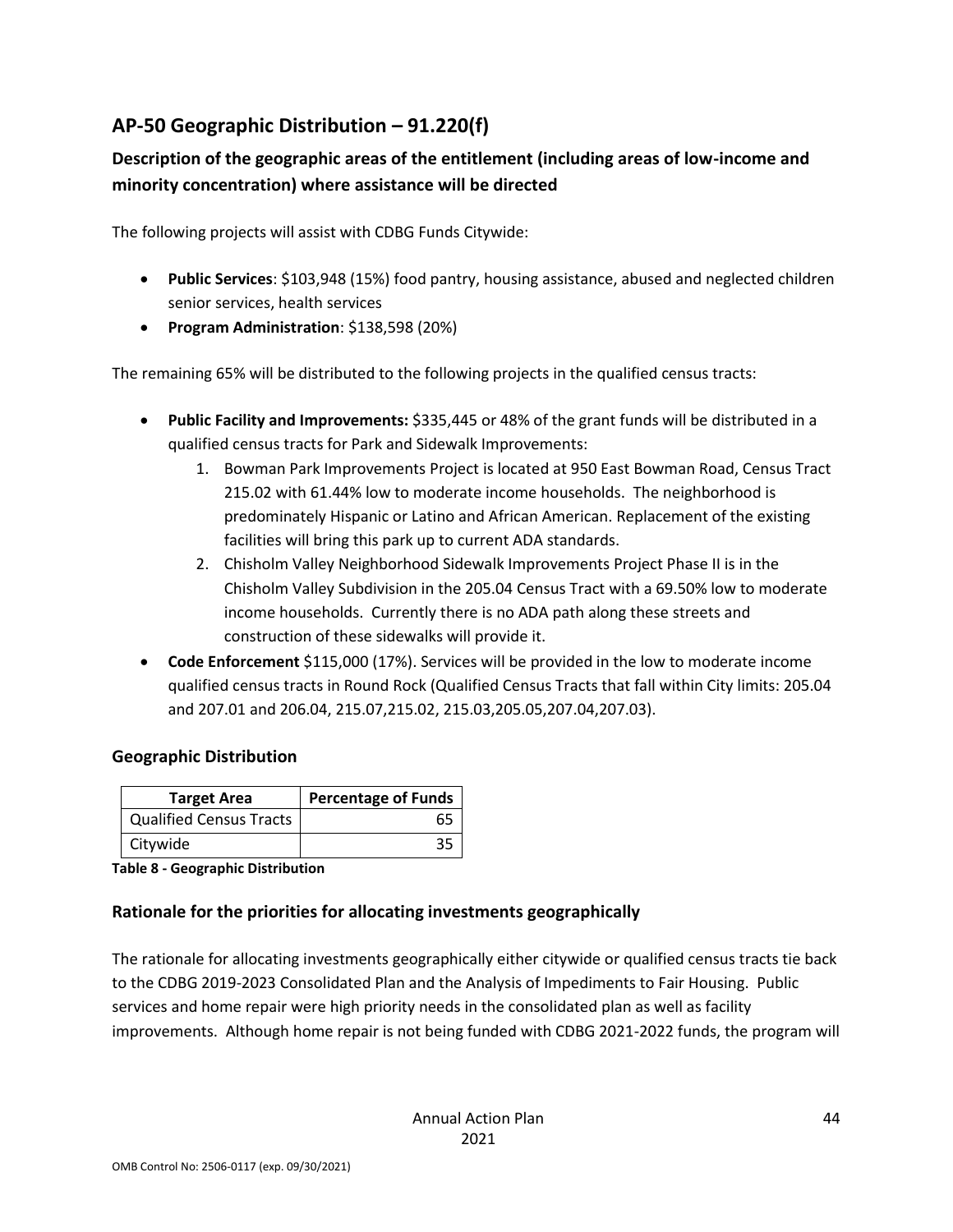## AP-50 Geographic Distribution – 91.220(f)

### Description of the geographic areas of the entitlement (including areas of low-income and minority concentration) where assistance will be directed

The following projects will assist with CDBG Funds Citywide:

- **Public Services**: $103,948 (15%) food pantry, housing assistance, abused and neglected children senior services, health services
- **Program Administration**: $138,598 (20%)

The remaining 65% will be distributed to the following projects in the qualified census tracts:

- **Public Facility and Improvements:** $335,445 or 48% of the grant funds will be distributed in a qualified census tracts for Park and Sidewalk Improvements:
    1. Bowman Park Improvements Project is located at 950 East Bowman Road, Census Tract 215.02 with 61.44% low to moderate income households. The neighborhood is predominately Hispanic or Latino and African American. Replacement of the existing facilities will bring this park up to current ADA standards.
    2. Chisholm Valley Neighborhood Sidewalk Improvements Project Phase II is in the Chisholm Valley Subdivision in the 205.04 Census Tract with a 69.50% low to moderate income households. Currently there is no ADA path along these streets and construction of these sidewalks will provide it.
- **Code Enforcement** $115,000 (17%). Services will be provided in the low to moderate income qualified census tracts in Round Rock (Qualified Census Tracts that fall within City limits: 205.04 and 207.01 and 206.04, 215.07,215.02, 215.03,205.05,207.04,207.03).

### Geographic Distribution

| Target Area | Percentage of Funds |
|---|---|
| Qualified Census Tracts | 65 |
| Citywide | 35 |

**Table 8 - Geographic Distribution**

### Rationale for the priorities for allocating investments geographically

The rationale for allocating investments geographically either citywide or qualified census tracts tie back to the CDBG 2019-2023 Consolidated Plan and the Analysis of Impediments to Fair Housing. Public services and home repair were high priority needs in the consolidated plan as well as facility improvements. Although home repair is not being funded with CDBG 2021-2022 funds, the program will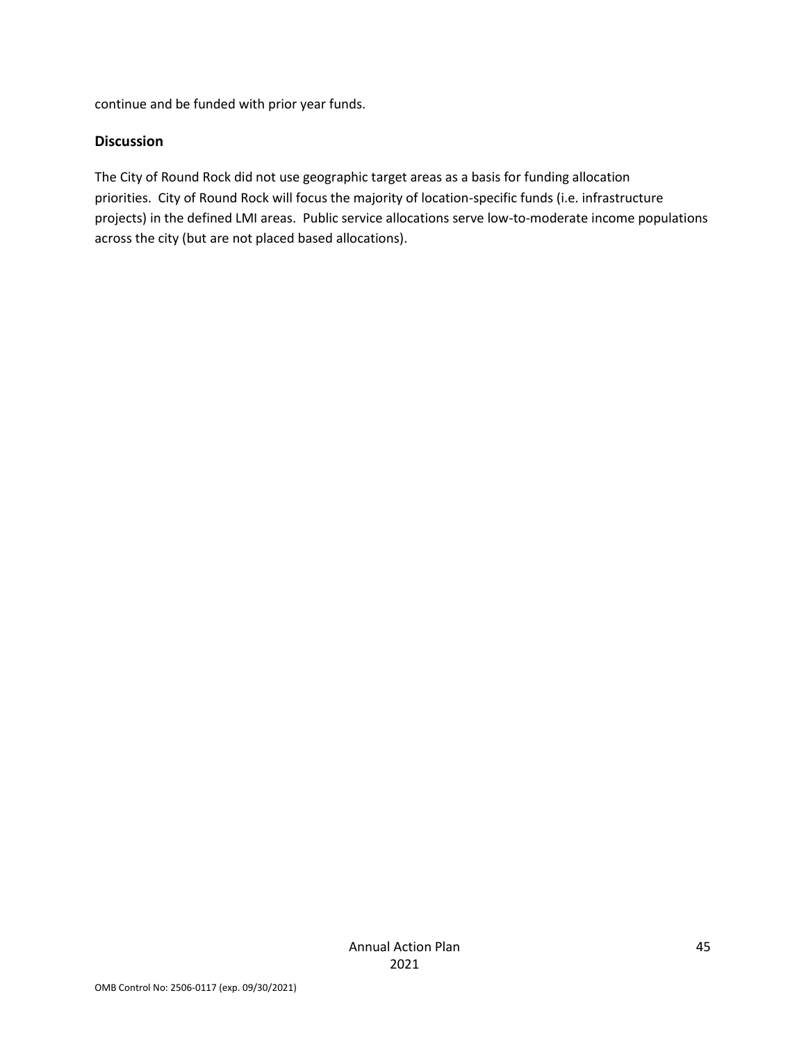continue and be funded with prior year funds.

## Discussion

The City of Round Rock did not use geographic target areas as a basis for funding allocation priorities. City of Round Rock will focus the majority of location-specific funds (i.e. infrastructure projects) in the defined LMI areas. Public service allocations serve low-to-moderate income populations across the city (but are not placed based allocations).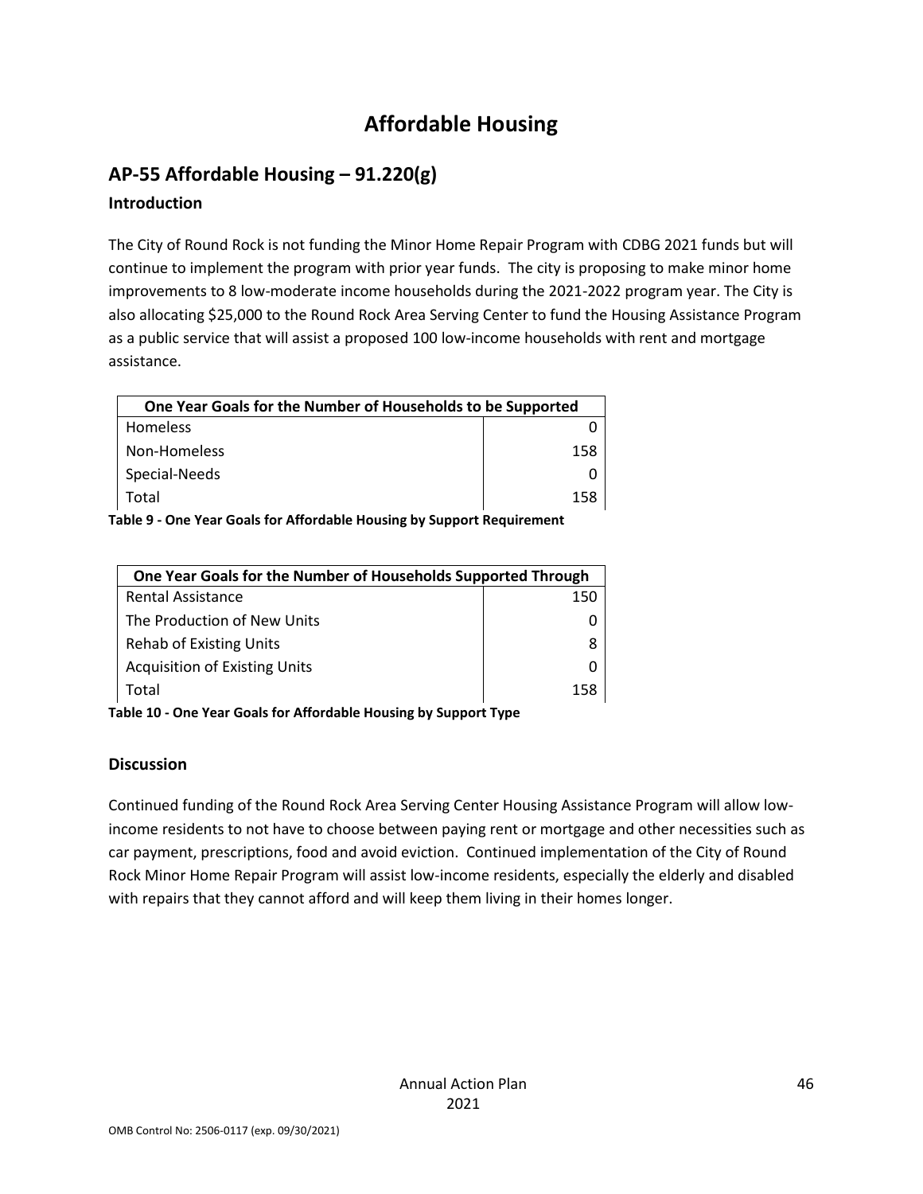# Affordable Housing

## AP-55 Affordable Housing – 91.220(g)

### Introduction

The City of Round Rock is not funding the Minor Home Repair Program with CDBG 2021 funds but will continue to implement the program with prior year funds. The city is proposing to make minor home improvements to 8 low-moderate income households during the 2021-2022 program year. The City is also allocating $25,000 to the Round Rock Area Serving Center to fund the Housing Assistance Program as a public service that will assist a proposed 100 low-income households with rent and mortgage assistance.

| One Year Goals for the Number of Households to be Supported | |
|---|---|
| Homeless | 0 |
| Non-Homeless | 158 |
| Special-Needs | 0 |
| Total | 158 |

**Table 9 - One Year Goals for Affordable Housing by Support Requirement**

| One Year Goals for the Number of Households Supported Through | |
|---|---|
| Rental Assistance | 150 |
| The Production of New Units | 0 |
| Rehab of Existing Units | 8 |
| Acquisition of Existing Units | 0 |
| Total | 158 |

**Table 10 - One Year Goals for Affordable Housing by Support Type**

### Discussion

Continued funding of the Round Rock Area Serving Center Housing Assistance Program will allow low-income residents to not have to choose between paying rent or mortgage and other necessities such as car payment, prescriptions, food and avoid eviction. Continued implementation of the City of Round Rock Minor Home Repair Program will assist low-income residents, especially the elderly and disabled with repairs that they cannot afford and will keep them living in their homes longer.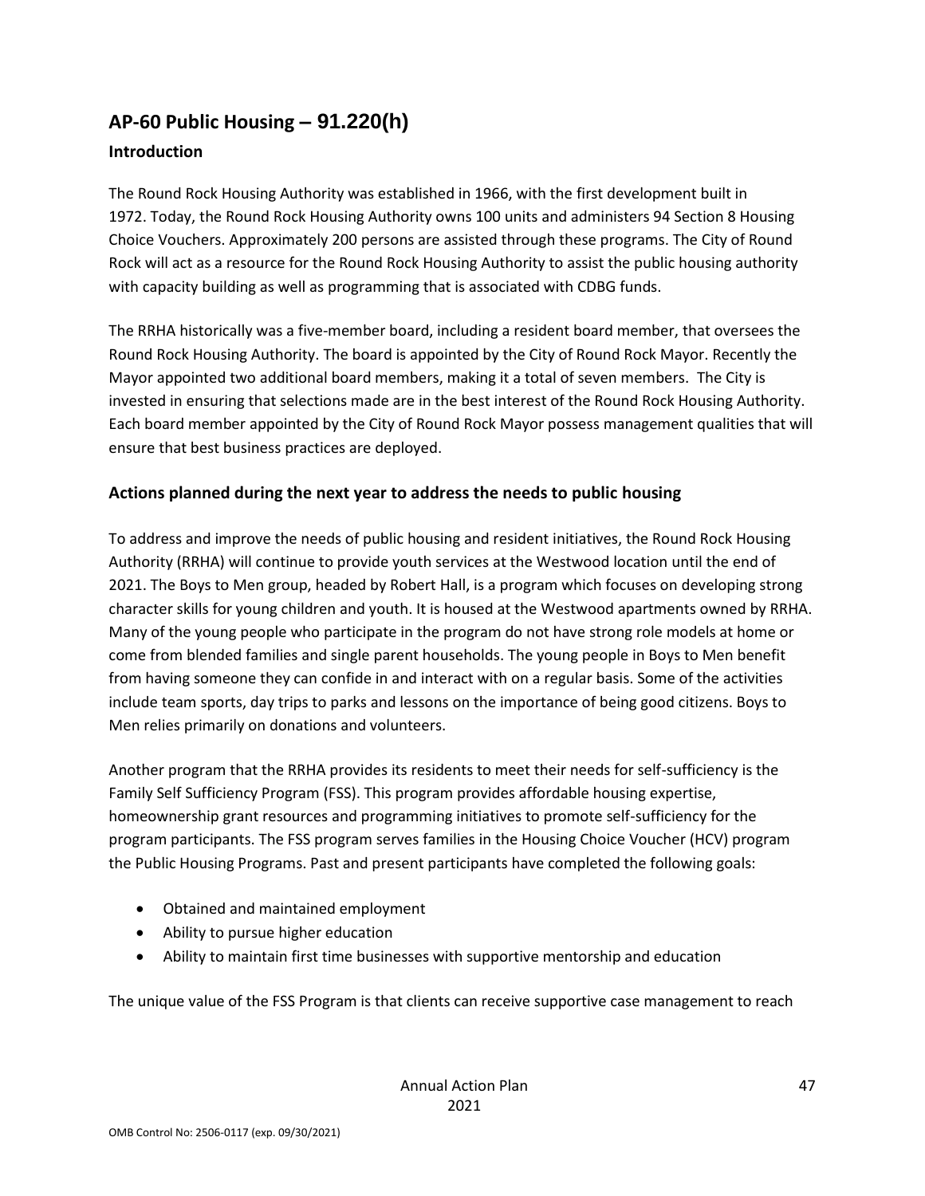## AP-60 Public Housing – 91.220(h)

### Introduction

The Round Rock Housing Authority was established in 1966, with the first development built in 1972. Today, the Round Rock Housing Authority owns 100 units and administers 94 Section 8 Housing Choice Vouchers. Approximately 200 persons are assisted through these programs. The City of Round Rock will act as a resource for the Round Rock Housing Authority to assist the public housing authority with capacity building as well as programming that is associated with CDBG funds.

The RRHA historically was a five-member board, including a resident board member, that oversees the Round Rock Housing Authority. The board is appointed by the City of Round Rock Mayor. Recently the Mayor appointed two additional board members, making it a total of seven members. The City is invested in ensuring that selections made are in the best interest of the Round Rock Housing Authority. Each board member appointed by the City of Round Rock Mayor possess management qualities that will ensure that best business practices are deployed.

### Actions planned during the next year to address the needs to public housing

To address and improve the needs of public housing and resident initiatives, the Round Rock Housing Authority (RRHA) will continue to provide youth services at the Westwood location until the end of 2021. The Boys to Men group, headed by Robert Hall, is a program which focuses on developing strong character skills for young children and youth. It is housed at the Westwood apartments owned by RRHA. Many of the young people who participate in the program do not have strong role models at home or come from blended families and single parent households. The young people in Boys to Men benefit from having someone they can confide in and interact with on a regular basis. Some of the activities include team sports, day trips to parks and lessons on the importance of being good citizens. Boys to Men relies primarily on donations and volunteers.

Another program that the RRHA provides its residents to meet their needs for self-sufficiency is the Family Self Sufficiency Program (FSS). This program provides affordable housing expertise, homeownership grant resources and programming initiatives to promote self-sufficiency for the program participants. The FSS program serves families in the Housing Choice Voucher (HCV) program the Public Housing Programs. Past and present participants have completed the following goals:

- Obtained and maintained employment
- Ability to pursue higher education
- Ability to maintain first time businesses with supportive mentorship and education

The unique value of the FSS Program is that clients can receive supportive case management to reach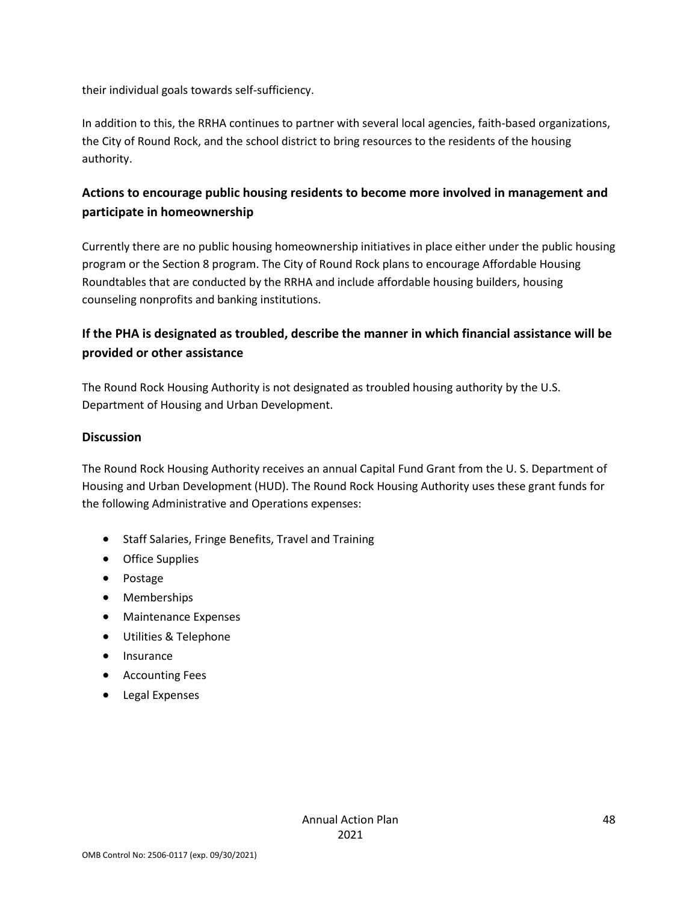their individual goals towards self-sufficiency.

In addition to this, the RRHA continues to partner with several local agencies, faith-based organizations, the City of Round Rock, and the school district to bring resources to the residents of the housing authority.

### Actions to encourage public housing residents to become more involved in management and participate in homeownership

Currently there are no public housing homeownership initiatives in place either under the public housing program or the Section 8 program. The City of Round Rock plans to encourage Affordable Housing Roundtables that are conducted by the RRHA and include affordable housing builders, housing counseling nonprofits and banking institutions.

### If the PHA is designated as troubled, describe the manner in which financial assistance will be provided or other assistance

The Round Rock Housing Authority is not designated as troubled housing authority by the U.S. Department of Housing and Urban Development.

#### Discussion

The Round Rock Housing Authority receives an annual Capital Fund Grant from the U. S. Department of Housing and Urban Development (HUD). The Round Rock Housing Authority uses these grant funds for the following Administrative and Operations expenses:

- Staff Salaries, Fringe Benefits, Travel and Training
- Office Supplies
- Postage
- Memberships
- Maintenance Expenses
- Utilities & Telephone
- Insurance
- Accounting Fees
- Legal Expenses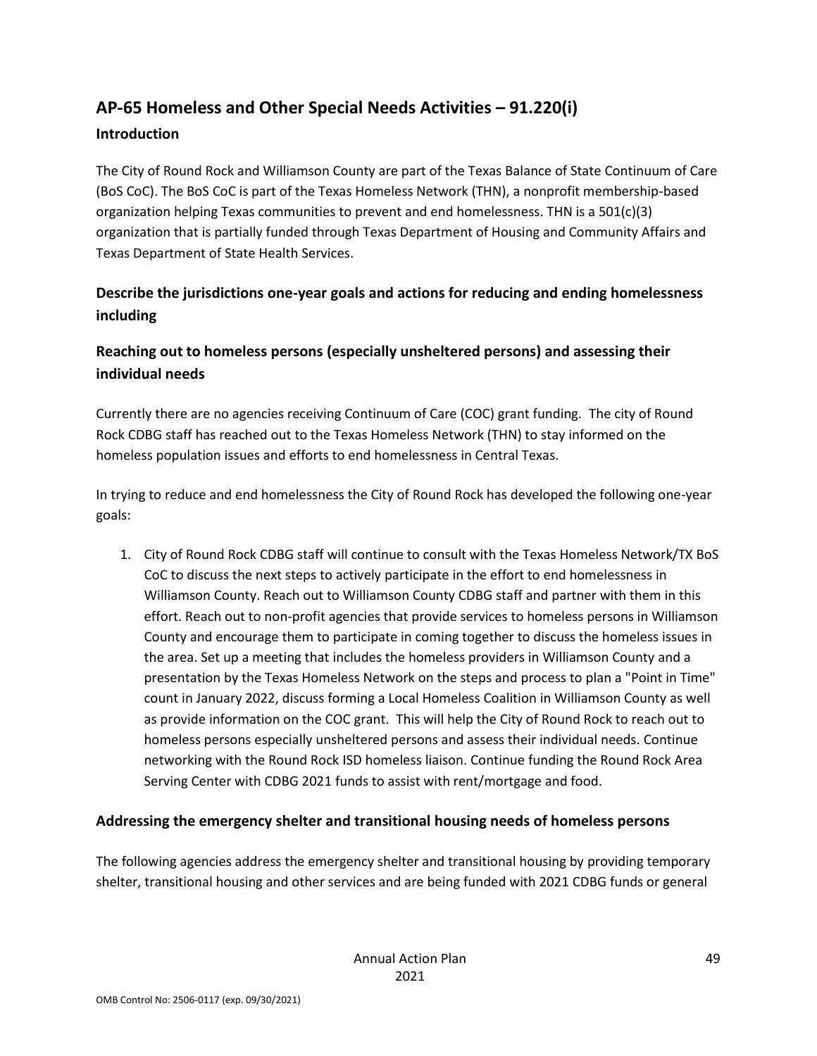## AP-65 Homeless and Other Special Needs Activities – 91.220(i)

### Introduction

The City of Round Rock and Williamson County are part of the Texas Balance of State Continuum of Care (BoS CoC). The BoS CoC is part of the Texas Homeless Network (THN), a nonprofit membership-based organization helping Texas communities to prevent and end homelessness. THN is a 501(c)(3) organization that is partially funded through Texas Department of Housing and Community Affairs and Texas Department of State Health Services.

### Describe the jurisdictions one-year goals and actions for reducing and ending homelessness including

### Reaching out to homeless persons (especially unsheltered persons) and assessing their individual needs

Currently there are no agencies receiving Continuum of Care (COC) grant funding. The city of Round Rock CDBG staff has reached out to the Texas Homeless Network (THN) to stay informed on the homeless population issues and efforts to end homelessness in Central Texas.

In trying to reduce and end homelessness the City of Round Rock has developed the following one-year goals:

1. City of Round Rock CDBG staff will continue to consult with the Texas Homeless Network/TX BoS CoC to discuss the next steps to actively participate in the effort to end homelessness in Williamson County. Reach out to Williamson County CDBG staff and partner with them in this effort. Reach out to non-profit agencies that provide services to homeless persons in Williamson County and encourage them to participate in coming together to discuss the homeless issues in the area. Set up a meeting that includes the homeless providers in Williamson County and a presentation by the Texas Homeless Network on the steps and process to plan a "Point in Time" count in January 2022, discuss forming a Local Homeless Coalition in Williamson County as well as provide information on the COC grant. This will help the City of Round Rock to reach out to homeless persons especially unsheltered persons and assess their individual needs. Continue networking with the Round Rock ISD homeless liaison. Continue funding the Round Rock Area Serving Center with CDBG 2021 funds to assist with rent/mortgage and food.

### Addressing the emergency shelter and transitional housing needs of homeless persons

The following agencies address the emergency shelter and transitional housing by providing temporary shelter, transitional housing and other services and are being funded with 2021 CDBG funds or general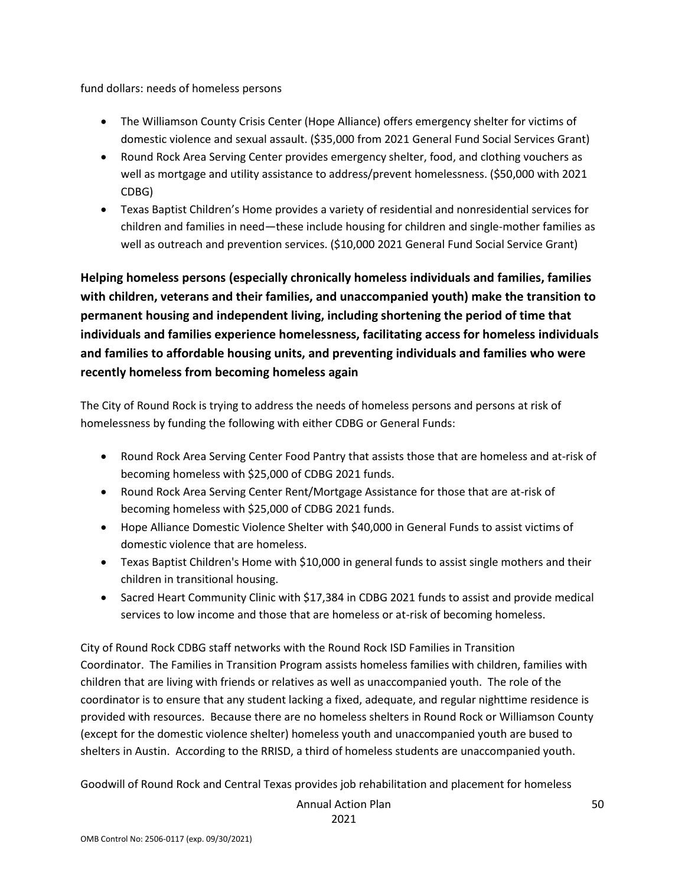fund dollars: needs of homeless persons

- The Williamson County Crisis Center (Hope Alliance) offers emergency shelter for victims of domestic violence and sexual assault. ($35,000 from 2021 General Fund Social Services Grant)
- Round Rock Area Serving Center provides emergency shelter, food, and clothing vouchers as well as mortgage and utility assistance to address/prevent homelessness. ($50,000 with 2021 CDBG)
- Texas Baptist Children's Home provides a variety of residential and nonresidential services for children and families in need—these include housing for children and single-mother families as well as outreach and prevention services. ($10,000 2021 General Fund Social Service Grant)

**Helping homeless persons (especially chronically homeless individuals and families, families with children, veterans and their families, and unaccompanied youth) make the transition to permanent housing and independent living, including shortening the period of time that individuals and families experience homelessness, facilitating access for homeless individuals and families to affordable housing units, and preventing individuals and families who were recently homeless from becoming homeless again**

The City of Round Rock is trying to address the needs of homeless persons and persons at risk of homelessness by funding the following with either CDBG or General Funds:

- Round Rock Area Serving Center Food Pantry that assists those that are homeless and at-risk of becoming homeless with $25,000 of CDBG 2021 funds.
- Round Rock Area Serving Center Rent/Mortgage Assistance for those that are at-risk of becoming homeless with $25,000 of CDBG 2021 funds.
- Hope Alliance Domestic Violence Shelter with $40,000 in General Funds to assist victims of domestic violence that are homeless.
- Texas Baptist Children's Home with $10,000 in general funds to assist single mothers and their children in transitional housing.
- Sacred Heart Community Clinic with $17,384 in CDBG 2021 funds to assist and provide medical services to low income and those that are homeless or at-risk of becoming homeless.

City of Round Rock CDBG staff networks with the Round Rock ISD Families in Transition Coordinator. The Families in Transition Program assists homeless families with children, families with children that are living with friends or relatives as well as unaccompanied youth. The role of the coordinator is to ensure that any student lacking a fixed, adequate, and regular nighttime residence is provided with resources. Because there are no homeless shelters in Round Rock or Williamson County (except for the domestic violence shelter) homeless youth and unaccompanied youth are bused to shelters in Austin. According to the RRISD, a third of homeless students are unaccompanied youth.

Goodwill of Round Rock and Central Texas provides job rehabilitation and placement for homeless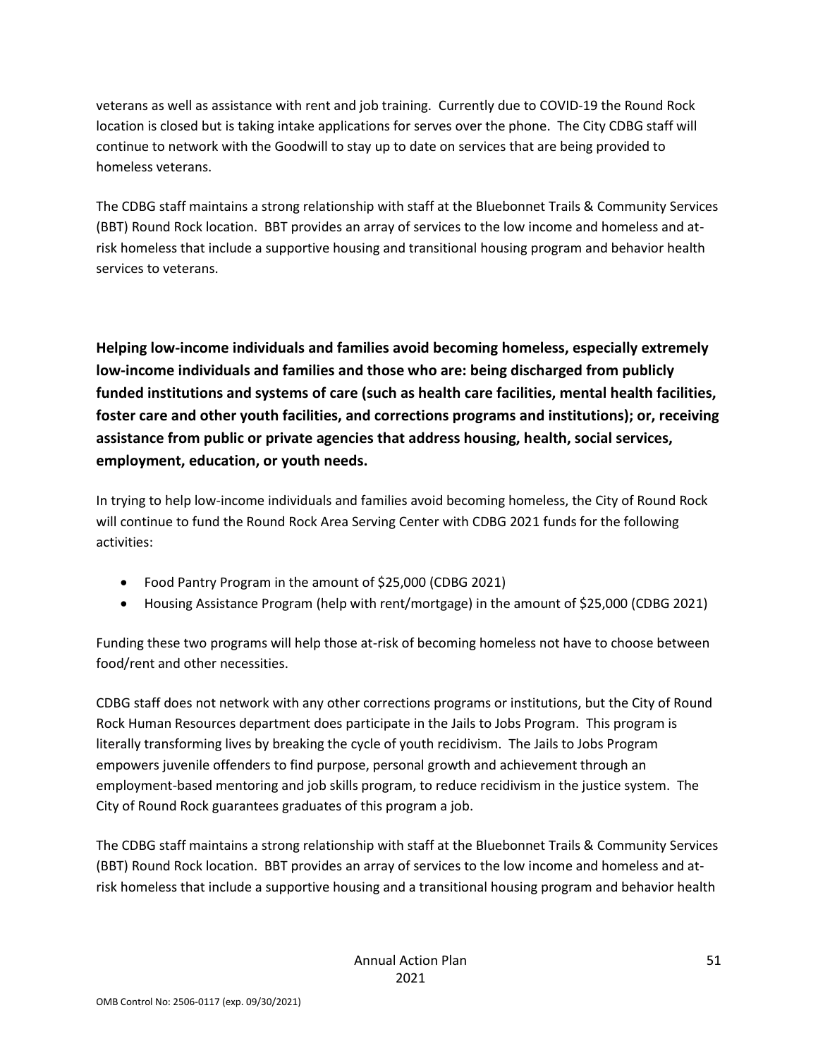veterans as well as assistance with rent and job training. Currently due to COVID-19 the Round Rock location is closed but is taking intake applications for serves over the phone. The City CDBG staff will continue to network with the Goodwill to stay up to date on services that are being provided to homeless veterans.

The CDBG staff maintains a strong relationship with staff at the Bluebonnet Trails & Community Services (BBT) Round Rock location. BBT provides an array of services to the low income and homeless and at-risk homeless that include a supportive housing and transitional housing program and behavior health services to veterans.

**Helping low-income individuals and families avoid becoming homeless, especially extremely low-income individuals and families and those who are: being discharged from publicly funded institutions and systems of care (such as health care facilities, mental health facilities, foster care and other youth facilities, and corrections programs and institutions); or, receiving assistance from public or private agencies that address housing, health, social services, employment, education, or youth needs.**

In trying to help low-income individuals and families avoid becoming homeless, the City of Round Rock will continue to fund the Round Rock Area Serving Center with CDBG 2021 funds for the following activities:

- Food Pantry Program in the amount of $25,000 (CDBG 2021)
- Housing Assistance Program (help with rent/mortgage) in the amount of $25,000 (CDBG 2021)

Funding these two programs will help those at-risk of becoming homeless not have to choose between food/rent and other necessities.

CDBG staff does not network with any other corrections programs or institutions, but the City of Round Rock Human Resources department does participate in the Jails to Jobs Program. This program is literally transforming lives by breaking the cycle of youth recidivism. The Jails to Jobs Program empowers juvenile offenders to find purpose, personal growth and achievement through an employment-based mentoring and job skills program, to reduce recidivism in the justice system. The City of Round Rock guarantees graduates of this program a job.

The CDBG staff maintains a strong relationship with staff at the Bluebonnet Trails & Community Services (BBT) Round Rock location. BBT provides an array of services to the low income and homeless and at-risk homeless that include a supportive housing and a transitional housing program and behavior health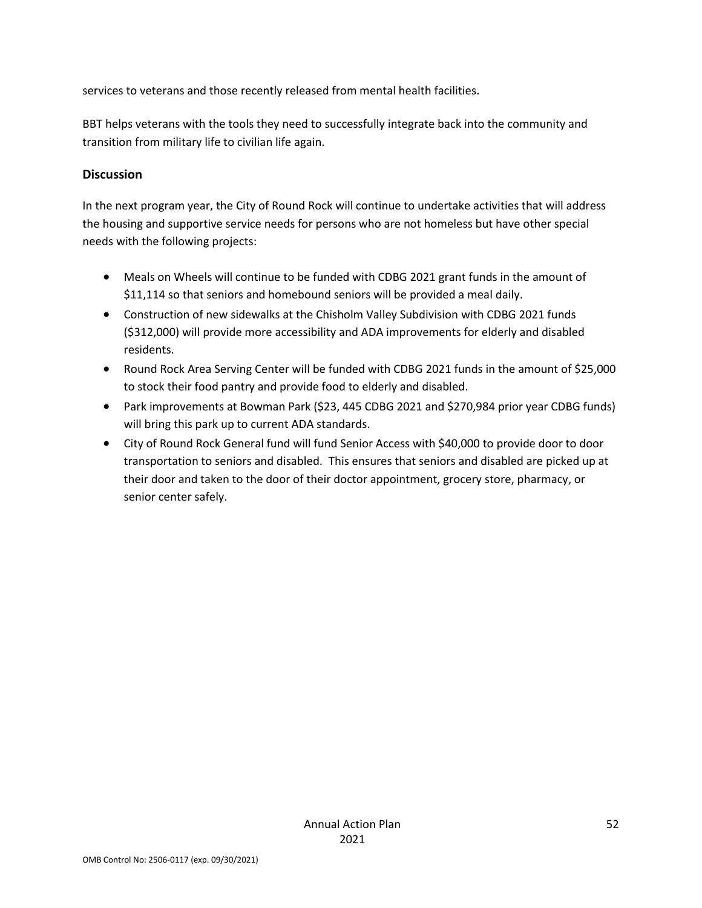services to veterans and those recently released from mental health facilities.

BBT helps veterans with the tools they need to successfully integrate back into the community and transition from military life to civilian life again.

### Discussion

In the next program year, the City of Round Rock will continue to undertake activities that will address the housing and supportive service needs for persons who are not homeless but have other special needs with the following projects:

- Meals on Wheels will continue to be funded with CDBG 2021 grant funds in the amount of $11,114 so that seniors and homebound seniors will be provided a meal daily.
- Construction of new sidewalks at the Chisholm Valley Subdivision with CDBG 2021 funds ($312,000) will provide more accessibility and ADA improvements for elderly and disabled residents.
- Round Rock Area Serving Center will be funded with CDBG 2021 funds in the amount of $25,000 to stock their food pantry and provide food to elderly and disabled.
- Park improvements at Bowman Park ($23, 445 CDBG 2021 and $270,984 prior year CDBG funds) will bring this park up to current ADA standards.
- City of Round Rock General fund will fund Senior Access with $40,000 to provide door to door transportation to seniors and disabled. This ensures that seniors and disabled are picked up at their door and taken to the door of their doctor appointment, grocery store, pharmacy, or senior center safely.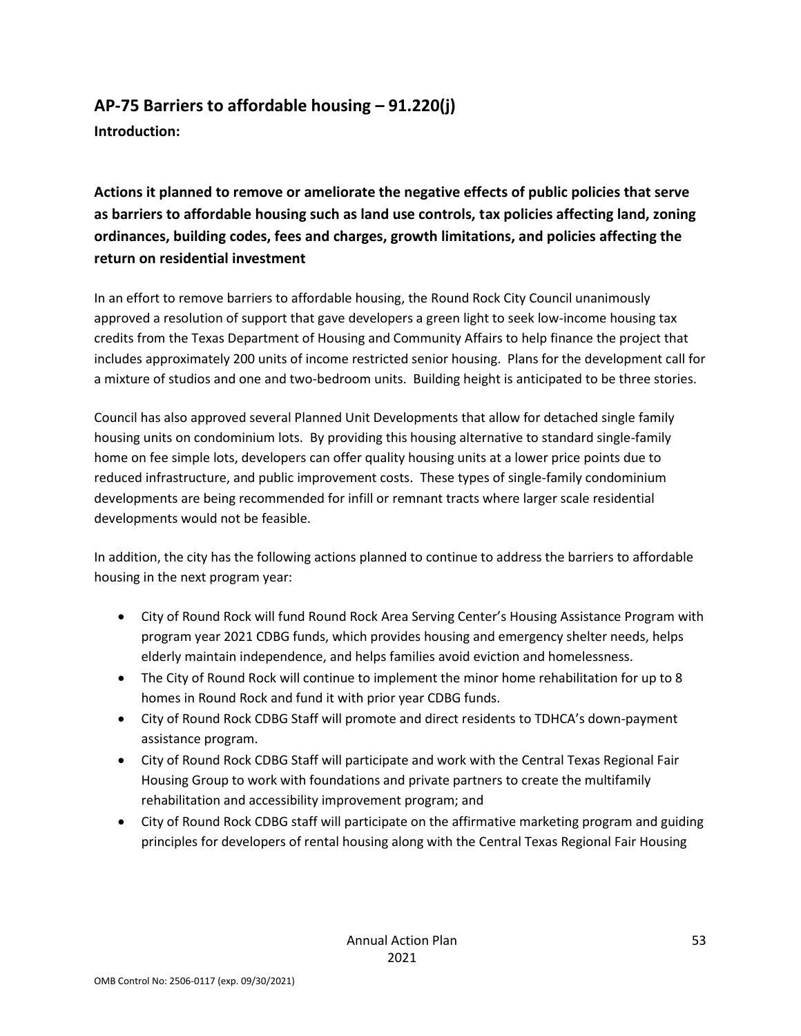## AP-75 Barriers to affordable housing – 91.220(j)

**Introduction:**

**Actions it planned to remove or ameliorate the negative effects of public policies that serve as barriers to affordable housing such as land use controls, tax policies affecting land, zoning ordinances, building codes, fees and charges, growth limitations, and policies affecting the return on residential investment**

In an effort to remove barriers to affordable housing, the Round Rock City Council unanimously approved a resolution of support that gave developers a green light to seek low-income housing tax credits from the Texas Department of Housing and Community Affairs to help finance the project that includes approximately 200 units of income restricted senior housing. Plans for the development call for a mixture of studios and one and two-bedroom units. Building height is anticipated to be three stories.

Council has also approved several Planned Unit Developments that allow for detached single family housing units on condominium lots. By providing this housing alternative to standard single-family home on fee simple lots, developers can offer quality housing units at a lower price points due to reduced infrastructure, and public improvement costs. These types of single-family condominium developments are being recommended for infill or remnant tracts where larger scale residential developments would not be feasible.

In addition, the city has the following actions planned to continue to address the barriers to affordable housing in the next program year:

- City of Round Rock will fund Round Rock Area Serving Center's Housing Assistance Program with program year 2021 CDBG funds, which provides housing and emergency shelter needs, helps elderly maintain independence, and helps families avoid eviction and homelessness.
- The City of Round Rock will continue to implement the minor home rehabilitation for up to 8 homes in Round Rock and fund it with prior year CDBG funds.
- City of Round Rock CDBG Staff will promote and direct residents to TDHCA's down-payment assistance program.
- City of Round Rock CDBG Staff will participate and work with the Central Texas Regional Fair Housing Group to work with foundations and private partners to create the multifamily rehabilitation and accessibility improvement program; and
- City of Round Rock CDBG staff will participate on the affirmative marketing program and guiding principles for developers of rental housing along with the Central Texas Regional Fair Housing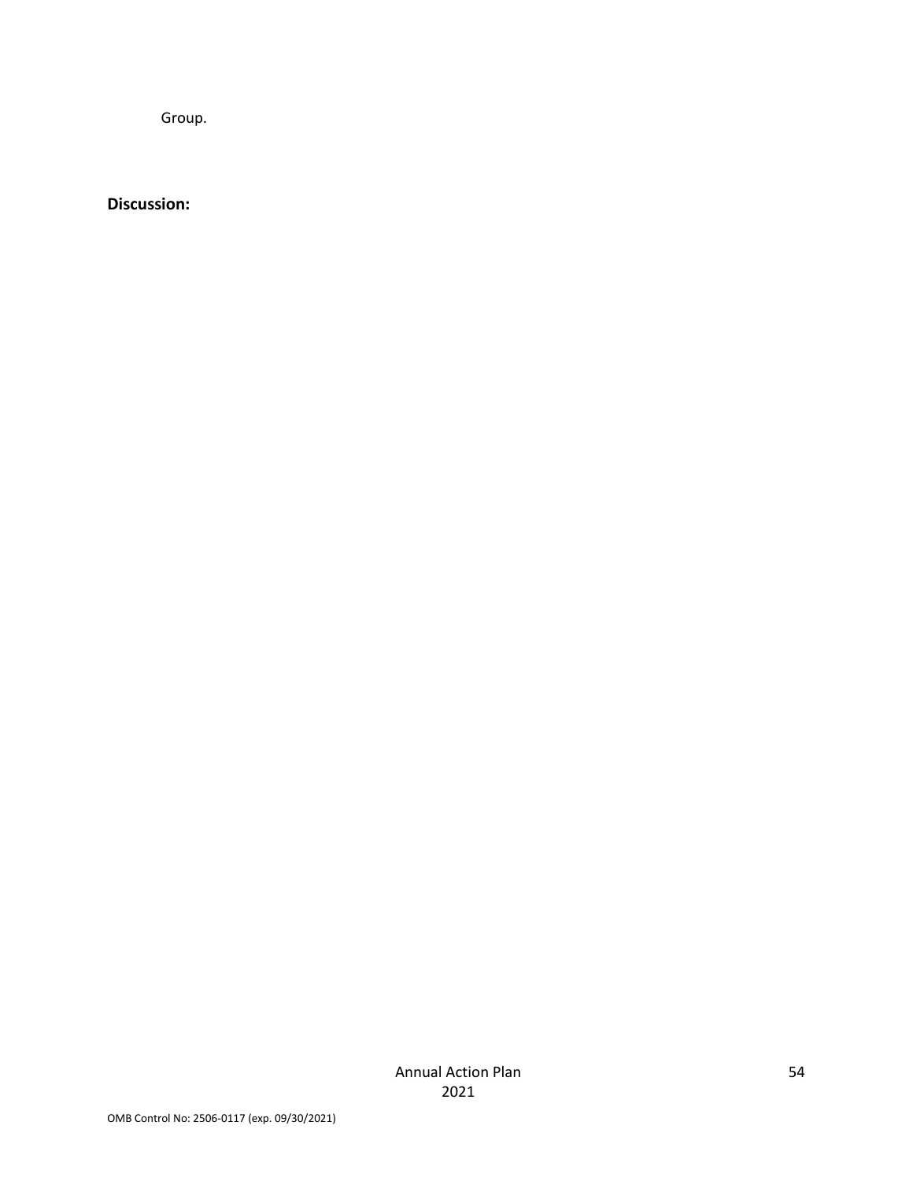Group.

**Discussion:**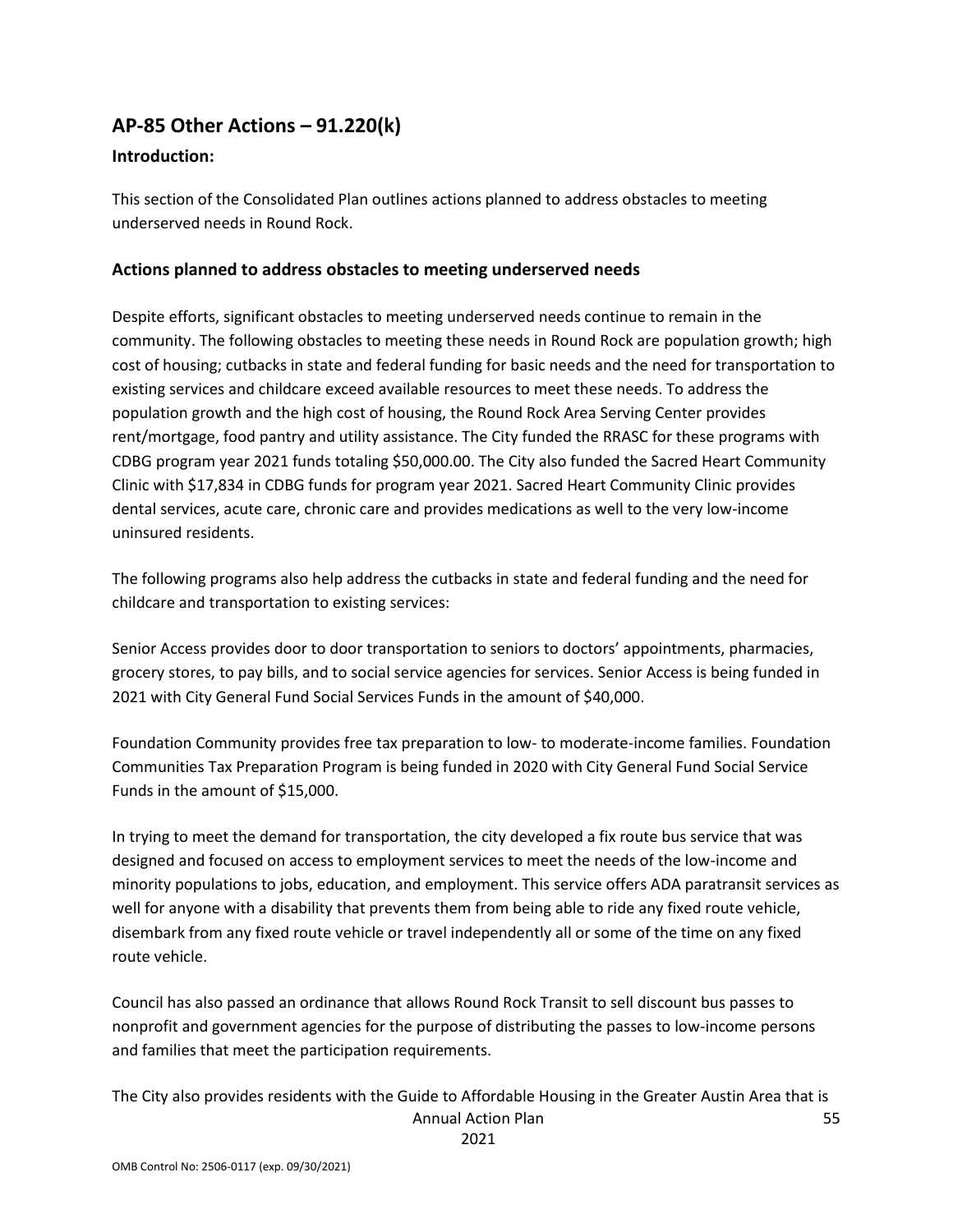## AP-85 Other Actions – 91.220(k)

### Introduction:

This section of the Consolidated Plan outlines actions planned to address obstacles to meeting underserved needs in Round Rock.

### Actions planned to address obstacles to meeting underserved needs

Despite efforts, significant obstacles to meeting underserved needs continue to remain in the community. The following obstacles to meeting these needs in Round Rock are population growth; high cost of housing; cutbacks in state and federal funding for basic needs and the need for transportation to existing services and childcare exceed available resources to meet these needs. To address the population growth and the high cost of housing, the Round Rock Area Serving Center provides rent/mortgage, food pantry and utility assistance. The City funded the RRASC for these programs with CDBG program year 2021 funds totaling $50,000.00. The City also funded the Sacred Heart Community Clinic with $17,834 in CDBG funds for program year 2021. Sacred Heart Community Clinic provides dental services, acute care, chronic care and provides medications as well to the very low-income uninsured residents.

The following programs also help address the cutbacks in state and federal funding and the need for childcare and transportation to existing services:

Senior Access provides door to door transportation to seniors to doctors' appointments, pharmacies, grocery stores, to pay bills, and to social service agencies for services. Senior Access is being funded in 2021 with City General Fund Social Services Funds in the amount of $40,000.

Foundation Community provides free tax preparation to low- to moderate-income families. Foundation Communities Tax Preparation Program is being funded in 2020 with City General Fund Social Service Funds in the amount of $15,000.

In trying to meet the demand for transportation, the city developed a fix route bus service that was designed and focused on access to employment services to meet the needs of the low-income and minority populations to jobs, education, and employment. This service offers ADA paratransit services as well for anyone with a disability that prevents them from being able to ride any fixed route vehicle, disembark from any fixed route vehicle or travel independently all or some of the time on any fixed route vehicle.

Council has also passed an ordinance that allows Round Rock Transit to sell discount bus passes to nonprofit and government agencies for the purpose of distributing the passes to low-income persons and families that meet the participation requirements.

The City also provides residents with the Guide to Affordable Housing in the Greater Austin Area that is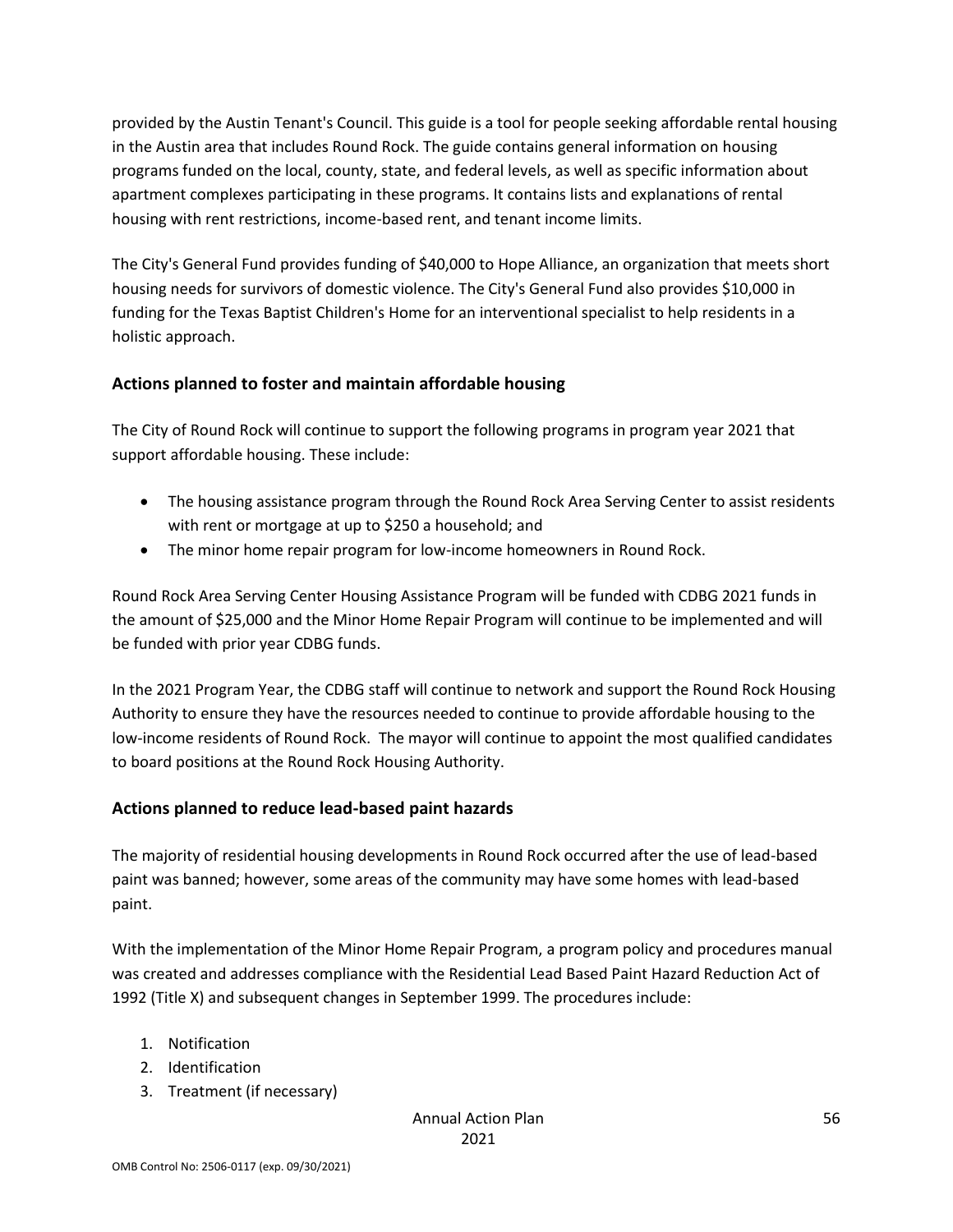provided by the Austin Tenant's Council. This guide is a tool for people seeking affordable rental housing in the Austin area that includes Round Rock. The guide contains general information on housing programs funded on the local, county, state, and federal levels, as well as specific information about apartment complexes participating in these programs. It contains lists and explanations of rental housing with rent restrictions, income-based rent, and tenant income limits.

The City's General Fund provides funding of $40,000 to Hope Alliance, an organization that meets short housing needs for survivors of domestic violence. The City's General Fund also provides $10,000 in funding for the Texas Baptist Children's Home for an interventional specialist to help residents in a holistic approach.

## Actions planned to foster and maintain affordable housing

The City of Round Rock will continue to support the following programs in program year 2021 that support affordable housing. These include:

- The housing assistance program through the Round Rock Area Serving Center to assist residents with rent or mortgage at up to $250 a household; and
- The minor home repair program for low-income homeowners in Round Rock.

Round Rock Area Serving Center Housing Assistance Program will be funded with CDBG 2021 funds in the amount of $25,000 and the Minor Home Repair Program will continue to be implemented and will be funded with prior year CDBG funds.

In the 2021 Program Year, the CDBG staff will continue to network and support the Round Rock Housing Authority to ensure they have the resources needed to continue to provide affordable housing to the low-income residents of Round Rock. The mayor will continue to appoint the most qualified candidates to board positions at the Round Rock Housing Authority.

## Actions planned to reduce lead-based paint hazards

The majority of residential housing developments in Round Rock occurred after the use of lead-based paint was banned; however, some areas of the community may have some homes with lead-based paint.

With the implementation of the Minor Home Repair Program, a program policy and procedures manual was created and addresses compliance with the Residential Lead Based Paint Hazard Reduction Act of 1992 (Title X) and subsequent changes in September 1999. The procedures include:

1. Notification
2. Identification
3. Treatment (if necessary)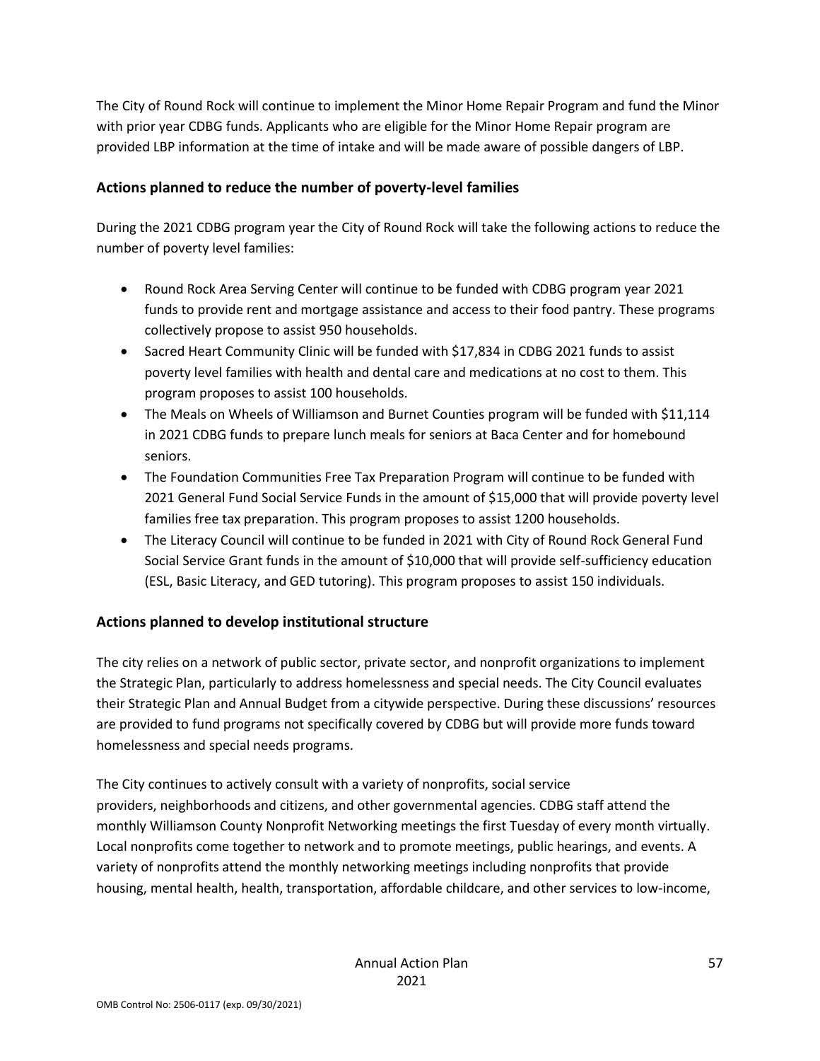The City of Round Rock will continue to implement the Minor Home Repair Program and fund the Minor with prior year CDBG funds. Applicants who are eligible for the Minor Home Repair program are provided LBP information at the time of intake and will be made aware of possible dangers of LBP.

## Actions planned to reduce the number of poverty-level families

During the 2021 CDBG program year the City of Round Rock will take the following actions to reduce the number of poverty level families:

- Round Rock Area Serving Center will continue to be funded with CDBG program year 2021 funds to provide rent and mortgage assistance and access to their food pantry. These programs collectively propose to assist 950 households.
- Sacred Heart Community Clinic will be funded with $17,834 in CDBG 2021 funds to assist poverty level families with health and dental care and medications at no cost to them. This program proposes to assist 100 households.
- The Meals on Wheels of Williamson and Burnet Counties program will be funded with $11,114 in 2021 CDBG funds to prepare lunch meals for seniors at Baca Center and for homebound seniors.
- The Foundation Communities Free Tax Preparation Program will continue to be funded with 2021 General Fund Social Service Funds in the amount of $15,000 that will provide poverty level families free tax preparation. This program proposes to assist 1200 households.
- The Literacy Council will continue to be funded in 2021 with City of Round Rock General Fund Social Service Grant funds in the amount of $10,000 that will provide self-sufficiency education (ESL, Basic Literacy, and GED tutoring). This program proposes to assist 150 individuals.

## Actions planned to develop institutional structure

The city relies on a network of public sector, private sector, and nonprofit organizations to implement the Strategic Plan, particularly to address homelessness and special needs. The City Council evaluates their Strategic Plan and Annual Budget from a citywide perspective. During these discussions' resources are provided to fund programs not specifically covered by CDBG but will provide more funds toward homelessness and special needs programs.

The City continues to actively consult with a variety of nonprofits, social service providers, neighborhoods and citizens, and other governmental agencies. CDBG staff attend the monthly Williamson County Nonprofit Networking meetings the first Tuesday of every month virtually. Local nonprofits come together to network and to promote meetings, public hearings, and events. A variety of nonprofits attend the monthly networking meetings including nonprofits that provide housing, mental health, health, transportation, affordable childcare, and other services to low-income,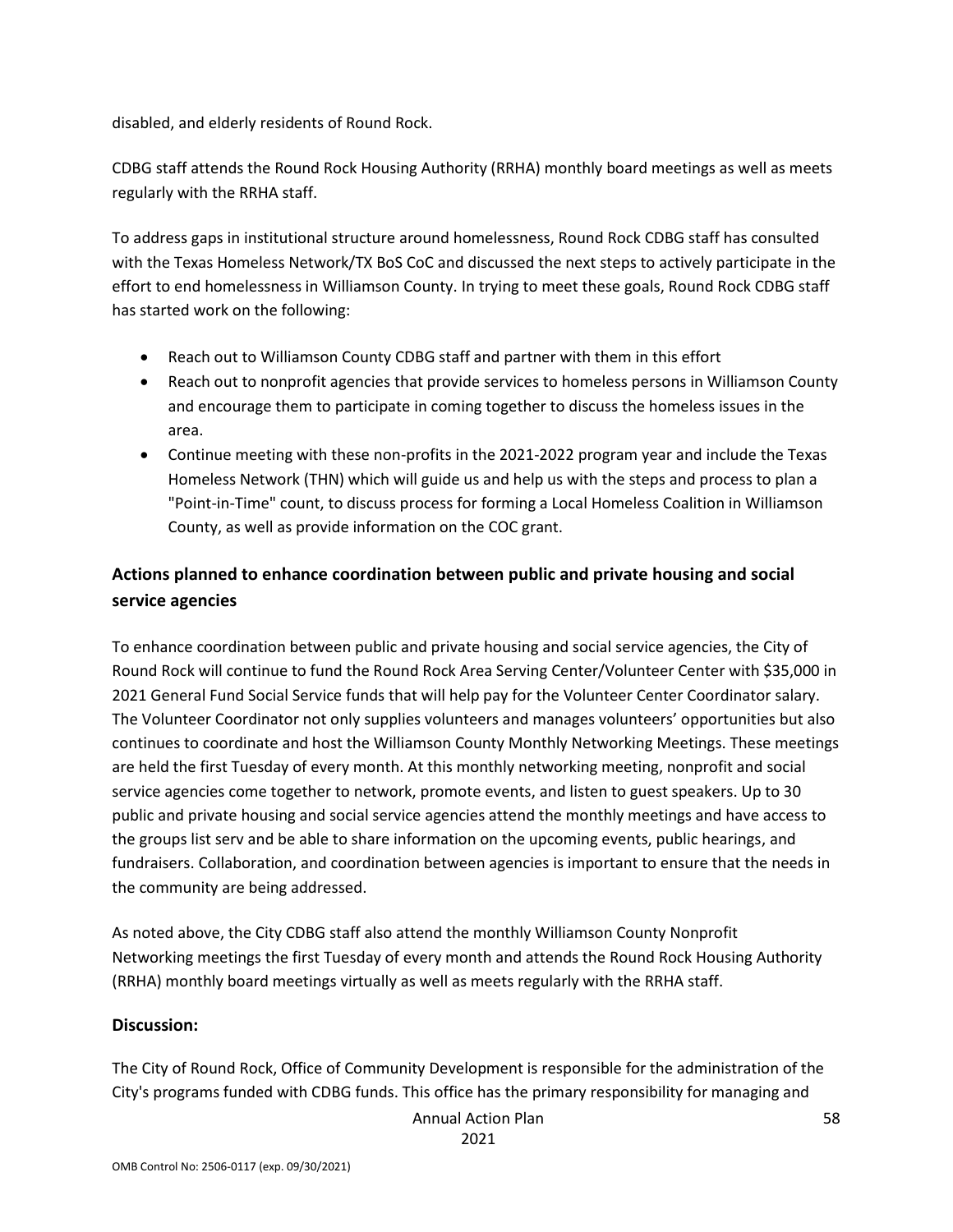disabled, and elderly residents of Round Rock.

CDBG staff attends the Round Rock Housing Authority (RRHA) monthly board meetings as well as meets regularly with the RRHA staff.

To address gaps in institutional structure around homelessness, Round Rock CDBG staff has consulted with the Texas Homeless Network/TX BoS CoC and discussed the next steps to actively participate in the effort to end homelessness in Williamson County. In trying to meet these goals, Round Rock CDBG staff has started work on the following:

- Reach out to Williamson County CDBG staff and partner with them in this effort
- Reach out to nonprofit agencies that provide services to homeless persons in Williamson County and encourage them to participate in coming together to discuss the homeless issues in the area.
- Continue meeting with these non-profits in the 2021-2022 program year and include the Texas Homeless Network (THN) which will guide us and help us with the steps and process to plan a "Point-in-Time" count, to discuss process for forming a Local Homeless Coalition in Williamson County, as well as provide information on the COC grant.

## Actions planned to enhance coordination between public and private housing and social service agencies

To enhance coordination between public and private housing and social service agencies, the City of Round Rock will continue to fund the Round Rock Area Serving Center/Volunteer Center with $35,000 in 2021 General Fund Social Service funds that will help pay for the Volunteer Center Coordinator salary. The Volunteer Coordinator not only supplies volunteers and manages volunteers' opportunities but also continues to coordinate and host the Williamson County Monthly Networking Meetings. These meetings are held the first Tuesday of every month. At this monthly networking meeting, nonprofit and social service agencies come together to network, promote events, and listen to guest speakers. Up to 30 public and private housing and social service agencies attend the monthly meetings and have access to the groups list serv and be able to share information on the upcoming events, public hearings, and fundraisers. Collaboration, and coordination between agencies is important to ensure that the needs in the community are being addressed.

As noted above, the City CDBG staff also attend the monthly Williamson County Nonprofit Networking meetings the first Tuesday of every month and attends the Round Rock Housing Authority (RRHA) monthly board meetings virtually as well as meets regularly with the RRHA staff.

## Discussion:

The City of Round Rock, Office of Community Development is responsible for the administration of the City's programs funded with CDBG funds. This office has the primary responsibility for managing and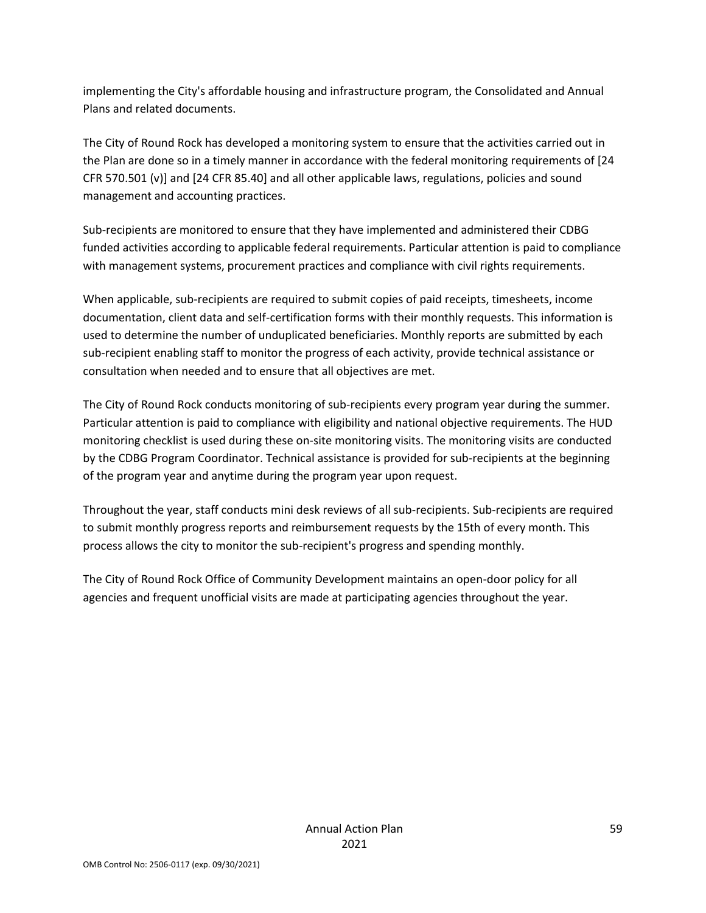implementing the City's affordable housing and infrastructure program, the Consolidated and Annual Plans and related documents.

The City of Round Rock has developed a monitoring system to ensure that the activities carried out in the Plan are done so in a timely manner in accordance with the federal monitoring requirements of [24 CFR 570.501 (v)] and [24 CFR 85.40] and all other applicable laws, regulations, policies and sound management and accounting practices.

Sub-recipients are monitored to ensure that they have implemented and administered their CDBG funded activities according to applicable federal requirements. Particular attention is paid to compliance with management systems, procurement practices and compliance with civil rights requirements.

When applicable, sub-recipients are required to submit copies of paid receipts, timesheets, income documentation, client data and self-certification forms with their monthly requests. This information is used to determine the number of unduplicated beneficiaries. Monthly reports are submitted by each sub-recipient enabling staff to monitor the progress of each activity, provide technical assistance or consultation when needed and to ensure that all objectives are met.

The City of Round Rock conducts monitoring of sub-recipients every program year during the summer. Particular attention is paid to compliance with eligibility and national objective requirements. The HUD monitoring checklist is used during these on-site monitoring visits. The monitoring visits are conducted by the CDBG Program Coordinator. Technical assistance is provided for sub-recipients at the beginning of the program year and anytime during the program year upon request.

Throughout the year, staff conducts mini desk reviews of all sub-recipients. Sub-recipients are required to submit monthly progress reports and reimbursement requests by the 15th of every month. This process allows the city to monitor the sub-recipient's progress and spending monthly.

The City of Round Rock Office of Community Development maintains an open-door policy for all agencies and frequent unofficial visits are made at participating agencies throughout the year.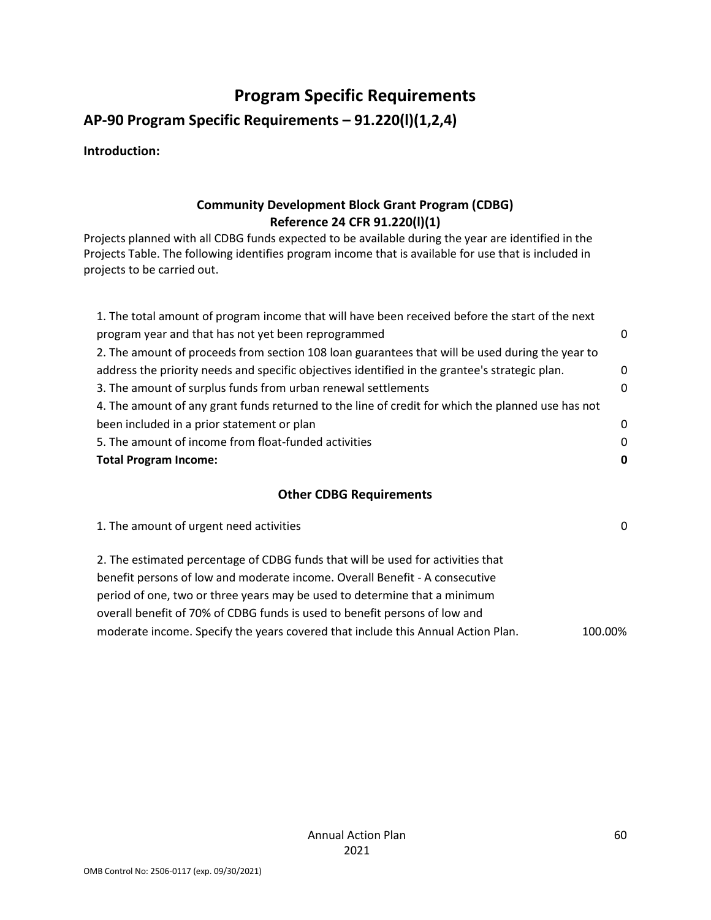# Program Specific Requirements

## AP-90 Program Specific Requirements – 91.220(l)(1,2,4)

**Introduction:**

### Community Development Block Grant Program (CDBG)
### Reference 24 CFR 91.220(l)(1)

Projects planned with all CDBG funds expected to be available during the year are identified in the Projects Table. The following identifies program income that is available for use that is included in projects to be carried out.

| | |
|---|---|
| 1. The total amount of program income that will have been received before the start of the next program year and that has not yet been reprogrammed | 0 |
| 2. The amount of proceeds from section 108 loan guarantees that will be used during the year to address the priority needs and specific objectives identified in the grantee's strategic plan. | 0 |
| 3. The amount of surplus funds from urban renewal settlements | 0 |
| 4. The amount of any grant funds returned to the line of credit for which the planned use has not been included in a prior statement or plan | 0 |
| 5. The amount of income from float-funded activities | 0 |
| **Total Program Income:** | **0** |

### Other CDBG Requirements

| | |
|---|---|
| 1. The amount of urgent need activities | 0 |
| 2. The estimated percentage of CDBG funds that will be used for activities that benefit persons of low and moderate income. Overall Benefit - A consecutive period of one, two or three years may be used to determine that a minimum overall benefit of 70% of CDBG funds is used to benefit persons of low and moderate income. Specify the years covered that include this Annual Action Plan. | 100.00% |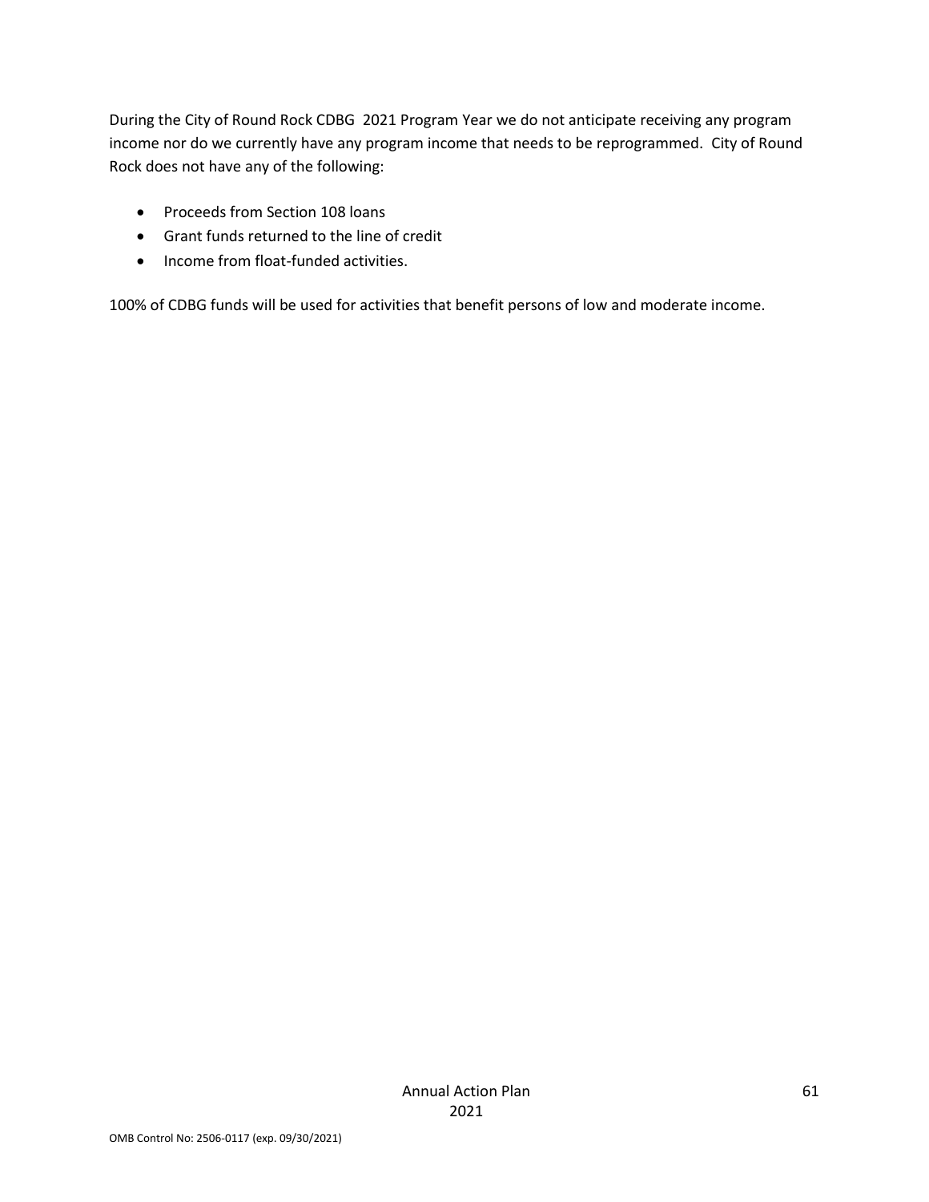During the City of Round Rock CDBG  2021 Program Year we do not anticipate receiving any program income nor do we currently have any program income that needs to be reprogrammed.  City of Round Rock does not have any of the following:

- Proceeds from Section 108 loans
- Grant funds returned to the line of credit
- Income from float-funded activities.

100% of CDBG funds will be used for activities that benefit persons of low and moderate income.